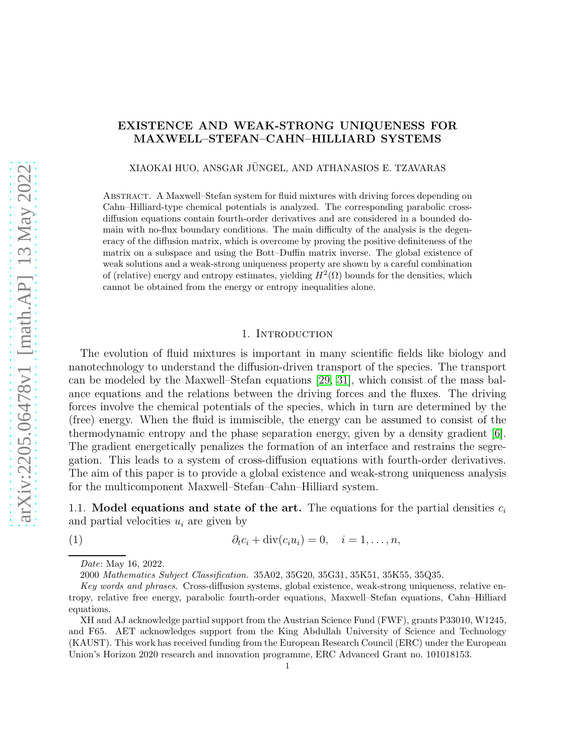# EXISTENCE AND WEAK-STRONG UNIQUENESS FOR MAXWELL–STEFAN–CAHN–HILLIARD SYSTEMS

XIAOKAI HUO, ANSGAR JÜNGEL, AND ATHANASIOS E. TZAVARAS

Abstract. A Maxwell–Stefan system for fluid mixtures with driving forces depending on Cahn–Hilliard-type chemical potentials is analyzed. The corresponding parabolic cross-diffusion equations contain fourth-order derivatives and are considered in a bounded domain with no-flux boundary conditions. The main difficulty of the analysis is the degeneracy of the diffusion matrix, which is overcome by proving the positive definiteness of the matrix on a subspace and using the Bott–Duffin matrix inverse. The global existence of weak solutions and a weak-strong uniqueness property are shown by a careful combination of (relative) energy and entropy estimates, yielding $H^2(\Omega)$ bounds for the densities, which cannot be obtained from the energy or entropy inequalities alone.

## 1. Introduction

The evolution of fluid mixtures is important in many scientific fields like biology and nanotechnology to understand the diffusion-driven transport of the species. The transport can be modeled by the Maxwell–Stefan equations [29, 31], which consist of the mass balance equations and the relations between the driving forces and the fluxes. The driving forces involve the chemical potentials of the species, which in turn are determined by the (free) energy. When the fluid is immiscible, the energy can be assumed to consist of the thermodynamic entropy and the phase separation energy, given by a density gradient [6]. The gradient energetically penalizes the formation of an interface and restrains the segregation. This leads to a system of cross-diffusion equations with fourth-order derivatives. The aim of this paper is to provide a global existence and weak-strong uniqueness analysis for the multicomponent Maxwell–Stefan–Cahn–Hilliard system.

### 1.1. Model equations and state of the art.

The equations for the partial densities $c_i$ and partial velocities $u_i$ are given by

$$\partial_t c_i + \operatorname{div}(c_i u_i) = 0, \quad i = 1, \ldots, n, \tag{1}$$

*Date*: May 16, 2022.

2000 *Mathematics Subject Classification.* 35A02, 35G20, 35G31, 35K51, 35K55, 35Q35.

*Key words and phrases.* Cross-diffusion systems, global existence, weak-strong uniqueness, relative entropy, relative free energy, parabolic fourth-order equations, Maxwell–Stefan equations, Cahn–Hilliard equations.

XH and AJ acknowledge partial support from the Austrian Science Fund (FWF), grants P33010, W1245, and F65. AET acknowledges support from the King Abdullah University of Science and Technology (KAUST). This work has received funding from the European Research Council (ERC) under the European Union's Horizon 2020 research and innovation programme, ERC Advanced Grant no. 101018153.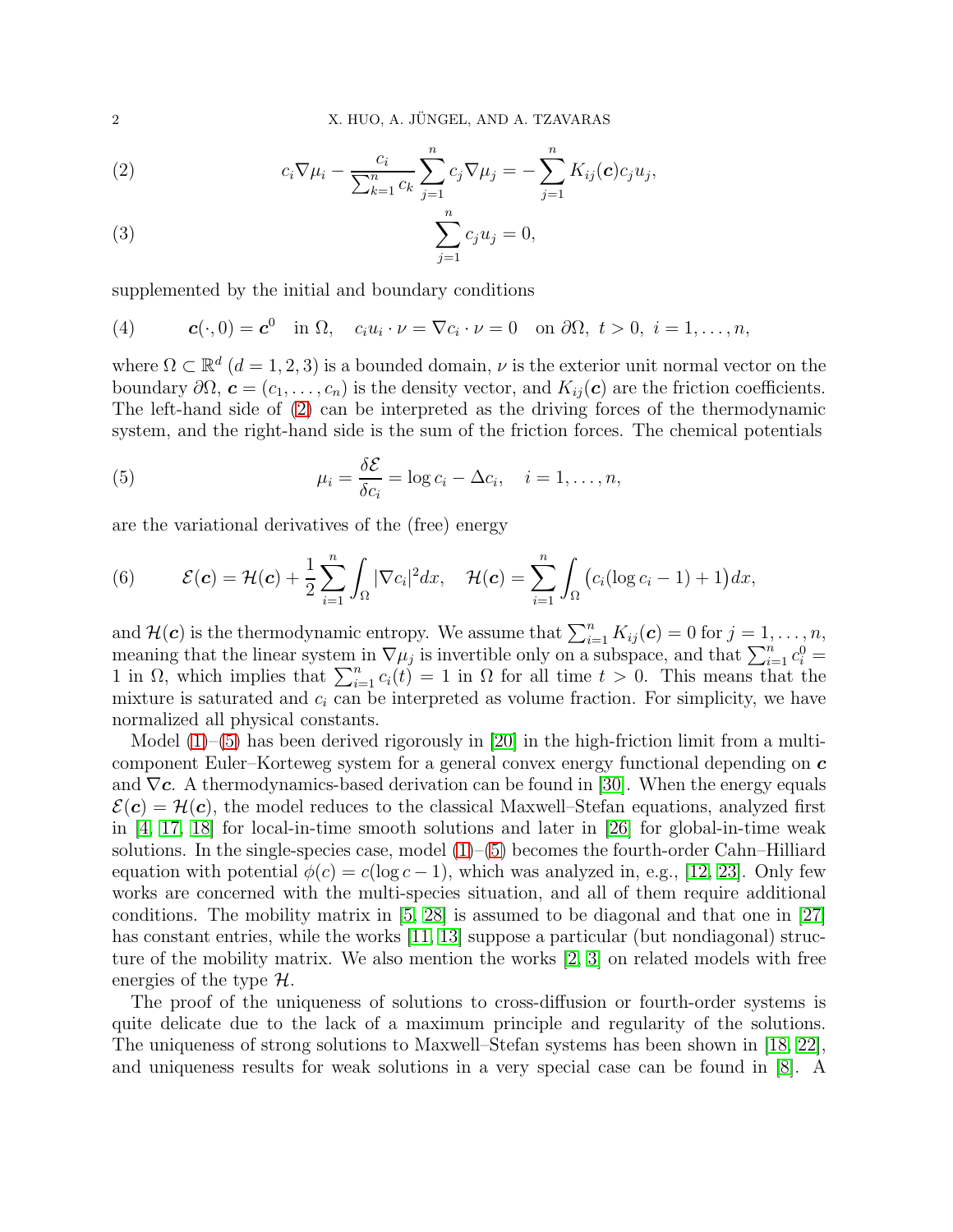$$c_i \nabla \mu_i - \frac{c_i}{\sum_{k=1}^n c_k} \sum_{j=1}^n c_j \nabla \mu_j = - \sum_{j=1}^n K_{ij}(\boldsymbol{c}) c_j u_j, \tag{2}$$

$$\sum_{j=1}^n c_j u_j = 0, \tag{3}$$

supplemented by the initial and boundary conditions

$$\boldsymbol{c}(\cdot, 0) = \boldsymbol{c}^0 \quad \text{in } \Omega, \quad c_i u_i \cdot \nu = \nabla c_i \cdot \nu = 0 \quad \text{on } \partial\Omega, \ t > 0, \ i = 1, \ldots, n, \tag{4}$$

where $\Omega \subset \mathbb{R}^d$ ($d = 1, 2, 3$) is a bounded domain, $\nu$ is the exterior unit normal vector on the boundary $\partial\Omega$, $\boldsymbol{c} = (c_1, \ldots, c_n)$ is the density vector, and $K_{ij}(\boldsymbol{c})$ are the friction coefficients. The left-hand side of (2) can be interpreted as the driving forces of the thermodynamic system, and the right-hand side is the sum of the friction forces. The chemical potentials

$$\mu_i = \frac{\delta \mathcal{E}}{\delta c_i} = \log c_i - \Delta c_i, \quad i = 1, \ldots, n, \tag{5}$$

are the variational derivatives of the (free) energy

$$\mathcal{E}(\boldsymbol{c}) = \mathcal{H}(\boldsymbol{c}) + \frac{1}{2} \sum_{i=1}^n \int_\Omega |\nabla c_i|^2 dx, \quad \mathcal{H}(\boldsymbol{c}) = \sum_{i=1}^n \int_\Omega \big( c_i(\log c_i - 1) + 1 \big) dx, \tag{6}$$

and $\mathcal{H}(\boldsymbol{c})$ is the thermodynamic entropy. We assume that $\sum_{i=1}^n K_{ij}(\boldsymbol{c}) = 0$ for $j = 1, \ldots, n$, meaning that the linear system in $\nabla \mu_j$ is invertible only on a subspace, and that $\sum_{i=1}^n c_i^0 = 1$ in $\Omega$, which implies that $\sum_{i=1}^n c_i(t) = 1$ in $\Omega$ for all time $t > 0$. This means that the mixture is saturated and $c_i$ can be interpreted as volume fraction. For simplicity, we have normalized all physical constants.

Model (1)–(5) has been derived rigorously in [20] in the high-friction limit from a multi-component Euler–Korteweg system for a general convex energy functional depending on $\boldsymbol{c}$ and $\nabla \boldsymbol{c}$. A thermodynamics-based derivation can be found in [30]. When the energy equals $\mathcal{E}(\boldsymbol{c}) = \mathcal{H}(\boldsymbol{c})$, the model reduces to the classical Maxwell–Stefan equations, analyzed first in [4, 17, 18] for local-in-time smooth solutions and later in [26] for global-in-time weak solutions. In the single-species case, model (1)–(5) becomes the fourth-order Cahn–Hilliard equation with potential $\phi(c) = c(\log c - 1)$, which was analyzed in, e.g., [12, 23]. Only few works are concerned with the multi-species situation, and all of them require additional conditions. The mobility matrix in [5, 28] is assumed to be diagonal and that one in [27] has constant entries, while the works [11, 13] suppose a particular (but nondiagonal) structure of the mobility matrix. We also mention the works [2, 3] on related models with free energies of the type $\mathcal{H}$.

The proof of the uniqueness of solutions to cross-diffusion or fourth-order systems is quite delicate due to the lack of a maximum principle and regularity of the solutions. The uniqueness of strong solutions to Maxwell–Stefan systems has been shown in [18, 22], and uniqueness results for weak solutions in a very special case can be found in [8]. A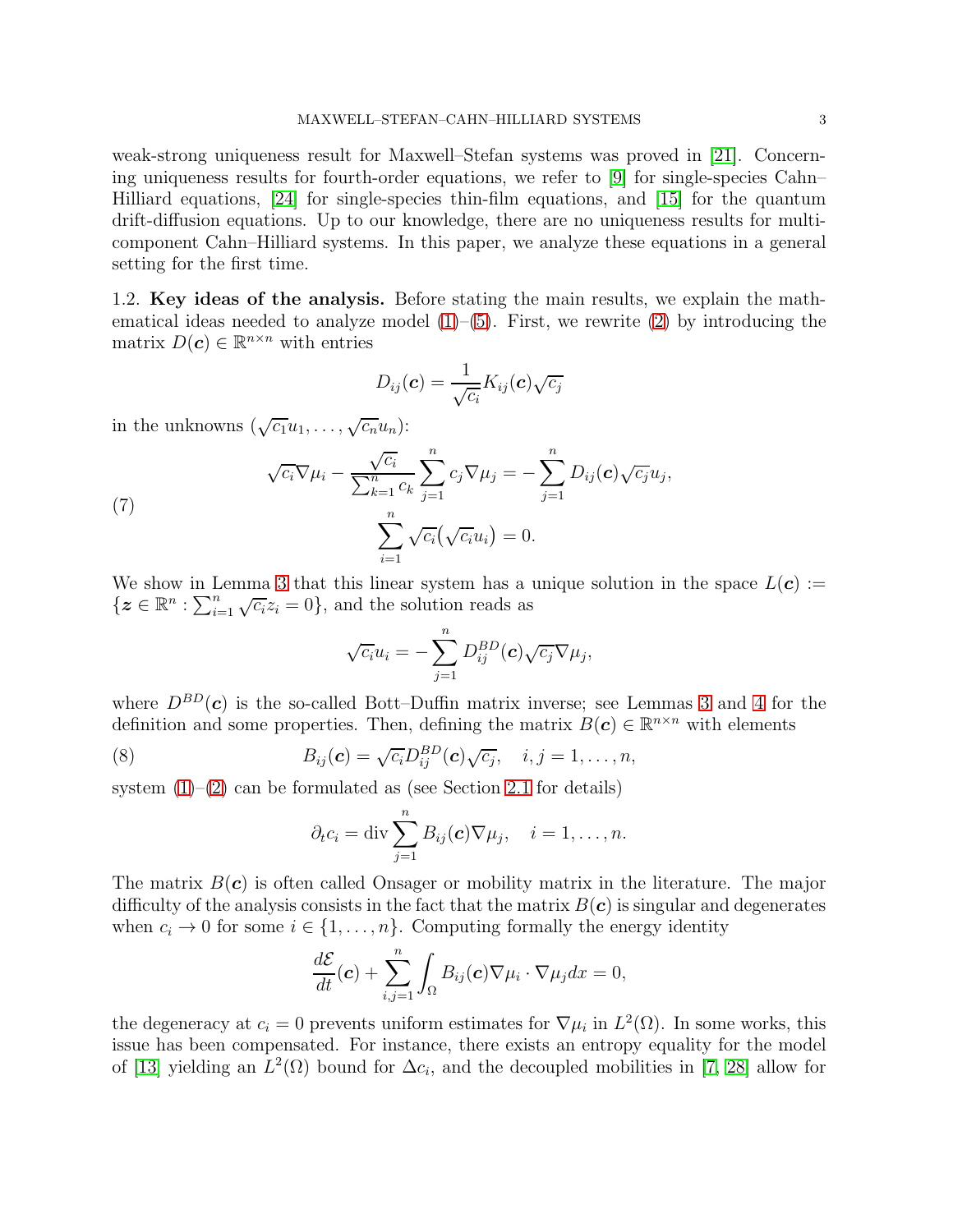weak-strong uniqueness result for Maxwell–Stefan systems was proved in [21]. Concerning uniqueness results for fourth-order equations, we refer to [9] for single-species Cahn–Hilliard equations, [24] for single-species thin-film equations, and [15] for the quantum drift-diffusion equations. Up to our knowledge, there are no uniqueness results for multi-component Cahn–Hilliard systems. In this paper, we analyze these equations in a general setting for the first time.

### 1.2. Key ideas of the analysis.

Before stating the main results, we explain the mathematical ideas needed to analyze model (1)–(5). First, we rewrite (2) by introducing the matrix $D(\boldsymbol{c}) \in \mathbb{R}^{n\times n}$ with entries

$$D_{ij}(\boldsymbol{c}) = \frac{1}{\sqrt{c_i}} K_{ij}(\boldsymbol{c})\sqrt{c_j}$$

in the unknowns $(\sqrt{c_1}u_1, \ldots, \sqrt{c_n}u_n)$:

$$\begin{aligned} \sqrt{c_i}\nabla\mu_i - \frac{\sqrt{c_i}}{\sum_{k=1}^n c_k}\sum_{j=1}^n c_j\nabla\mu_j &= -\sum_{j=1}^n D_{ij}(\boldsymbol{c})\sqrt{c_j}u_j, \\ \sum_{i=1}^n \sqrt{c_i}\big(\sqrt{c_i}u_i\big) &= 0. \end{aligned} \tag{7}$$

We show in Lemma 3 that this linear system has a unique solution in the space $L(\boldsymbol{c}) := \{\boldsymbol{z} \in \mathbb{R}^n : \sum_{i=1}^n \sqrt{c_i}z_i = 0\}$, and the solution reads as

$$\sqrt{c_i}u_i = -\sum_{j=1}^n D_{ij}^{BD}(\boldsymbol{c})\sqrt{c_j}\nabla\mu_j,$$

where $D^{BD}(\boldsymbol{c})$ is the so-called Bott–Duffin matrix inverse; see Lemmas 3 and 4 for the definition and some properties. Then, defining the matrix $B(\boldsymbol{c}) \in \mathbb{R}^{n\times n}$ with elements

$$B_{ij}(\boldsymbol{c}) = \sqrt{c_i}D_{ij}^{BD}(\boldsymbol{c})\sqrt{c_j}, \quad i,j = 1,\ldots,n, \tag{8}$$

system (1)–(2) can be formulated as (see Section 2.1 for details)

$$\partial_t c_i = \operatorname{div}\sum_{j=1}^n B_{ij}(\boldsymbol{c})\nabla\mu_j, \quad i = 1,\ldots,n.$$

The matrix $B(\boldsymbol{c})$ is often called Onsager or mobility matrix in the literature. The major difficulty of the analysis consists in the fact that the matrix $B(\boldsymbol{c})$ is singular and degenerates when $c_i \to 0$ for some $i \in \{1,\ldots,n\}$. Computing formally the energy identity

$$\frac{d\mathcal{E}}{dt}(\boldsymbol{c}) + \sum_{i,j=1}^n \int_\Omega B_{ij}(\boldsymbol{c})\nabla\mu_i\cdot\nabla\mu_j dx = 0,$$

the degeneracy at $c_i = 0$ prevents uniform estimates for $\nabla\mu_i$ in $L^2(\Omega)$. In some works, this issue has been compensated. For instance, there exists an entropy equality for the model of [13] yielding an $L^2(\Omega)$ bound for $\Delta c_i$, and the decoupled mobilities in [7, 28] allow for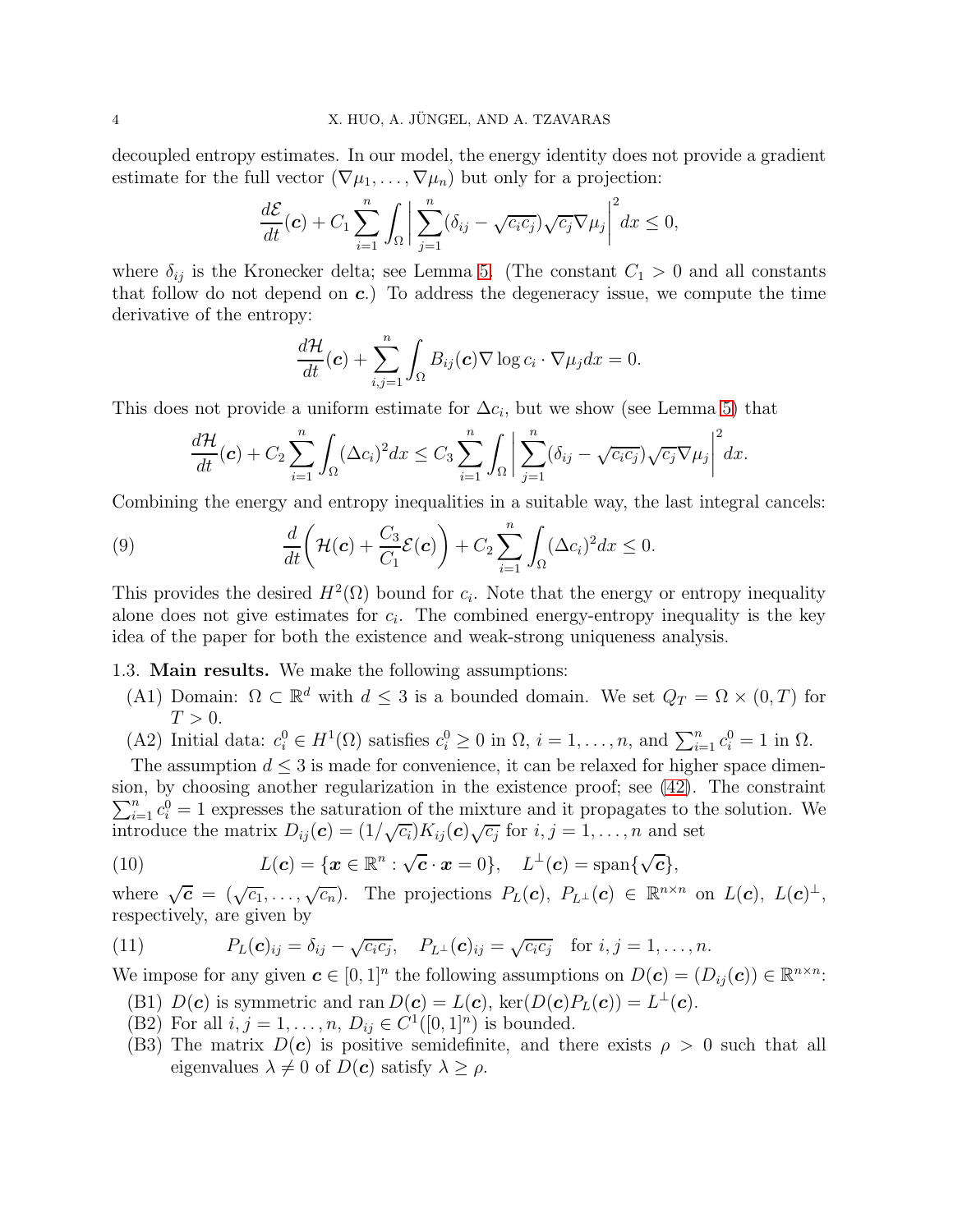decoupled entropy estimates. In our model, the energy identity does not provide a gradient estimate for the full vector $(\nabla\mu_1,\ldots,\nabla\mu_n)$ but only for a projection:

$$\frac{d\mathcal{E}}{dt}(\boldsymbol{c}) + C_1\sum_{i=1}^n\int_\Omega\bigg|\sum_{j=1}^n(\delta_{ij}-\sqrt{c_ic_j})\sqrt{c_j}\nabla\mu_j\bigg|^2dx \le 0,$$

where $\delta_{ij}$ is the Kronecker delta; see Lemma 5. (The constant $C_1>0$ and all constants that follow do not depend on $\boldsymbol{c}$.) To address the degeneracy issue, we compute the time derivative of the entropy:

$$\frac{d\mathcal{H}}{dt}(\boldsymbol{c}) + \sum_{i,j=1}^n\int_\Omega B_{ij}(\boldsymbol{c})\nabla\log c_i\cdot\nabla\mu_j dx = 0.$$

This does not provide a uniform estimate for $\Delta c_i$, but we show (see Lemma 5) that

$$\frac{d\mathcal{H}}{dt}(\boldsymbol{c}) + C_2\sum_{i=1}^n\int_\Omega(\Delta c_i)^2dx \le C_3\sum_{i=1}^n\int_\Omega\bigg|\sum_{j=1}^n(\delta_{ij}-\sqrt{c_ic_j})\sqrt{c_j}\nabla\mu_j\bigg|^2dx.$$

Combining the energy and entropy inequalities in a suitable way, the last integral cancels:

$$\frac{d}{dt}\bigg(\mathcal{H}(\boldsymbol{c}) + \frac{C_3}{C_1}\mathcal{E}(\boldsymbol{c})\bigg) + C_2\sum_{i=1}^n\int_\Omega(\Delta c_i)^2dx \le 0. \tag{9}$$

This provides the desired $H^2(\Omega)$ bound for $c_i$. Note that the energy or entropy inequality alone does not give estimates for $c_i$. The combined energy-entropy inequality is the key idea of the paper for both the existence and weak-strong uniqueness analysis.

### 1.3. Main results.

We make the following assumptions:

- (A1) Domain: $\Omega\subset\mathbb{R}^d$ with $d\le 3$ is a bounded domain. We set $Q_T=\Omega\times(0,T)$ for $T>0$.
- (A2) Initial data: $c_i^0\in H^1(\Omega)$ satisfies $c_i^0\ge 0$ in $\Omega$, $i=1,\ldots,n$, and $\sum_{i=1}^n c_i^0=1$ in $\Omega$.

The assumption $d\le 3$ is made for convenience, it can be relaxed for higher space dimension, by choosing another regularization in the existence proof; see (42). The constraint $\sum_{i=1}^n c_i^0=1$ expresses the saturation of the mixture and it propagates to the solution. We introduce the matrix $D_{ij}(\boldsymbol{c})=(1/\sqrt{c_i})K_{ij}(\boldsymbol{c})\sqrt{c_j}$ for $i,j=1,\ldots,n$ and set

$$L(\boldsymbol{c})=\{\boldsymbol{x}\in\mathbb{R}^n:\sqrt{\boldsymbol{c}}\cdot\boldsymbol{x}=0\},\quad L^\perp(\boldsymbol{c})=\operatorname{span}\{\sqrt{\boldsymbol{c}}\}, \tag{10}$$

where $\sqrt{\boldsymbol{c}}=(\sqrt{c_1},\ldots,\sqrt{c_n})$. The projections $P_L(\boldsymbol{c})$, $P_{L^\perp}(\boldsymbol{c})\in\mathbb{R}^{n\times n}$ on $L(\boldsymbol{c})$, $L(\boldsymbol{c})^\perp$, respectively, are given by

$$P_L(\boldsymbol{c})_{ij}=\delta_{ij}-\sqrt{c_ic_j},\quad P_{L^\perp}(\boldsymbol{c})_{ij}=\sqrt{c_ic_j}\quad\text{for } i,j=1,\ldots,n. \tag{11}$$

We impose for any given $\boldsymbol{c}\in[0,1]^n$ the following assumptions on $D(\boldsymbol{c})=(D_{ij}(\boldsymbol{c}))\in\mathbb{R}^{n\times n}$:

- (B1) $D(\boldsymbol{c})$ is symmetric and $\operatorname{ran}D(\boldsymbol{c})=L(\boldsymbol{c})$, $\ker(D(\boldsymbol{c})P_L(\boldsymbol{c}))=L^\perp(\boldsymbol{c})$.
- (B2) For all $i,j=1,\ldots,n$, $D_{ij}\in C^1([0,1]^n)$ is bounded.
- (B3) The matrix $D(\boldsymbol{c})$ is positive semidefinite, and there exists $\rho>0$ such that all eigenvalues $\lambda\neq 0$ of $D(\boldsymbol{c})$ satisfy $\lambda\ge\rho$.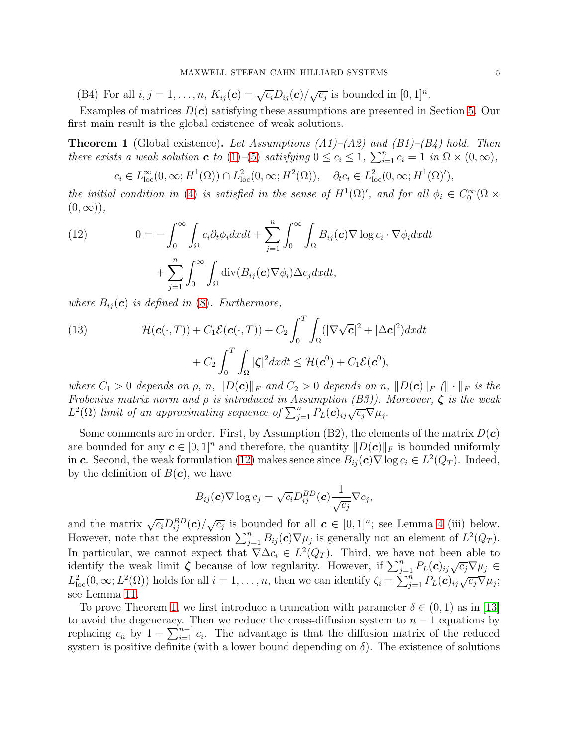(B4) For all $i, j = 1, \ldots, n$, $K_{ij}(\boldsymbol{c}) = \sqrt{c_i} D_{ij}(\boldsymbol{c}) / \sqrt{c_j}$ is bounded in $[0,1]^n$.

Examples of matrices $D(\boldsymbol{c})$ satisfying these assumptions are presented in Section 5. Our first main result is the global existence of weak solutions.

**Theorem 1** (Global existence)**.** *Let Assumptions (A1)–(A2) and (B1)–(B4) hold. Then there exists a weak solution $\boldsymbol{c}$ to (1)–(5) satisfying $0 \le c_i \le 1$, $\sum_{i=1}^n c_i = 1$ in $\Omega \times (0,\infty)$,*

$$c_i \in L^\infty_{\rm loc}(0,\infty; H^1(\Omega)) \cap L^2_{\rm loc}(0,\infty; H^2(\Omega)), \quad \partial_t c_i \in L^2_{\rm loc}(0,\infty; H^1(\Omega)'),$$

*the initial condition in (4) is satisfied in the sense of $H^1(\Omega)'$, and for all $\phi_i \in C_0^\infty(\Omega \times (0,\infty))$,*

$$\begin{aligned} 0 = &- \int_0^\infty \int_\Omega c_i \partial_t \phi_i dx dt + \sum_{j=1}^n \int_0^\infty \int_\Omega B_{ij}(\boldsymbol{c}) \nabla \log c_i \cdot \nabla \phi_i dx dt \\ &+ \sum_{j=1}^n \int_0^\infty \int_\Omega \operatorname{div}(B_{ij}(\boldsymbol{c}) \nabla \phi_i) \Delta c_j dx dt, \end{aligned} \tag{12}$$

*where $B_{ij}(\boldsymbol{c})$ is defined in (8). Furthermore,*

$$\begin{aligned} \mathcal{H}(\boldsymbol{c}(\cdot,T)) + C_1 \mathcal{E}(\boldsymbol{c}(\cdot,T)) &+ C_2 \int_0^T \int_\Omega (|\nabla \sqrt{\boldsymbol{c}}|^2 + |\Delta \boldsymbol{c}|^2) dx dt \\ &+ C_2 \int_0^T \int_\Omega |\boldsymbol{\zeta}|^2 dx dt \le \mathcal{H}(\boldsymbol{c}^0) + C_1 \mathcal{E}(\boldsymbol{c}^0), \end{aligned} \tag{13}$$

*where $C_1 > 0$ depends on $\rho$, $n$, $\|D(\boldsymbol{c})\|_F$ and $C_2 > 0$ depends on $n$, $\|D(\boldsymbol{c})\|_F$ ($\|\cdot\|_F$ is the Frobenius matrix norm and $\rho$ is introduced in Assumption (B3)). Moreover, $\boldsymbol{\zeta}$ is the weak $L^2(\Omega)$ limit of an approximating sequence of $\sum_{j=1}^n P_L(\boldsymbol{c})_{ij} \sqrt{c_j} \nabla \mu_j$.*

Some comments are in order. First, by Assumption (B2), the elements of the matrix $D(\boldsymbol{c})$ are bounded for any $\boldsymbol{c} \in [0,1]^n$ and therefore, the quantity $\|D(\boldsymbol{c})\|_F$ is bounded uniformly in $\boldsymbol{c}$. Second, the weak formulation (12) makes sence since $B_{ij}(\boldsymbol{c}) \nabla \log c_i \in L^2(Q_T)$. Indeed, by the definition of $B(\boldsymbol{c})$, we have

$$B_{ij}(\boldsymbol{c}) \nabla \log c_j = \sqrt{c_i} D_{ij}^{BD}(\boldsymbol{c}) \frac{1}{\sqrt{c_j}} \nabla c_j,$$

and the matrix $\sqrt{c_i} D_{ij}^{BD}(\boldsymbol{c}) / \sqrt{c_j}$ is bounded for all $\boldsymbol{c} \in [0,1]^n$; see Lemma 4 (iii) below. However, note that the expression $\sum_{j=1}^n B_{ij}(\boldsymbol{c}) \nabla \mu_j$ is generally not an element of $L^2(Q_T)$. In particular, we cannot expect that $\nabla \Delta c_i \in L^2(Q_T)$. Third, we have not been able to identify the weak limit $\boldsymbol{\zeta}$ because of low regularity. However, if $\sum_{j=1}^n P_L(\boldsymbol{c})_{ij} \sqrt{c_j} \nabla \mu_j \in L^2_{\rm loc}(0,\infty; L^2(\Omega))$ holds for all $i = 1, \ldots, n$, then we can identify $\zeta_i = \sum_{j=1}^n P_L(\boldsymbol{c})_{ij} \sqrt{c_j} \nabla \mu_j$; see Lemma 11.

To prove Theorem 1, we first introduce a truncation with parameter $\delta \in (0,1)$ as in [13] to avoid the degeneracy. Then we reduce the cross-diffusion system to $n-1$ equations by replacing $c_n$ by $1 - \sum_{i=1}^{n-1} c_i$. The advantage is that the diffusion matrix of the reduced system is positive definite (with a lower bound depending on $\delta$). The existence of solutions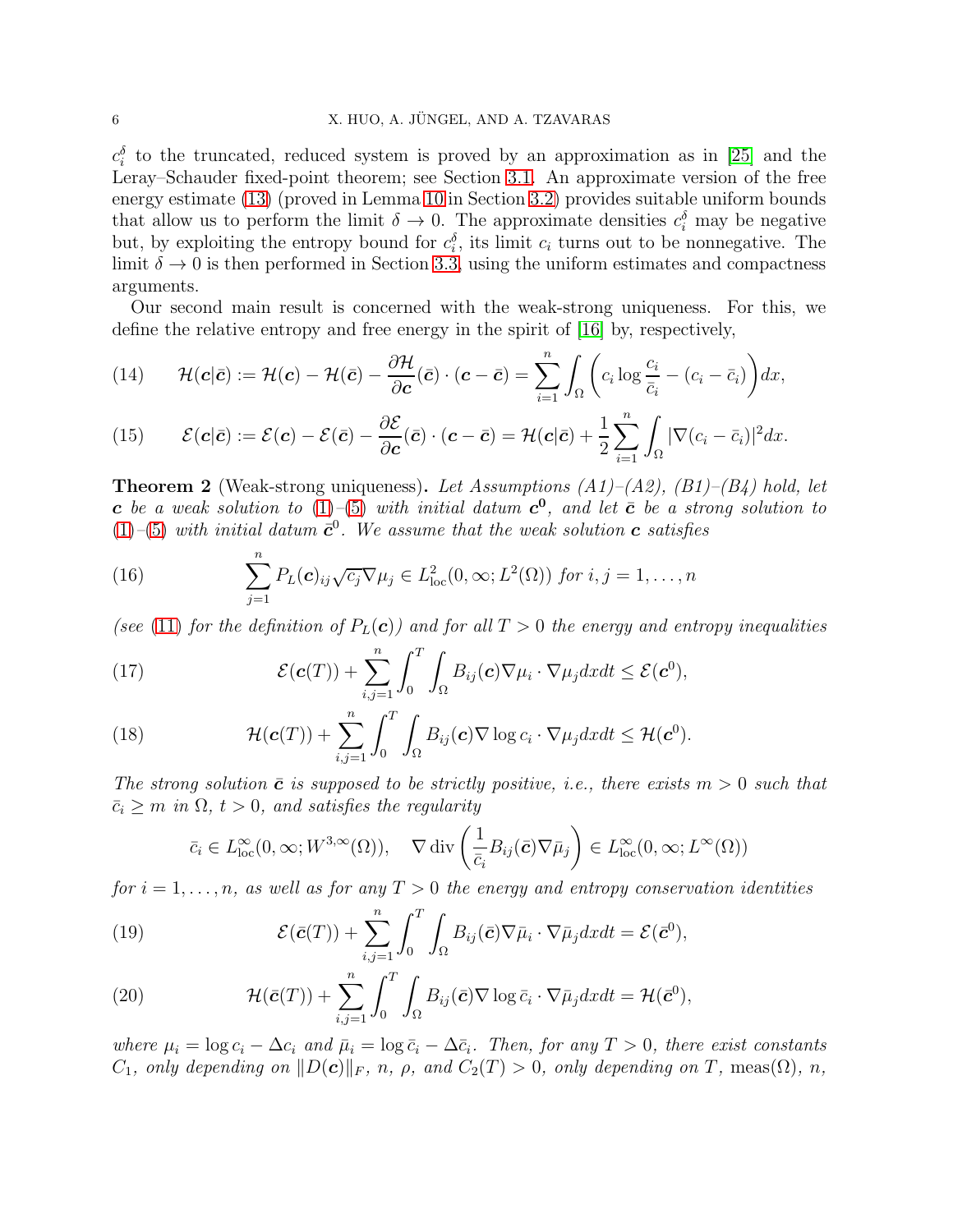$c_i^\delta$ to the truncated, reduced system is proved by an approximation as in [25] and the Leray–Schauder fixed-point theorem; see Section 3.1. An approximate version of the free energy estimate (13) (proved in Lemma 10 in Section 3.2) provides suitable uniform bounds that allow us to perform the limit $\delta \to 0$. The approximate densities $c_i^\delta$ may be negative but, by exploiting the entropy bound for $c_i^\delta$, its limit $c_i$ turns out to be nonnegative. The limit $\delta \to 0$ is then performed in Section 3.3, using the uniform estimates and compactness arguments.

Our second main result is concerned with the weak-strong uniqueness. For this, we define the relative entropy and free energy in the spirit of [16] by, respectively,

$$\mathcal{H}(\boldsymbol{c}|\bar{\boldsymbol{c}}) := \mathcal{H}(\boldsymbol{c}) - \mathcal{H}(\bar{\boldsymbol{c}}) - \frac{\partial \mathcal{H}}{\partial \boldsymbol{c}}(\bar{\boldsymbol{c}}) \cdot (\boldsymbol{c} - \bar{\boldsymbol{c}}) = \sum_{i=1}^n \int_\Omega \left( c_i \log \frac{c_i}{\bar{c}_i} - (c_i - \bar{c}_i) \right) dx, \tag{14}$$

$$\mathcal{E}(\boldsymbol{c}|\bar{\boldsymbol{c}}) := \mathcal{E}(\boldsymbol{c}) - \mathcal{E}(\bar{\boldsymbol{c}}) - \frac{\partial \mathcal{E}}{\partial \boldsymbol{c}}(\bar{\boldsymbol{c}}) \cdot (\boldsymbol{c} - \bar{\boldsymbol{c}}) = \mathcal{H}(\boldsymbol{c}|\bar{\boldsymbol{c}}) + \frac{1}{2} \sum_{i=1}^n \int_\Omega |\nabla (c_i - \bar{c}_i)|^2 dx. \tag{15}$$

**Theorem 2** (Weak-strong uniqueness)**.** *Let Assumptions (A1)–(A2), (B1)–(B4) hold, let $\boldsymbol{c}$ be a weak solution to (1)–(5) with initial datum $\boldsymbol{c}^{\mathbf{0}}$, and let $\bar{\boldsymbol{c}}$ be a strong solution to (1)–(5) with initial datum $\bar{\boldsymbol{c}}^0$. We assume that the weak solution $\boldsymbol{c}$ satisfies*

$$\sum_{j=1}^n P_L(\boldsymbol{c})_{ij} \sqrt{c_j} \nabla \mu_j \in L^2_{\rm loc}(0,\infty; L^2(\Omega)) \text{ for } i,j = 1,\ldots,n \tag{16}$$

*(see (11) for the definition of $P_L(\boldsymbol{c})$) and for all $T > 0$ the energy and entropy inequalities*

$$\mathcal{E}(\boldsymbol{c}(T)) + \sum_{i,j=1}^n \int_0^T \int_\Omega B_{ij}(\boldsymbol{c}) \nabla \mu_i \cdot \nabla \mu_j dx dt \le \mathcal{E}(\boldsymbol{c}^0), \tag{17}$$

$$\mathcal{H}(\boldsymbol{c}(T)) + \sum_{i,j=1}^n \int_0^T \int_\Omega B_{ij}(\boldsymbol{c}) \nabla \log c_i \cdot \nabla \mu_j dx dt \le \mathcal{H}(\boldsymbol{c}^0). \tag{18}$$

*The strong solution $\bar{\boldsymbol{c}}$ is supposed to be strictly positive, i.e., there exists $m > 0$ such that $\bar{c}_i \ge m$ in $\Omega$, $t > 0$, and satisfies the regularity*

$$\bar{c}_i \in L^\infty_{\rm loc}(0,\infty; W^{3,\infty}(\Omega)), \quad \nabla \operatorname{div} \left( \frac{1}{\bar{c}_i} B_{ij}(\bar{\boldsymbol{c}}) \nabla \bar{\mu}_j \right) \in L^\infty_{\rm loc}(0,\infty; L^\infty(\Omega))$$

*for $i = 1,\ldots,n$, as well as for any $T > 0$ the energy and entropy conservation identities*

$$\mathcal{E}(\bar{\boldsymbol{c}}(T)) + \sum_{i,j=1}^n \int_0^T \int_\Omega B_{ij}(\bar{\boldsymbol{c}}) \nabla \bar{\mu}_i \cdot \nabla \bar{\mu}_j dx dt = \mathcal{E}(\bar{\boldsymbol{c}}^0), \tag{19}$$

$$\mathcal{H}(\bar{\boldsymbol{c}}(T)) + \sum_{i,j=1}^n \int_0^T \int_\Omega B_{ij}(\bar{\boldsymbol{c}}) \nabla \log \bar{c}_i \cdot \nabla \bar{\mu}_j dx dt = \mathcal{H}(\bar{\boldsymbol{c}}^0), \tag{20}$$

*where $\mu_i = \log c_i - \Delta c_i$ and $\bar{\mu}_i = \log \bar{c}_i - \Delta \bar{c}_i$. Then, for any $T > 0$, there exist constants $C_1$, only depending on $\|D(\boldsymbol{c})\|_F$, $n$, $\rho$, and $C_2(T) > 0$, only depending on $T$, $\operatorname{meas}(\Omega)$, $n$,*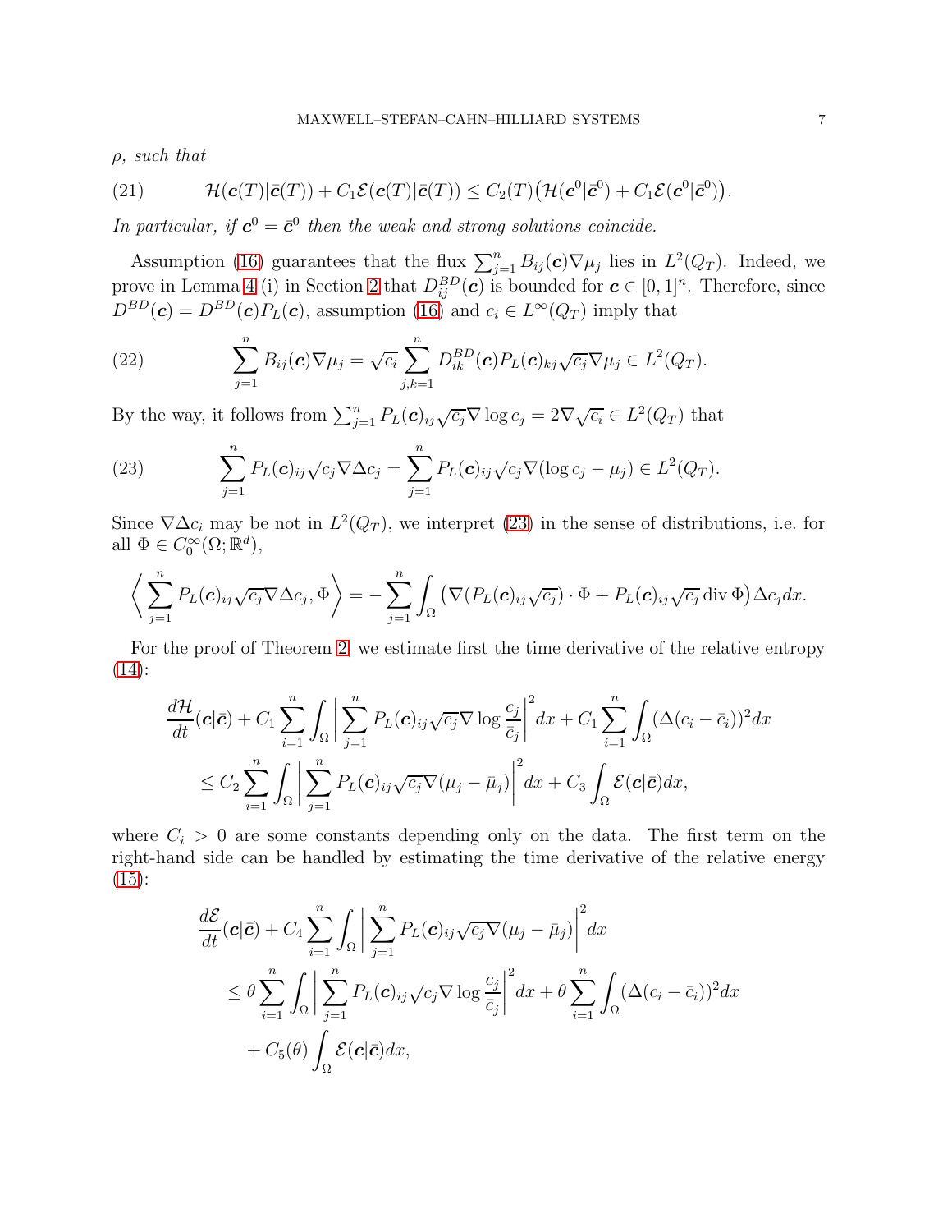*$\rho$, such that*

$$\mathcal{H}(\boldsymbol{c}(T)|\bar{\boldsymbol{c}}(T)) + C_1\mathcal{E}(\boldsymbol{c}(T)|\bar{\boldsymbol{c}}(T)) \le C_2(T)\big(\mathcal{H}(\boldsymbol{c}^0|\bar{\boldsymbol{c}}^0) + C_1\mathcal{E}(\boldsymbol{c}^0|\bar{\boldsymbol{c}}^0)\big). \tag{21}$$

*In particular, if $\boldsymbol{c}^0 = \bar{\boldsymbol{c}}^0$ then the weak and strong solutions coincide.*

Assumption (16) guarantees that the flux $\sum_{j=1}^n B_{ij}(\boldsymbol{c})\nabla\mu_j$ lies in $L^2(Q_T)$. Indeed, we prove in Lemma 4 (i) in Section 2 that $D_{ij}^{BD}(\boldsymbol{c})$ is bounded for $\boldsymbol{c} \in [0,1]^n$. Therefore, since $D^{BD}(\boldsymbol{c}) = D^{BD}(\boldsymbol{c})P_L(\boldsymbol{c})$, assumption (16) and $c_i \in L^\infty(Q_T)$ imply that

$$\sum_{j=1}^n B_{ij}(\boldsymbol{c})\nabla\mu_j = \sqrt{c_i}\sum_{j,k=1}^n D_{ik}^{BD}(\boldsymbol{c})P_L(\boldsymbol{c})_{kj}\sqrt{c_j}\nabla\mu_j \in L^2(Q_T). \tag{22}$$

By the way, it follows from $\sum_{j=1}^n P_L(\boldsymbol{c})_{ij}\sqrt{c_j}\nabla\log c_j = 2\nabla\sqrt{c_i} \in L^2(Q_T)$ that

$$\sum_{j=1}^n P_L(\boldsymbol{c})_{ij}\sqrt{c_j}\nabla\Delta c_j = \sum_{j=1}^n P_L(\boldsymbol{c})_{ij}\sqrt{c_j}\nabla(\log c_j - \mu_j) \in L^2(Q_T). \tag{23}$$

Since $\nabla\Delta c_i$ may be not in $L^2(Q_T)$, we interpret (23) in the sense of distributions, i.e. for all $\Phi \in C_0^\infty(\Omega;\mathbb{R}^d)$,

$$\left\langle \sum_{j=1}^n P_L(\boldsymbol{c})_{ij}\sqrt{c_j}\nabla\Delta c_j, \Phi\right\rangle = -\sum_{j=1}^n\int_\Omega\big(\nabla(P_L(\boldsymbol{c})_{ij}\sqrt{c_j})\cdot\Phi + P_L(\boldsymbol{c})_{ij}\sqrt{c_j}\operatorname{div}\Phi\big)\Delta c_j dx.$$

For the proof of Theorem 2, we estimate first the time derivative of the relative entropy (14):

$$\begin{aligned}
\frac{d\mathcal{H}}{dt}(\boldsymbol{c}|\bar{\boldsymbol{c}}) &+ C_1\sum_{i=1}^n\int_\Omega\bigg|\sum_{j=1}^n P_L(\boldsymbol{c})_{ij}\sqrt{c_j}\nabla\log\frac{c_j}{\bar{c}_j}\bigg|^2 dx + C_1\sum_{i=1}^n\int_\Omega(\Delta(c_i-\bar{c}_i))^2 dx \\
&\le C_2\sum_{i=1}^n\int_\Omega\bigg|\sum_{j=1}^n P_L(\boldsymbol{c})_{ij}\sqrt{c_j}\nabla(\mu_j-\bar{\mu}_j)\bigg|^2 dx + C_3\int_\Omega\mathcal{E}(\boldsymbol{c}|\bar{\boldsymbol{c}})dx,
\end{aligned}$$

where $C_i > 0$ are some constants depending only on the data. The first term on the right-hand side can be handled by estimating the time derivative of the relative energy (15):

$$\begin{aligned}
\frac{d\mathcal{E}}{dt}(\boldsymbol{c}|\bar{\boldsymbol{c}}) &+ C_4\sum_{i=1}^n\int_\Omega\bigg|\sum_{j=1}^n P_L(\boldsymbol{c})_{ij}\sqrt{c_j}\nabla(\mu_j-\bar{\mu}_j)\bigg|^2 dx \\
&\le \theta\sum_{i=1}^n\int_\Omega\bigg|\sum_{j=1}^n P_L(\boldsymbol{c})_{ij}\sqrt{c_j}\nabla\log\frac{c_j}{\bar{c}_j}\bigg|^2 dx + \theta\sum_{i=1}^n\int_\Omega(\Delta(c_i-\bar{c}_i))^2 dx \\
&\quad + C_5(\theta)\int_\Omega\mathcal{E}(\boldsymbol{c}|\bar{\boldsymbol{c}})dx,
\end{aligned}$$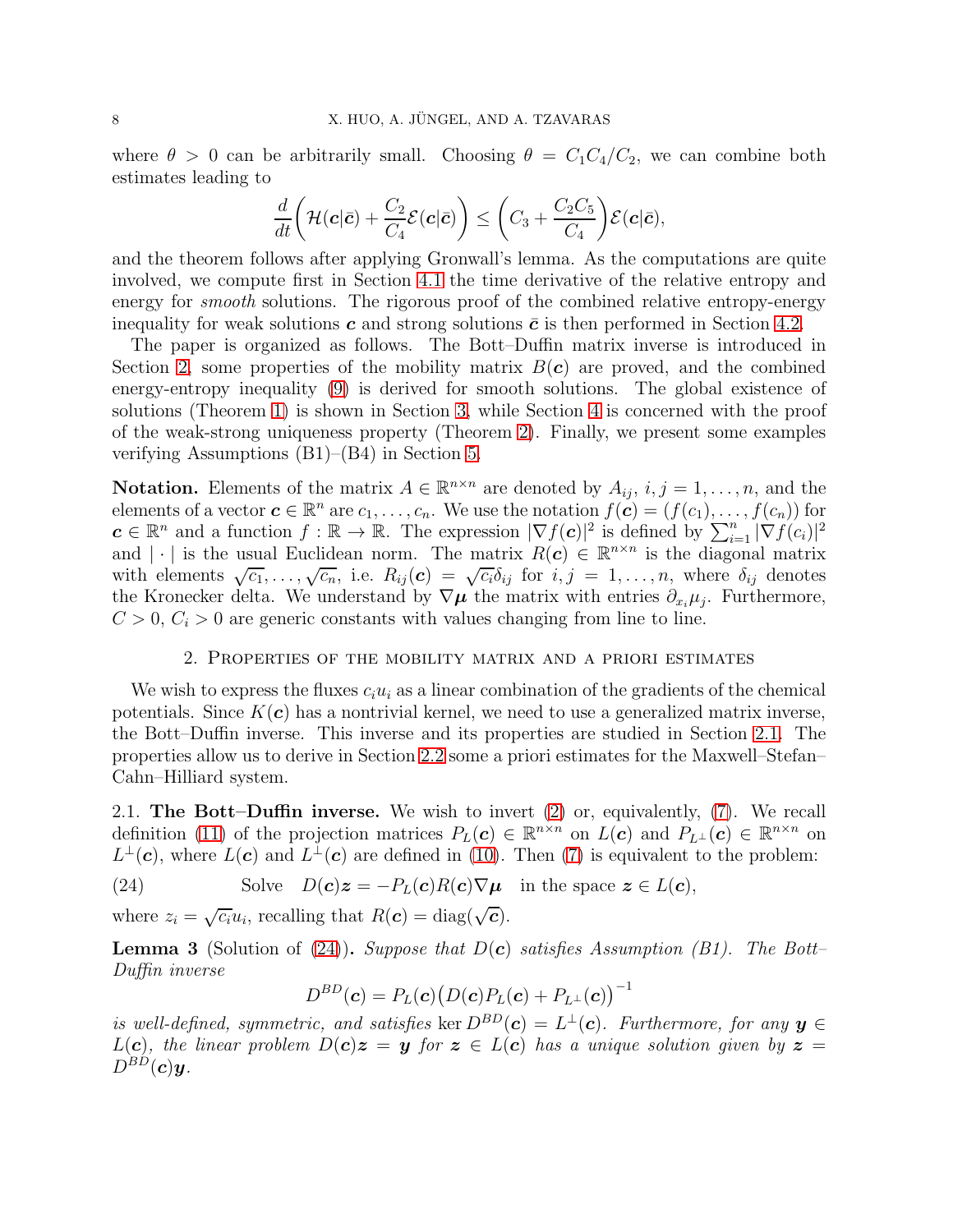where $\theta > 0$ can be arbitrarily small. Choosing $\theta = C_1C_4/C_2$, we can combine both estimates leading to

$$\frac{d}{dt}\bigg(\mathcal{H}(\boldsymbol{c}|\bar{\boldsymbol{c}}) + \frac{C_2}{C_4}\mathcal{E}(\boldsymbol{c}|\bar{\boldsymbol{c}})\bigg) \le \bigg(C_3 + \frac{C_2C_5}{C_4}\bigg)\mathcal{E}(\boldsymbol{c}|\bar{\boldsymbol{c}}),$$

and the theorem follows after applying Gronwall's lemma. As the computations are quite involved, we compute first in Section 4.1 the time derivative of the relative entropy and energy for *smooth* solutions. The rigorous proof of the combined relative entropy-energy inequality for weak solutions $\boldsymbol{c}$ and strong solutions $\bar{\boldsymbol{c}}$ is then performed in Section 4.2.

The paper is organized as follows. The Bott–Duffin matrix inverse is introduced in Section 2, some properties of the mobility matrix $B(\boldsymbol{c})$ are proved, and the combined energy-entropy inequality (9) is derived for smooth solutions. The global existence of solutions (Theorem 1) is shown in Section 3, while Section 4 is concerned with the proof of the weak-strong uniqueness property (Theorem 2). Finally, we present some examples verifying Assumptions (B1)–(B4) in Section 5.

**Notation.** Elements of the matrix $A \in \mathbb{R}^{n\times n}$ are denoted by $A_{ij}$, $i,j = 1,\ldots,n$, and the elements of a vector $\boldsymbol{c} \in \mathbb{R}^n$ are $c_1,\ldots,c_n$. We use the notation $f(\boldsymbol{c}) = (f(c_1),\ldots,f(c_n))$ for $\boldsymbol{c} \in \mathbb{R}^n$ and a function $f : \mathbb{R} \to \mathbb{R}$. The expression $|\nabla f(\boldsymbol{c})|^2$ is defined by $\sum_{i=1}^n |\nabla f(c_i)|^2$ and $|\cdot|$ is the usual Euclidean norm. The matrix $R(\boldsymbol{c}) \in \mathbb{R}^{n\times n}$ is the diagonal matrix with elements $\sqrt{c_1},\ldots,\sqrt{c_n}$, i.e. $R_{ij}(\boldsymbol{c}) = \sqrt{c_i}\delta_{ij}$ for $i,j = 1,\ldots,n$, where $\delta_{ij}$ denotes the Kronecker delta. We understand by $\nabla\boldsymbol{\mu}$ the matrix with entries $\partial_{x_i}\mu_j$. Furthermore, $C > 0$, $C_i > 0$ are generic constants with values changing from line to line.

## 2. Properties of the mobility matrix and a priori estimates

We wish to express the fluxes $c_iu_i$ as a linear combination of the gradients of the chemical potentials. Since $K(\boldsymbol{c})$ has a nontrivial kernel, we need to use a generalized matrix inverse, the Bott–Duffin inverse. This inverse and its properties are studied in Section 2.1. The properties allow us to derive in Section 2.2 some a priori estimates for the Maxwell–Stefan–Cahn–Hilliard system.

2.1. **The Bott–Duffin inverse.** We wish to invert (2) or, equivalently, (7). We recall definition (11) of the projection matrices $P_L(\boldsymbol{c}) \in \mathbb{R}^{n\times n}$ on $L(\boldsymbol{c})$ and $P_{L^\perp}(\boldsymbol{c}) \in \mathbb{R}^{n\times n}$ on $L^\perp(\boldsymbol{c})$, where $L(\boldsymbol{c})$ and $L^\perp(\boldsymbol{c})$ are defined in (10). Then (7) is equivalent to the problem:

$$\text{Solve} \quad D(\boldsymbol{c})\boldsymbol{z} = -P_L(\boldsymbol{c})R(\boldsymbol{c})\nabla\boldsymbol{\mu} \quad \text{in the space } \boldsymbol{z} \in L(\boldsymbol{c}), \tag{24}$$

where $z_i = \sqrt{c_i}u_i$, recalling that $R(\boldsymbol{c}) = \operatorname{diag}(\sqrt{\boldsymbol{c}})$.

**Lemma 3** (Solution of (24))**.** *Suppose that $D(\boldsymbol{c})$ satisfies Assumption (B1). The Bott–Duffin inverse*

$$D^{BD}(\boldsymbol{c}) = P_L(\boldsymbol{c})\big(D(\boldsymbol{c})P_L(\boldsymbol{c}) + P_{L^\perp}(\boldsymbol{c})\big)^{-1}$$

*is well-defined, symmetric, and satisfies* $\ker D^{BD}(\boldsymbol{c}) = L^\perp(\boldsymbol{c})$*. Furthermore, for any $\boldsymbol{y} \in L(\boldsymbol{c})$, the linear problem $D(\boldsymbol{c})\boldsymbol{z} = \boldsymbol{y}$ for $\boldsymbol{z} \in L(\boldsymbol{c})$ has a unique solution given by $\boldsymbol{z} = D^{BD}(\boldsymbol{c})\boldsymbol{y}$.*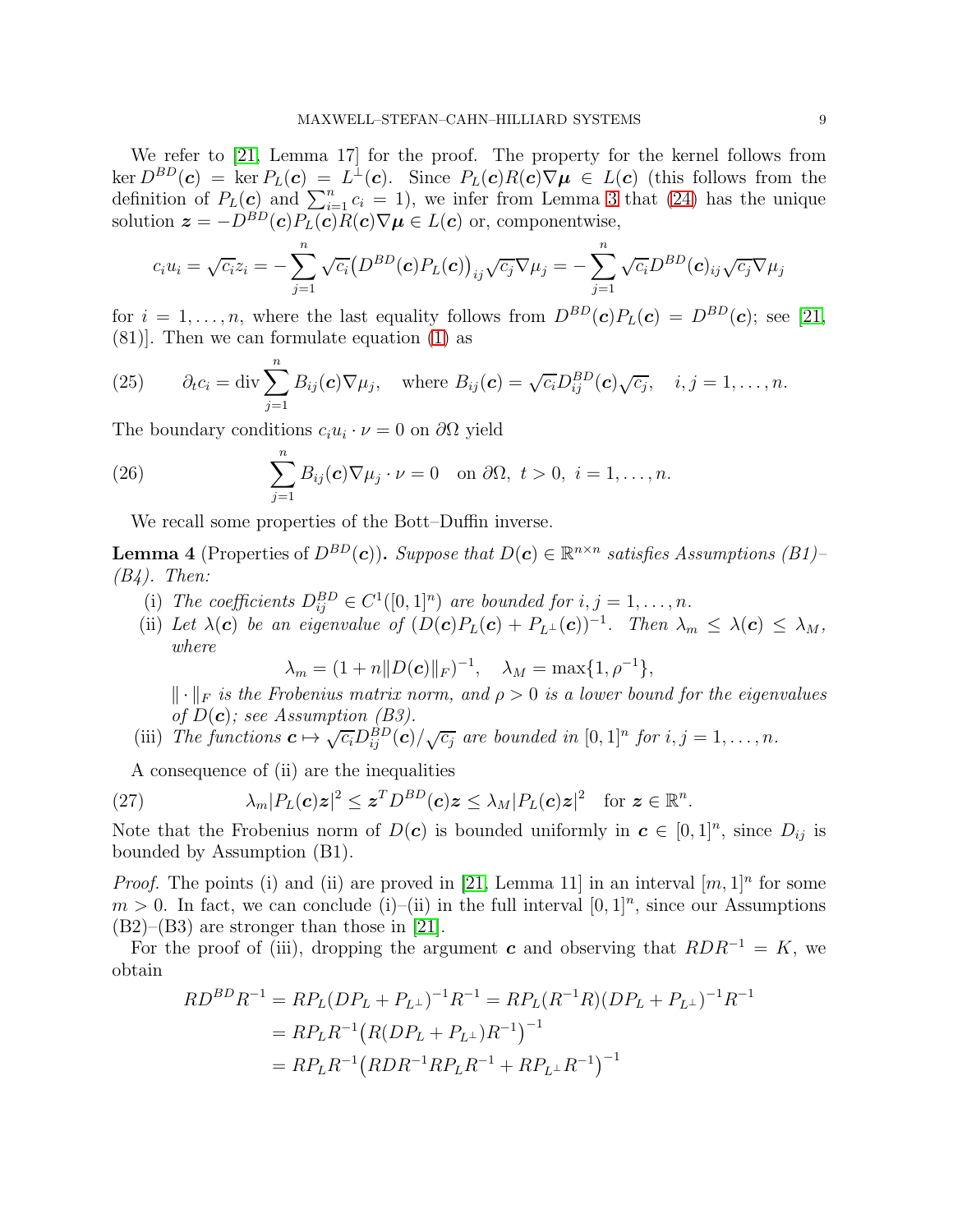We refer to [21, Lemma 17] for the proof. The property for the kernel follows from $\ker D^{BD}(\boldsymbol{c}) = \ker P_L(\boldsymbol{c}) = L^\perp(\boldsymbol{c})$. Since $P_L(\boldsymbol{c})R(\boldsymbol{c})\nabla\boldsymbol{\mu} \in L(\boldsymbol{c})$ (this follows from the definition of $P_L(\boldsymbol{c})$ and $\sum_{i=1}^n c_i = 1$), we infer from Lemma 3 that (24) has the unique solution $\boldsymbol{z} = -D^{BD}(\boldsymbol{c})P_L(\boldsymbol{c})R(\boldsymbol{c})\nabla\boldsymbol{\mu} \in L(\boldsymbol{c})$ or, componentwise,

$$c_i u_i = \sqrt{c_i} z_i = -\sum_{j=1}^n \sqrt{c_i}\big(D^{BD}(\boldsymbol{c})P_L(\boldsymbol{c})\big)_{ij}\sqrt{c_j}\nabla\mu_j = -\sum_{j=1}^n \sqrt{c_i}D^{BD}(\boldsymbol{c})_{ij}\sqrt{c_j}\nabla\mu_j$$

for $i = 1,\ldots,n$, where the last equality follows from $D^{BD}(\boldsymbol{c})P_L(\boldsymbol{c}) = D^{BD}(\boldsymbol{c})$; see [21, (81)]. Then we can formulate equation (1) as

$$\partial_t c_i = \operatorname{div}\sum_{j=1}^n B_{ij}(\boldsymbol{c})\nabla\mu_j, \quad \text{where } B_{ij}(\boldsymbol{c}) = \sqrt{c_i}D^{BD}_{ij}(\boldsymbol{c})\sqrt{c_j}, \quad i,j = 1,\ldots,n. \tag{25}$$

The boundary conditions $c_i u_i \cdot \nu = 0$ on $\partial\Omega$ yield

$$\sum_{j=1}^n B_{ij}(\boldsymbol{c})\nabla\mu_j \cdot \nu = 0 \quad \text{on } \partial\Omega,\ t>0,\ i = 1,\ldots,n. \tag{26}$$

We recall some properties of the Bott–Duffin inverse.

**Lemma 4** (Properties of $D^{BD}(\boldsymbol{c})$)**.** *Suppose that $D(\boldsymbol{c}) \in \mathbb{R}^{n\times n}$ satisfies Assumptions (B1)–(B4). Then:*

- (i) *The coefficients $D^{BD}_{ij} \in C^1([0,1]^n)$ are bounded for $i,j = 1,\ldots,n$.*
- (ii) *Let $\lambda(\boldsymbol{c})$ be an eigenvalue of $(D(\boldsymbol{c})P_L(\boldsymbol{c}) + P_{L^\perp}(\boldsymbol{c}))^{-1}$. Then $\lambda_m \le \lambda(\boldsymbol{c}) \le \lambda_M$, where*
$$\lambda_m = (1 + n\|D(\boldsymbol{c})\|_F)^{-1}, \quad \lambda_M = \max\{1, \rho^{-1}\},$$
*$\|\cdot\|_F$ is the Frobenius matrix norm, and $\rho > 0$ is a lower bound for the eigenvalues of $D(\boldsymbol{c})$; see Assumption (B3).*
- (iii) *The functions $\boldsymbol{c} \mapsto \sqrt{c_i}D^{BD}_{ij}(\boldsymbol{c})/\sqrt{c_j}$ are bounded in $[0,1]^n$ for $i,j = 1,\ldots,n$.*

A consequence of (ii) are the inequalities

$$\lambda_m |P_L(\boldsymbol{c})\boldsymbol{z}|^2 \le \boldsymbol{z}^T D^{BD}(\boldsymbol{c})\boldsymbol{z} \le \lambda_M |P_L(\boldsymbol{c})\boldsymbol{z}|^2 \quad \text{for } \boldsymbol{z} \in \mathbb{R}^n. \tag{27}$$

Note that the Frobenius norm of $D(\boldsymbol{c})$ is bounded uniformly in $\boldsymbol{c} \in [0,1]^n$, since $D_{ij}$ is bounded by Assumption (B1).

*Proof.* The points (i) and (ii) are proved in [21, Lemma 11] in an interval $[m,1]^n$ for some $m > 0$. In fact, we can conclude (i)–(ii) in the full interval $[0,1]^n$, since our Assumptions (B2)–(B3) are stronger than those in [21].

For the proof of (iii), dropping the argument $\boldsymbol{c}$ and observing that $RDR^{-1} = K$, we obtain

$$\begin{aligned}
RD^{BD}R^{-1} &= RP_L(DP_L + P_{L^\perp})^{-1}R^{-1} = RP_L(R^{-1}R)(DP_L + P_{L^\perp})^{-1}R^{-1} \\
&= RP_LR^{-1}\big(R(DP_L + P_{L^\perp})R^{-1}\big)^{-1} \\
&= RP_LR^{-1}\big(RDR^{-1}RP_LR^{-1} + RP_{L^\perp}R^{-1}\big)^{-1}
\end{aligned}$$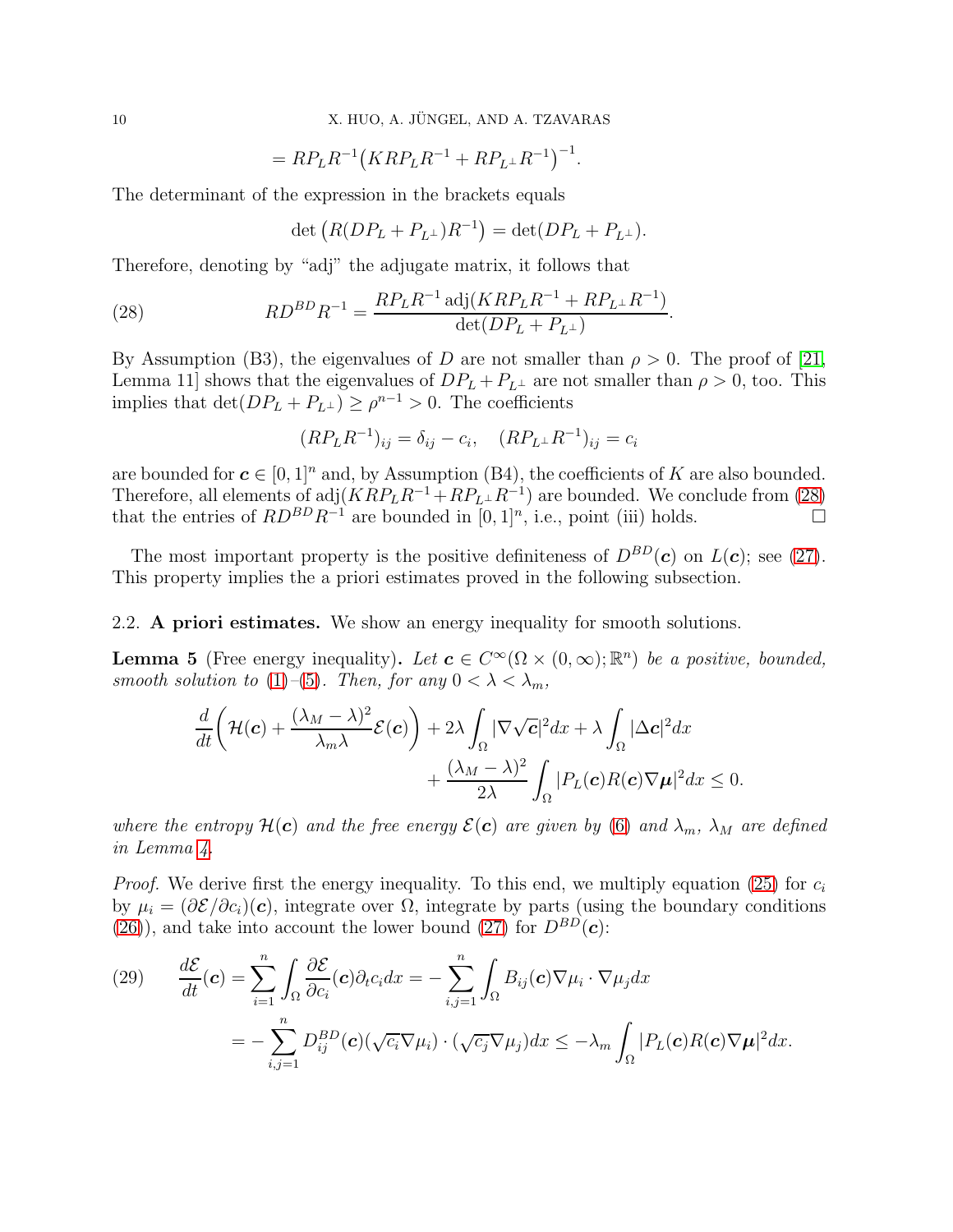$$= RP_L R^{-1}\big(KRP_L R^{-1} + RP_{L^\perp} R^{-1}\big)^{-1}.$$

The determinant of the expression in the brackets equals

$$\det\big(R(DP_L + P_{L^\perp})R^{-1}\big) = \det(DP_L + P_{L^\perp}).$$

Therefore, denoting by "adj" the adjugate matrix, it follows that

$$RD^{BD}R^{-1} = \frac{RP_L R^{-1}\,\mathrm{adj}(KRP_L R^{-1} + RP_{L^\perp} R^{-1})}{\det(DP_L + P_{L^\perp})}. \tag{28}$$

By Assumption (B3), the eigenvalues of $D$ are not smaller than $\rho > 0$. The proof of [21, Lemma 11] shows that the eigenvalues of $DP_L + P_{L^\perp}$ are not smaller than $\rho > 0$, too. This implies that $\det(DP_L + P_{L^\perp}) \geq \rho^{n-1} > 0$. The coefficients

$$(RP_L R^{-1})_{ij} = \delta_{ij} - c_i, \quad (RP_{L^\perp} R^{-1})_{ij} = c_i$$

are bounded for $\boldsymbol{c} \in [0,1]^n$ and, by Assumption (B4), the coefficients of $K$ are also bounded. Therefore, all elements of $\mathrm{adj}(KRP_L R^{-1} + RP_{L^\perp} R^{-1})$ are bounded. We conclude from (28) that the entries of $RD^{BD}R^{-1}$ are bounded in $[0,1]^n$, i.e., point (iii) holds. $\square$

The most important property is the positive definiteness of $D^{BD}(\boldsymbol{c})$ on $L(\boldsymbol{c})$; see (27). This property implies the a priori estimates proved in the following subsection.

## 2.2. A priori estimates.

We show an energy inequality for smooth solutions.

**Lemma 5** (Free energy inequality). *Let $\boldsymbol{c} \in C^\infty(\Omega \times (0,\infty); \mathbb{R}^n)$ be a positive, bounded, smooth solution to (1)–(5). Then, for any $0 < \lambda < \lambda_m$,*

$$\frac{d}{dt}\bigg(\mathcal{H}(\boldsymbol{c}) + \frac{(\lambda_M - \lambda)^2}{\lambda_m \lambda}\mathcal{E}(\boldsymbol{c})\bigg) + 2\lambda\int_\Omega |\nabla\sqrt{\boldsymbol{c}}|^2 dx + \lambda\int_\Omega |\Delta \boldsymbol{c}|^2 dx + \frac{(\lambda_M - \lambda)^2}{2\lambda}\int_\Omega |P_L(\boldsymbol{c})R(\boldsymbol{c})\nabla\boldsymbol{\mu}|^2 dx \leq 0.$$

*where the entropy $\mathcal{H}(\boldsymbol{c})$ and the free energy $\mathcal{E}(\boldsymbol{c})$ are given by (6) and $\lambda_m$, $\lambda_M$ are defined in Lemma 4.*

*Proof.* We derive first the energy inequality. To this end, we multiply equation (25) for $c_i$ by $\mu_i = (\partial\mathcal{E}/\partial c_i)(\boldsymbol{c})$, integrate over $\Omega$, integrate by parts (using the boundary conditions (26)), and take into account the lower bound (27) for $D^{BD}(\boldsymbol{c})$:

$$\begin{aligned} \frac{d\mathcal{E}}{dt}(\boldsymbol{c}) &= \sum_{i=1}^n \int_\Omega \frac{\partial\mathcal{E}}{\partial c_i}(\boldsymbol{c})\partial_t c_i dx = -\sum_{i,j=1}^n \int_\Omega B_{ij}(\boldsymbol{c})\nabla\mu_i \cdot \nabla\mu_j dx \\ &= -\sum_{i,j=1}^n D_{ij}^{BD}(\boldsymbol{c})(\sqrt{c_i}\nabla\mu_i)\cdot(\sqrt{c_j}\nabla\mu_j)dx \leq -\lambda_m \int_\Omega |P_L(\boldsymbol{c})R(\boldsymbol{c})\nabla\boldsymbol{\mu}|^2 dx. \end{aligned} \tag{29}$$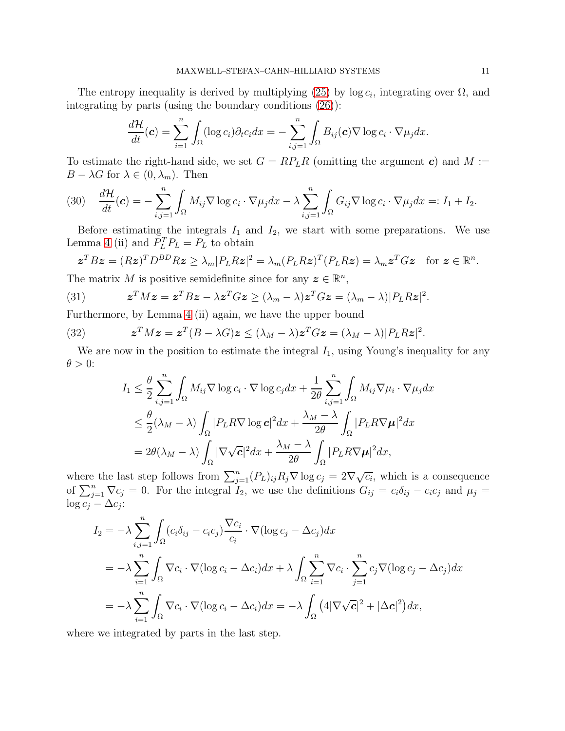The entropy inequality is derived by multiplying (25) by $\log c_i$, integrating over $\Omega$, and integrating by parts (using the boundary conditions (26)):

$$\frac{d\mathcal{H}}{dt}(\boldsymbol{c}) = \sum_{i=1}^n \int_\Omega (\log c_i)\partial_t c_i dx = -\sum_{i,j=1}^n \int_\Omega B_{ij}(\boldsymbol{c})\nabla \log c_i \cdot \nabla \mu_j dx.$$

To estimate the right-hand side, we set $G = RP_LR$ (omitting the argument $\boldsymbol{c}$) and $M := B - \lambda G$ for $\lambda \in (0, \lambda_m)$. Then

$$\frac{d\mathcal{H}}{dt}(\boldsymbol{c}) = -\sum_{i,j=1}^n \int_\Omega M_{ij}\nabla \log c_i \cdot \nabla \mu_j dx - \lambda \sum_{i,j=1}^n \int_\Omega G_{ij}\nabla \log c_i \cdot \nabla \mu_j dx =: I_1 + I_2. \tag{30}$$

Before estimating the integrals $I_1$ and $I_2$, we start with some preparations. We use Lemma 4 (ii) and $P_L^T P_L = P_L$ to obtain

$$\boldsymbol{z}^T B\boldsymbol{z} = (R\boldsymbol{z})^T D^{BD} R\boldsymbol{z} \geq \lambda_m |P_L R\boldsymbol{z}|^2 = \lambda_m (P_L R\boldsymbol{z})^T(P_L R\boldsymbol{z}) = \lambda_m \boldsymbol{z}^T G\boldsymbol{z} \quad \text{for } \boldsymbol{z} \in \mathbb{R}^n.$$

The matrix $M$ is positive semidefinite since for any $\boldsymbol{z} \in \mathbb{R}^n$,

$$\boldsymbol{z}^T M\boldsymbol{z} = \boldsymbol{z}^T B\boldsymbol{z} - \lambda \boldsymbol{z}^T G\boldsymbol{z} \geq (\lambda_m - \lambda)\boldsymbol{z}^T G\boldsymbol{z} = (\lambda_m - \lambda)|P_L R\boldsymbol{z}|^2. \tag{31}$$

Furthermore, by Lemma 4 (ii) again, we have the upper bound

$$\boldsymbol{z}^T M\boldsymbol{z} = \boldsymbol{z}^T(B - \lambda G)\boldsymbol{z} \leq (\lambda_M - \lambda)\boldsymbol{z}^T G\boldsymbol{z} = (\lambda_M - \lambda)|P_L R\boldsymbol{z}|^2. \tag{32}$$

We are now in the position to estimate the integral $I_1$, using Young's inequality for any $\theta > 0$:

$$\begin{aligned}
I_1 &\leq \frac{\theta}{2}\sum_{i,j=1}^n \int_\Omega M_{ij}\nabla \log c_i \cdot \nabla \log c_j dx + \frac{1}{2\theta}\sum_{i,j=1}^n \int_\Omega M_{ij}\nabla \mu_i \cdot \nabla \mu_j dx \\
&\leq \frac{\theta}{2}(\lambda_M - \lambda)\int_\Omega |P_L R\nabla \log \boldsymbol{c}|^2 dx + \frac{\lambda_M - \lambda}{2\theta}\int_\Omega |P_L R\nabla \boldsymbol{\mu}|^2 dx \\
&= 2\theta(\lambda_M - \lambda)\int_\Omega |\nabla \sqrt{\boldsymbol{c}}|^2 dx + \frac{\lambda_M - \lambda}{2\theta}\int_\Omega |P_L R\nabla \boldsymbol{\mu}|^2 dx,
\end{aligned}$$

where the last step follows from $\sum_{j=1}^n (P_L)_{ij}R_j \nabla \log c_j = 2\nabla\sqrt{c_i}$, which is a consequence of $\sum_{j=1}^n \nabla c_j = 0$. For the integral $I_2$, we use the definitions $G_{ij} = c_i\delta_{ij} - c_ic_j$ and $\mu_j = \log c_j - \Delta c_j$:

$$\begin{aligned}
I_2 &= -\lambda \sum_{i,j=1}^n \int_\Omega (c_i\delta_{ij} - c_ic_j)\frac{\nabla c_i}{c_i} \cdot \nabla(\log c_j - \Delta c_j)dx \\
&= -\lambda \sum_{i=1}^n \int_\Omega \nabla c_i \cdot \nabla(\log c_i - \Delta c_i)dx + \lambda \int_\Omega \sum_{i=1}^n \nabla c_i \cdot \sum_{j=1}^n c_j \nabla(\log c_j - \Delta c_j)dx \\
&= -\lambda \sum_{i=1}^n \int_\Omega \nabla c_i \cdot \nabla(\log c_i - \Delta c_i)dx = -\lambda \int_\Omega \big(4|\nabla\sqrt{\boldsymbol{c}}|^2 + |\Delta \boldsymbol{c}|^2\big)dx,
\end{aligned}$$

where we integrated by parts in the last step.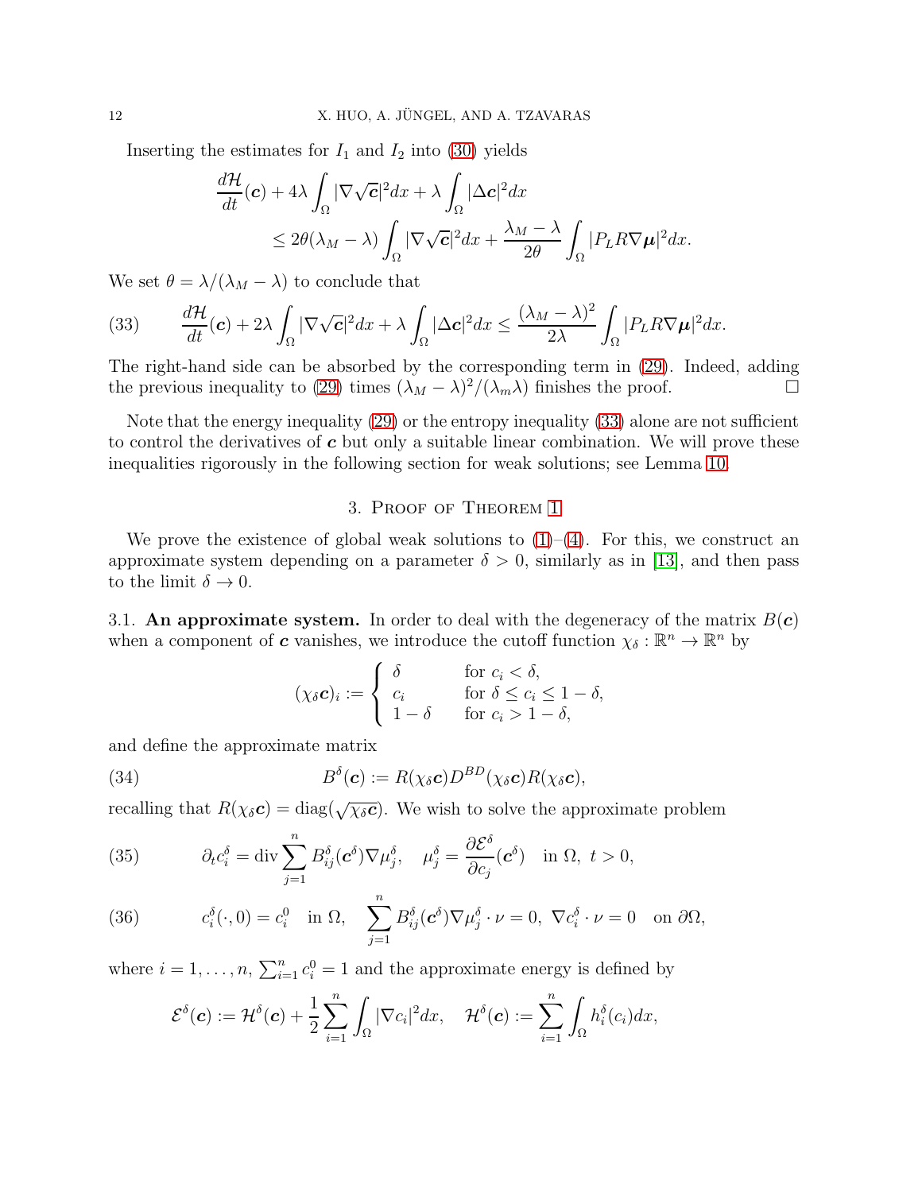Inserting the estimates for $I_1$ and $I_2$ into (30) yields

$$\begin{aligned}\frac{d\mathcal{H}}{dt}(\boldsymbol{c}) &+ 4\lambda\int_\Omega |\nabla\sqrt{\boldsymbol{c}}|^2dx + \lambda\int_\Omega |\Delta\boldsymbol{c}|^2dx \\ &\le 2\theta(\lambda_M-\lambda)\int_\Omega |\nabla\sqrt{\boldsymbol{c}}|^2dx + \frac{\lambda_M-\lambda}{2\theta}\int_\Omega |P_L R\nabla\boldsymbol{\mu}|^2dx.\end{aligned}$$

We set $\theta = \lambda/(\lambda_M-\lambda)$ to conclude that

$$\frac{d\mathcal{H}}{dt}(\boldsymbol{c}) + 2\lambda\int_\Omega |\nabla\sqrt{\boldsymbol{c}}|^2dx + \lambda\int_\Omega |\Delta\boldsymbol{c}|^2dx \le \frac{(\lambda_M-\lambda)^2}{2\lambda}\int_\Omega |P_L R\nabla\boldsymbol{\mu}|^2dx. \tag{33}$$

The right-hand side can be absorbed by the corresponding term in (29). Indeed, adding the previous inequality to (29) times $(\lambda_M-\lambda)^2/(\lambda_m\lambda)$ finishes the proof. $\square$

Note that the energy inequality (29) or the entropy inequality (33) alone are not sufficient to control the derivatives of $\boldsymbol{c}$ but only a suitable linear combination. We will prove these inequalities rigorously in the following section for weak solutions; see Lemma 10.

## 3. Proof of Theorem 1

We prove the existence of global weak solutions to (1)–(4). For this, we construct an approximate system depending on a parameter $\delta > 0$, similarly as in [13], and then pass to the limit $\delta \to 0$.

### 3.1. An approximate system.

In order to deal with the degeneracy of the matrix $B(\boldsymbol{c})$ when a component of $\boldsymbol{c}$ vanishes, we introduce the cutoff function $\chi_\delta : \mathbb{R}^n \to \mathbb{R}^n$ by

$$(\chi_\delta\boldsymbol{c})_i := \begin{cases} \delta & \text{for } c_i < \delta, \\ c_i & \text{for } \delta \le c_i \le 1-\delta, \\ 1-\delta & \text{for } c_i > 1-\delta, \end{cases}$$

and define the approximate matrix

$$B^\delta(\boldsymbol{c}) := R(\chi_\delta\boldsymbol{c})D^{BD}(\chi_\delta\boldsymbol{c})R(\chi_\delta\boldsymbol{c}), \tag{34}$$

recalling that $R(\chi_\delta\boldsymbol{c}) = \operatorname{diag}(\sqrt{\chi_\delta\boldsymbol{c}})$. We wish to solve the approximate problem

$$\partial_t c_i^\delta = \operatorname{div}\sum_{j=1}^n B_{ij}^\delta(\boldsymbol{c}^\delta)\nabla\mu_j^\delta, \quad \mu_j^\delta = \frac{\partial\mathcal{E}^\delta}{\partial c_j}(\boldsymbol{c}^\delta) \quad \text{in } \Omega,\ t>0, \tag{35}$$

$$c_i^\delta(\cdot,0) = c_i^0 \quad \text{in } \Omega, \quad \sum_{j=1}^n B_{ij}^\delta(\boldsymbol{c}^\delta)\nabla\mu_j^\delta\cdot\nu = 0,\ \nabla c_i^\delta\cdot\nu = 0 \quad \text{on } \partial\Omega, \tag{36}$$

where $i=1,\ldots,n$, $\sum_{i=1}^n c_i^0 = 1$ and the approximate energy is defined by

$$\mathcal{E}^\delta(\boldsymbol{c}) := \mathcal{H}^\delta(\boldsymbol{c}) + \frac12\sum_{i=1}^n\int_\Omega |\nabla c_i|^2dx, \quad \mathcal{H}^\delta(\boldsymbol{c}) := \sum_{i=1}^n\int_\Omega h_i^\delta(c_i)dx,$$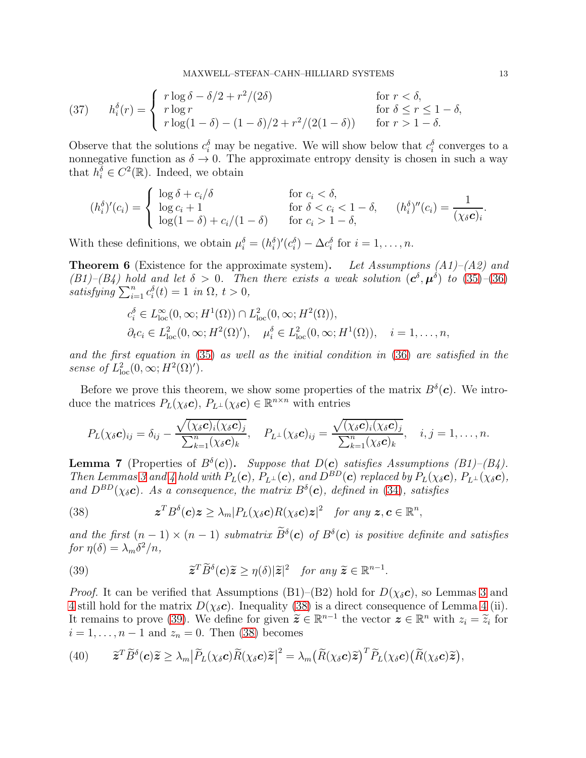$$
h_i^\delta(r) = \begin{cases} r\log\delta - \delta/2 + r^2/(2\delta) & \text{for } r < \delta, \\ r\log r & \text{for } \delta \le r \le 1-\delta, \\ r\log(1-\delta) - (1-\delta)/2 + r^2/(2(1-\delta)) & \text{for } r > 1-\delta. \end{cases} \tag{37}
$$

Observe that the solutions $c_i^\delta$ may be negative. We will show below that $c_i^\delta$ converges to a nonnegative function as $\delta \to 0$. The approximate entropy density is chosen in such a way that $h_i^\delta \in C^2(\mathbb{R})$. Indeed, we obtain

$$
(h_i^\delta)'(c_i) = \begin{cases} \log\delta + c_i/\delta & \text{for } c_i < \delta, \\ \log c_i + 1 & \text{for } \delta < c_i < 1-\delta, \\ \log(1-\delta) + c_i/(1-\delta) & \text{for } c_i > 1-\delta, \end{cases} \qquad (h_i^\delta)''(c_i) = \frac{1}{(\chi_\delta \boldsymbol{c})_i}.
$$

With these definitions, we obtain $\mu_i^\delta = (h_i^\delta)'(c_i^\delta) - \Delta c_i^\delta$ for $i = 1, \ldots, n$.

**Theorem 6** (Existence for the approximate system)**.** *Let Assumptions (A1)–(A2) and (B1)–(B4) hold and let $\delta > 0$. Then there exists a weak solution $(\boldsymbol{c}^\delta, \boldsymbol{\mu}^\delta)$ to (35)–(36) satisfying $\sum_{i=1}^n c_i^\delta(t) = 1$ in $\Omega$, $t > 0$,*

$$
\begin{aligned}
&c_i^\delta \in L^\infty_{\rm loc}(0,\infty; H^1(\Omega)) \cap L^2_{\rm loc}(0,\infty; H^2(\Omega)), \\
&\partial_t c_i \in L^2_{\rm loc}(0,\infty; H^2(\Omega)'), \quad \mu_i^\delta \in L^2_{\rm loc}(0,\infty; H^1(\Omega)), \quad i = 1, \ldots, n,
\end{aligned}
$$

*and the first equation in (35) as well as the initial condition in (36) are satisfied in the sense of $L^2_{\rm loc}(0,\infty; H^2(\Omega)')$.*

Before we prove this theorem, we show some properties of the matrix $B^\delta(\boldsymbol{c})$. We introduce the matrices $P_L(\chi_\delta \boldsymbol{c})$, $P_{L^\perp}(\chi_\delta \boldsymbol{c}) \in \mathbb{R}^{n\times n}$ with entries

$$
P_L(\chi_\delta \boldsymbol{c})_{ij} = \delta_{ij} - \frac{\sqrt{(\chi_\delta \boldsymbol{c})_i (\chi_\delta \boldsymbol{c})_j}}{\sum_{k=1}^n (\chi_\delta \boldsymbol{c})_k}, \quad P_{L^\perp}(\chi_\delta \boldsymbol{c})_{ij} = \frac{\sqrt{(\chi_\delta \boldsymbol{c})_i (\chi_\delta \boldsymbol{c})_j}}{\sum_{k=1}^n (\chi_\delta \boldsymbol{c})_k}, \quad i,j = 1, \ldots, n.
$$

**Lemma 7** (Properties of $B^\delta(\boldsymbol{c})$)**.** *Suppose that $D(\boldsymbol{c})$ satisfies Assumptions (B1)–(B4). Then Lemmas 3 and 4 hold with $P_L(\boldsymbol{c})$, $P_{L^\perp}(\boldsymbol{c})$, and $D^{BD}(\boldsymbol{c})$ replaced by $P_L(\chi_\delta \boldsymbol{c})$, $P_{L^\perp}(\chi_\delta \boldsymbol{c})$, and $D^{BD}(\chi_\delta \boldsymbol{c})$. As a consequence, the matrix $B^\delta(\boldsymbol{c})$, defined in (34), satisfies*

$$
\boldsymbol{z}^T B^\delta(\boldsymbol{c}) \boldsymbol{z} \ge \lambda_m |P_L(\chi_\delta \boldsymbol{c}) R(\chi_\delta \boldsymbol{c}) \boldsymbol{z}|^2 \quad \text{for any } \boldsymbol{z}, \boldsymbol{c} \in \mathbb{R}^n, \tag{38}
$$

*and the first $(n-1)\times(n-1)$ submatrix $\widetilde{B}^\delta(\boldsymbol{c})$ of $B^\delta(\boldsymbol{c})$ is positive definite and satisfies for $\eta(\delta) = \lambda_m \delta^2/n$,*

$$
\widetilde{\boldsymbol{z}}^T \widetilde{B}^\delta(\boldsymbol{c}) \widetilde{\boldsymbol{z}} \ge \eta(\delta) |\widetilde{\boldsymbol{z}}|^2 \quad \text{for any } \widetilde{\boldsymbol{z}} \in \mathbb{R}^{n-1}. \tag{39}
$$

*Proof.* It can be verified that Assumptions (B1)–(B2) hold for $D(\chi_\delta \boldsymbol{c})$, so Lemmas 3 and 4 still hold for the matrix $D(\chi_\delta \boldsymbol{c})$. Inequality (38) is a direct consequence of Lemma 4 (ii). It remains to prove (39). We define for given $\widetilde{\boldsymbol{z}} \in \mathbb{R}^{n-1}$ the vector $\boldsymbol{z} \in \mathbb{R}^n$ with $z_i = \widetilde{z}_i$ for $i = 1, \ldots, n-1$ and $z_n = 0$. Then (38) becomes

$$
\widetilde{\boldsymbol{z}}^T \widetilde{B}^\delta(\boldsymbol{c}) \widetilde{\boldsymbol{z}} \ge \lambda_m \big| \widetilde{P}_L(\chi_\delta \boldsymbol{c}) \widetilde{R}(\chi_\delta \boldsymbol{c}) \widetilde{\boldsymbol{z}} \big|^2 = \lambda_m \big( \widetilde{R}(\chi_\delta \boldsymbol{c}) \widetilde{\boldsymbol{z}} \big)^T \widetilde{P}_L(\chi_\delta \boldsymbol{c}) \big( \widetilde{R}(\chi_\delta \boldsymbol{c}) \widetilde{\boldsymbol{z}} \big), \tag{40}
$$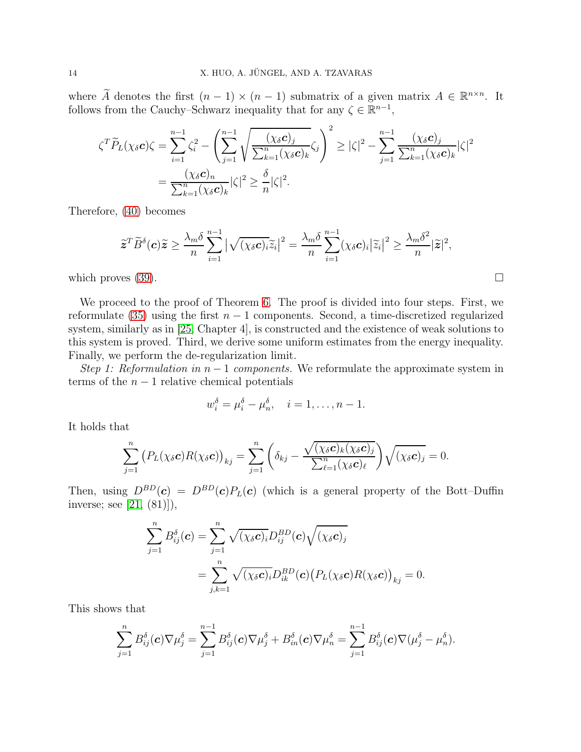where $\widetilde{A}$ denotes the first $(n-1)\times(n-1)$ submatrix of a given matrix $A\in\mathbb{R}^{n\times n}$. It follows from the Cauchy–Schwarz inequality that for any $\zeta\in\mathbb{R}^{n-1}$,

$$
\begin{aligned}
\zeta^T\widetilde{P}_L(\chi_\delta\boldsymbol{c})\zeta &= \sum_{i=1}^{n-1}\zeta_i^2 - \left(\sum_{j=1}^{n-1}\sqrt{\frac{(\chi_\delta\boldsymbol{c})_j}{\sum_{k=1}^n(\chi_\delta\boldsymbol{c})_k}}\zeta_j\right)^2 \geq |\zeta|^2 - \sum_{j=1}^{n-1}\frac{(\chi_\delta\boldsymbol{c})_j}{\sum_{k=1}^n(\chi_\delta\boldsymbol{c})_k}|\zeta|^2 \\
&= \frac{(\chi_\delta\boldsymbol{c})_n}{\sum_{k=1}^n(\chi_\delta\boldsymbol{c})_k}|\zeta|^2 \geq \frac{\delta}{n}|\zeta|^2.
\end{aligned}
$$

Therefore, (40) becomes

$$
\widetilde{\boldsymbol{z}}^T\widetilde{B}^\delta(\boldsymbol{c})\widetilde{\boldsymbol{z}} \geq \frac{\lambda_m\delta}{n}\sum_{i=1}^{n-1}\big|\sqrt{(\chi_\delta\boldsymbol{c})_i}\widetilde{z}_i\big|^2 = \frac{\lambda_m\delta}{n}\sum_{i=1}^{n-1}(\chi_\delta\boldsymbol{c})_i\big|\widetilde{z}_i\big|^2 \geq \frac{\lambda_m\delta^2}{n}|\widetilde{\boldsymbol{z}}|^2,
$$

which proves (39). $\square$

We proceed to the proof of Theorem 6. The proof is divided into four steps. First, we reformulate (35) using the first $n-1$ components. Second, a time-discretized regularized system, similarly as in [25, Chapter 4], is constructed and the existence of weak solutions to this system is proved. Third, we derive some uniform estimates from the energy inequality. Finally, we perform the de-regularization limit.

*Step 1: Reformulation in $n-1$ components.* We reformulate the approximate system in terms of the $n-1$ relative chemical potentials

$$
w_i^\delta = \mu_i^\delta - \mu_n^\delta, \quad i=1,\ldots,n-1.
$$

It holds that

$$
\sum_{j=1}^n\big(P_L(\chi_\delta\boldsymbol{c})R(\chi_\delta\boldsymbol{c})\big)_{kj} = \sum_{j=1}^n\left(\delta_{kj} - \frac{\sqrt{(\chi_\delta\boldsymbol{c})_k(\chi_\delta\boldsymbol{c})_j}}{\sum_{\ell=1}^n(\chi_\delta\boldsymbol{c})_\ell}\right)\sqrt{(\chi_\delta\boldsymbol{c})_j} = 0.
$$

Then, using $D^{BD}(\boldsymbol{c}) = D^{BD}(\boldsymbol{c})P_L(\boldsymbol{c})$ (which is a general property of the Bott–Duffin inverse; see [21, (81)]),

$$
\begin{aligned}
\sum_{j=1}^n B_{ij}^\delta(\boldsymbol{c}) &= \sum_{j=1}^n\sqrt{(\chi_\delta\boldsymbol{c})_i}D_{ij}^{BD}(\boldsymbol{c})\sqrt{(\chi_\delta\boldsymbol{c})_j} \\
&= \sum_{j,k=1}^n\sqrt{(\chi_\delta\boldsymbol{c})_i}D_{ik}^{BD}(\boldsymbol{c})\big(P_L(\chi_\delta\boldsymbol{c})R(\chi_\delta\boldsymbol{c})\big)_{kj} = 0.
\end{aligned}
$$

This shows that

$$
\sum_{j=1}^n B_{ij}^\delta(\boldsymbol{c})\nabla\mu_j^\delta = \sum_{j=1}^{n-1}B_{ij}^\delta(\boldsymbol{c})\nabla\mu_j^\delta + B_{in}^\delta(\boldsymbol{c})\nabla\mu_n^\delta = \sum_{j=1}^{n-1}B_{ij}^\delta(\boldsymbol{c})\nabla(\mu_j^\delta - \mu_n^\delta).
$$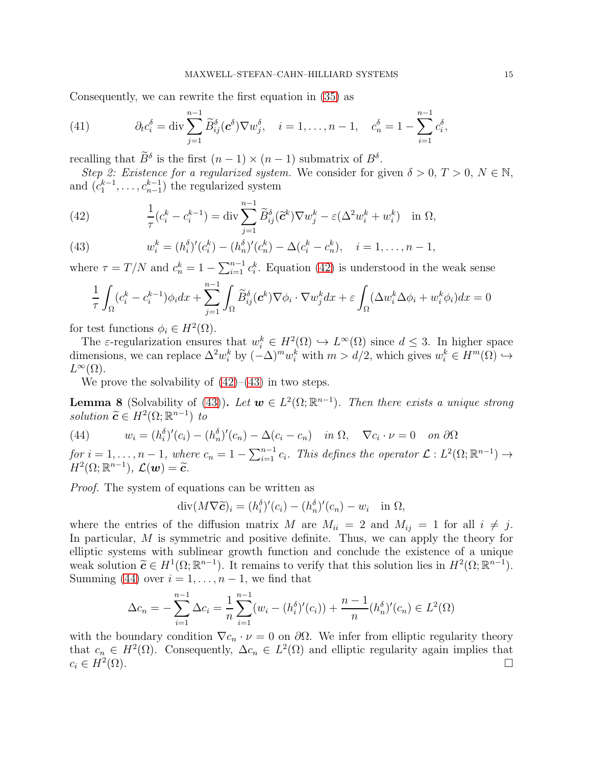Consequently, we can rewrite the first equation in (35) as

$$\partial_t c_i^\delta = \operatorname{div} \sum_{j=1}^{n-1} \widetilde{B}_{ij}^\delta(\boldsymbol{c}^\delta)\nabla w_j^\delta, \quad i = 1,\ldots,n-1, \quad c_n^\delta = 1 - \sum_{i=1}^{n-1} c_i^\delta, \tag{41}$$

recalling that $\widetilde{B}^\delta$ is the first $(n-1)\times(n-1)$ submatrix of $B^\delta$.

*Step 2: Existence for a regularized system.* We consider for given $\delta > 0$, $T > 0$, $N \in \mathbb{N}$, and $(c_1^{k-1},\ldots,c_{n-1}^{k-1})$ the regularized system

$$\frac{1}{\tau}(c_i^k - c_i^{k-1}) = \operatorname{div} \sum_{j=1}^{n-1} \widetilde{B}_{ij}^\delta(\widetilde{\boldsymbol{c}}^k)\nabla w_j^k - \varepsilon(\Delta^2 w_i^k + w_i^k) \quad \text{in } \Omega, \tag{42}$$

$$w_i^k = (h_i^\delta)'(c_i^k) - (h_n^\delta)'(c_n^k) - \Delta(c_i^k - c_n^k), \quad i = 1,\ldots,n-1, \tag{43}$$

where $\tau = T/N$ and $c_n^k = 1 - \sum_{i=1}^{n-1} c_i^k$. Equation (42) is understood in the weak sense

$$\frac{1}{\tau}\int_\Omega (c_i^k - c_i^{k-1})\phi_i dx + \sum_{j=1}^{n-1}\int_\Omega \widetilde{B}_{ij}^\delta(\boldsymbol{c}^k)\nabla\phi_i \cdot \nabla w_j^k dx + \varepsilon\int_\Omega (\Delta w_i^k \Delta\phi_i + w_i^k\phi_i)dx = 0$$

for test functions $\phi_i \in H^2(\Omega)$.

The $\varepsilon$-regularization ensures that $w_i^k \in H^2(\Omega) \hookrightarrow L^\infty(\Omega)$ since $d \le 3$. In higher space dimensions, we can replace $\Delta^2 w_i^k$ by $(-\Delta)^m w_i^k$ with $m > d/2$, which gives $w_i^k \in H^m(\Omega) \hookrightarrow L^\infty(\Omega)$.

We prove the solvability of (42)–(43) in two steps.

**Lemma 8** (Solvability of (43))**.** *Let $\boldsymbol{w} \in L^2(\Omega;\mathbb{R}^{n-1})$. Then there exists a unique strong solution $\widetilde{\boldsymbol{c}} \in H^2(\Omega;\mathbb{R}^{n-1})$ to*

$$w_i = (h_i^\delta)'(c_i) - (h_n^\delta)'(c_n) - \Delta(c_i - c_n) \quad \text{in } \Omega, \quad \nabla c_i \cdot \nu = 0 \quad \text{on } \partial\Omega \tag{44}$$

*for $i = 1,\ldots,n-1$, where $c_n = 1 - \sum_{i=1}^{n-1} c_i$. This defines the operator $\mathcal{L}: L^2(\Omega;\mathbb{R}^{n-1}) \to H^2(\Omega;\mathbb{R}^{n-1})$, $\mathcal{L}(\boldsymbol{w}) = \widetilde{\boldsymbol{c}}$.*

*Proof.* The system of equations can be written as

$$\operatorname{div}(M\nabla\widetilde{\boldsymbol{c}})_i = (h_i^\delta)'(c_i) - (h_n^\delta)'(c_n) - w_i \quad \text{in } \Omega,$$

where the entries of the diffusion matrix $M$ are $M_{ii} = 2$ and $M_{ij} = 1$ for all $i \ne j$. In particular, $M$ is symmetric and positive definite. Thus, we can apply the theory for elliptic systems with sublinear growth function and conclude the existence of a unique weak solution $\widetilde{\boldsymbol{c}} \in H^1(\Omega;\mathbb{R}^{n-1})$. It remains to verify that this solution lies in $H^2(\Omega;\mathbb{R}^{n-1})$. Summing (44) over $i = 1,\ldots,n-1$, we find that

$$\Delta c_n = -\sum_{i=1}^{n-1}\Delta c_i = \frac{1}{n}\sum_{i=1}^{n-1}(w_i - (h_i^\delta)'(c_i)) + \frac{n-1}{n}(h_n^\delta)'(c_n) \in L^2(\Omega)$$

with the boundary condition $\nabla c_n \cdot \nu = 0$ on $\partial\Omega$. We infer from elliptic regularity theory that $c_n \in H^2(\Omega)$. Consequently, $\Delta c_n \in L^2(\Omega)$ and elliptic regularity again implies that $c_i \in H^2(\Omega)$. $\square$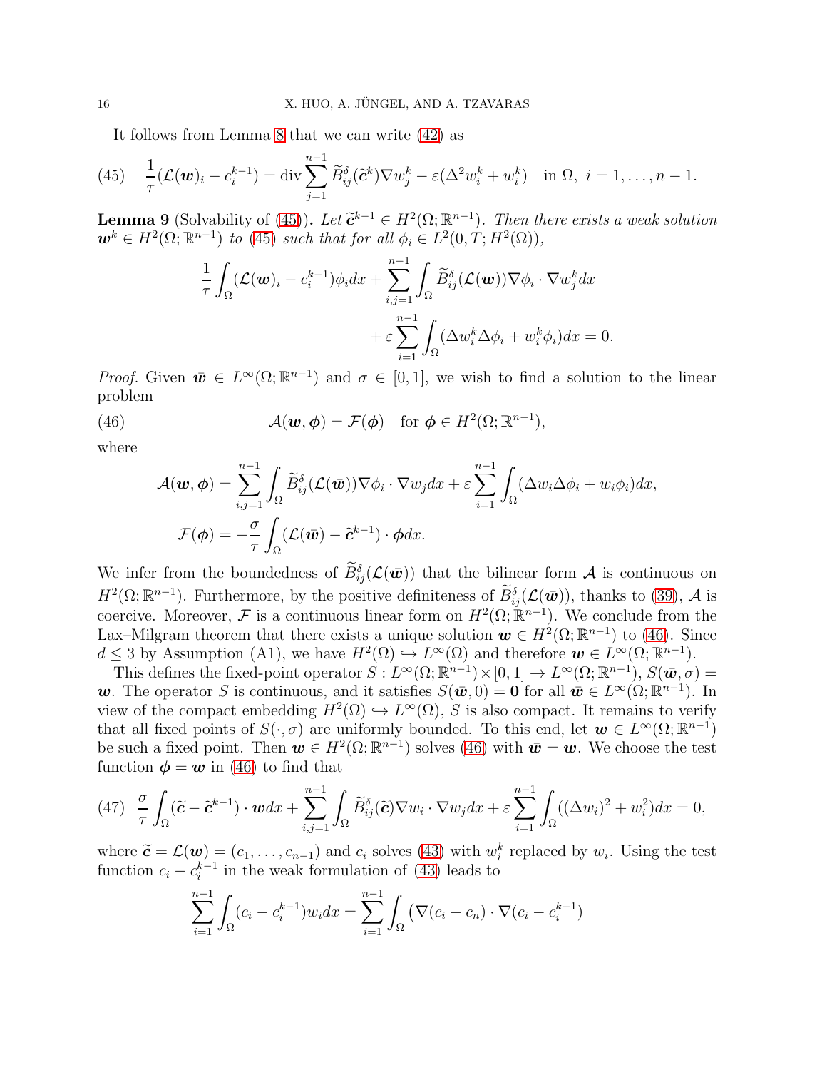It follows from Lemma 8 that we can write (42) as

$$
(45)\quad \frac{1}{\tau}(\mathcal{L}(\boldsymbol{w})_i - c_i^{k-1}) = \operatorname{div}\sum_{j=1}^{n-1}\widetilde{B}_{ij}^\delta(\widetilde{\boldsymbol{c}}^k)\nabla w_j^k - \varepsilon(\Delta^2 w_i^k + w_i^k) \quad \text{in } \Omega,\ i=1,\ldots,n-1.
$$

**Lemma 9** (Solvability of (45))**.** *Let $\widetilde{\boldsymbol{c}}^{k-1}\in H^2(\Omega;\mathbb{R}^{n-1})$. Then there exists a weak solution $\boldsymbol{w}^k\in H^2(\Omega;\mathbb{R}^{n-1})$ to (45) such that for all $\phi_i\in L^2(0,T;H^2(\Omega))$,*

$$
\frac{1}{\tau}\int_\Omega(\mathcal{L}(\boldsymbol{w})_i - c_i^{k-1})\phi_i dx + \sum_{i,j=1}^{n-1}\int_\Omega \widetilde{B}_{ij}^\delta(\mathcal{L}(\boldsymbol{w}))\nabla\phi_i\cdot\nabla w_j^k dx + \varepsilon\sum_{i=1}^{n-1}\int_\Omega(\Delta w_i^k\Delta\phi_i + w_i^k\phi_i)dx = 0.
$$

*Proof.* Given $\bar{\boldsymbol{w}}\in L^\infty(\Omega;\mathbb{R}^{n-1})$ and $\sigma\in[0,1]$, we wish to find a solution to the linear problem

$$
(46)\qquad \mathcal{A}(\boldsymbol{w},\boldsymbol{\phi}) = \mathcal{F}(\boldsymbol{\phi}) \quad \text{for } \boldsymbol{\phi}\in H^2(\Omega;\mathbb{R}^{n-1}),
$$

where

$$
\mathcal{A}(\boldsymbol{w},\boldsymbol{\phi}) = \sum_{i,j=1}^{n-1}\int_\Omega \widetilde{B}_{ij}^\delta(\mathcal{L}(\bar{\boldsymbol{w}}))\nabla\phi_i\cdot\nabla w_j dx + \varepsilon\sum_{i=1}^{n-1}\int_\Omega(\Delta w_i\Delta\phi_i + w_i\phi_i)dx,
$$

$$
\mathcal{F}(\boldsymbol{\phi}) = -\frac{\sigma}{\tau}\int_\Omega(\mathcal{L}(\bar{\boldsymbol{w}}) - \widetilde{\boldsymbol{c}}^{k-1})\cdot\boldsymbol{\phi}dx.
$$

We infer from the boundedness of $\widetilde{B}_{ij}^\delta(\mathcal{L}(\bar{\boldsymbol{w}}))$ that the bilinear form $\mathcal{A}$ is continuous on $H^2(\Omega;\mathbb{R}^{n-1})$. Furthermore, by the positive definiteness of $\widetilde{B}_{ij}^\delta(\mathcal{L}(\bar{\boldsymbol{w}}))$, thanks to (39), $\mathcal{A}$ is coercive. Moreover, $\mathcal{F}$ is a continuous linear form on $H^2(\Omega;\mathbb{R}^{n-1})$. We conclude from the Lax–Milgram theorem that there exists a unique solution $\boldsymbol{w}\in H^2(\Omega;\mathbb{R}^{n-1})$ to (46). Since $d\le 3$ by Assumption (A1), we have $H^2(\Omega)\hookrightarrow L^\infty(\Omega)$ and therefore $\boldsymbol{w}\in L^\infty(\Omega;\mathbb{R}^{n-1})$.

This defines the fixed-point operator $S: L^\infty(\Omega;\mathbb{R}^{n-1})\times[0,1]\to L^\infty(\Omega;\mathbb{R}^{n-1})$, $S(\bar{\boldsymbol{w}},\sigma) = \boldsymbol{w}$. The operator $S$ is continuous, and it satisfies $S(\bar{\boldsymbol{w}},0)=\boldsymbol{0}$ for all $\bar{\boldsymbol{w}}\in L^\infty(\Omega;\mathbb{R}^{n-1})$. In view of the compact embedding $H^2(\Omega)\hookrightarrow L^\infty(\Omega)$, $S$ is also compact. It remains to verify that all fixed points of $S(\cdot,\sigma)$ are uniformly bounded. To this end, let $\boldsymbol{w}\in L^\infty(\Omega;\mathbb{R}^{n-1})$ be such a fixed point. Then $\boldsymbol{w}\in H^2(\Omega;\mathbb{R}^{n-1})$ solves (46) with $\bar{\boldsymbol{w}}=\boldsymbol{w}$. We choose the test function $\boldsymbol{\phi}=\boldsymbol{w}$ in (46) to find that

$$
(47)\quad \frac{\sigma}{\tau}\int_\Omega(\widetilde{\boldsymbol{c}} - \widetilde{\boldsymbol{c}}^{k-1})\cdot\boldsymbol{w}dx + \sum_{i,j=1}^{n-1}\int_\Omega\widetilde{B}_{ij}^\delta(\widetilde{\boldsymbol{c}})\nabla w_i\cdot\nabla w_j dx + \varepsilon\sum_{i=1}^{n-1}\int_\Omega((\Delta w_i)^2 + w_i^2)dx = 0,
$$

where $\widetilde{\boldsymbol{c}} = \mathcal{L}(\boldsymbol{w}) = (c_1,\ldots,c_{n-1})$ and $c_i$ solves (43) with $w_i^k$ replaced by $w_i$. Using the test function $c_i - c_i^{k-1}$ in the weak formulation of (43) leads to

$$
\sum_{i=1}^{n-1}\int_\Omega(c_i - c_i^{k-1})w_i dx = \sum_{i=1}^{n-1}\int_\Omega\big(\nabla(c_i - c_n)\cdot\nabla(c_i - c_i^{k-1})
$$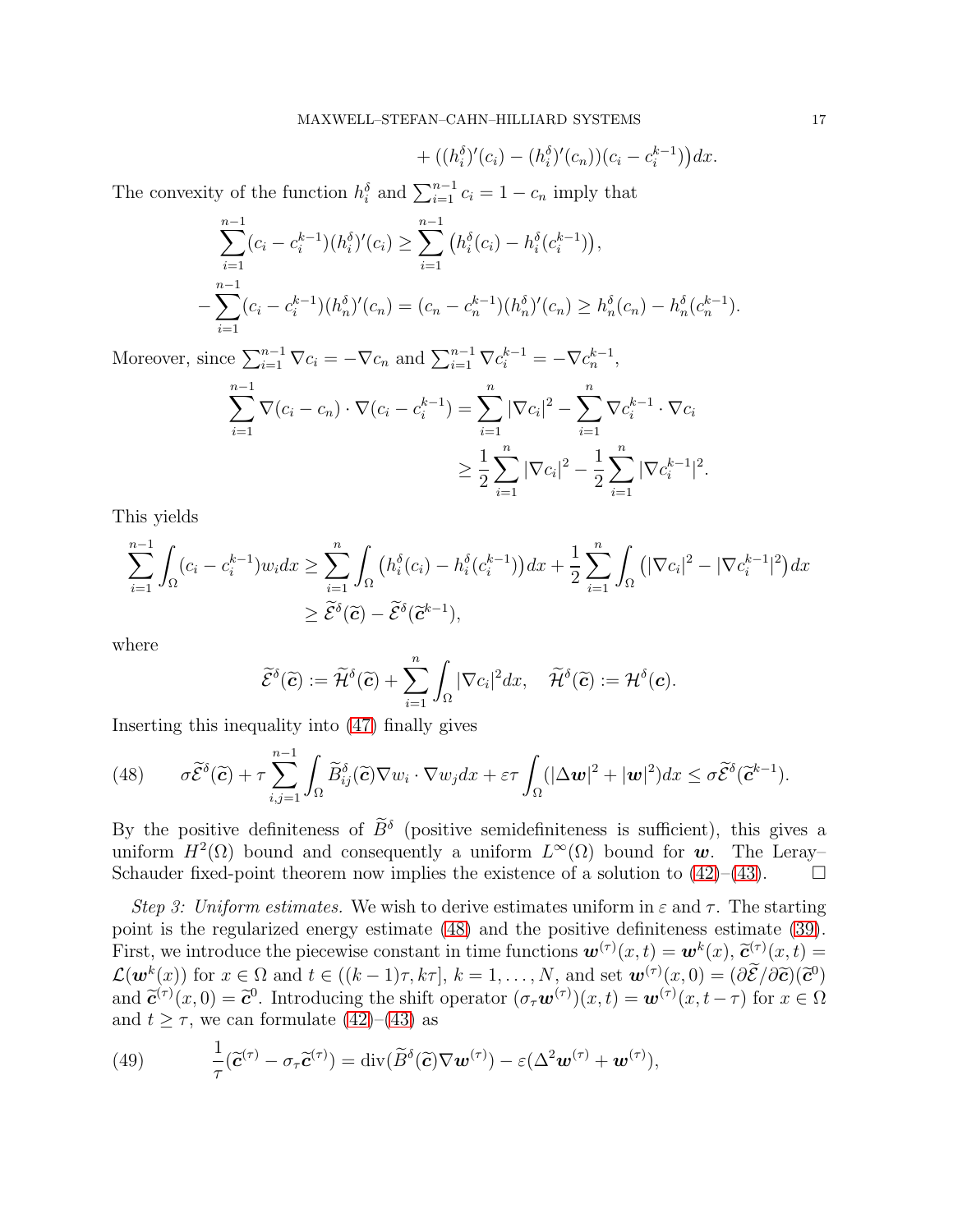$$+ \big((h_i^\delta)'(c_i) - (h_i^\delta)'(c_n)\big)(c_i - c_i^{k-1})\big)dx.$$

The convexity of the function $h_i^\delta$ and $\sum_{i=1}^{n-1} c_i = 1 - c_n$ imply that

$$\sum_{i=1}^{n-1}(c_i - c_i^{k-1})(h_i^\delta)'(c_i) \ge \sum_{i=1}^{n-1}\big(h_i^\delta(c_i) - h_i^\delta(c_i^{k-1})\big),$$

$$-\sum_{i=1}^{n-1}(c_i - c_i^{k-1})(h_n^\delta)'(c_n) = (c_n - c_n^{k-1})(h_n^\delta)'(c_n) \ge h_n^\delta(c_n) - h_n^\delta(c_n^{k-1}).$$

Moreover, since $\sum_{i=1}^{n-1}\nabla c_i = -\nabla c_n$ and $\sum_{i=1}^{n-1}\nabla c_i^{k-1} = -\nabla c_n^{k-1}$,

$$\begin{aligned}\sum_{i=1}^{n-1}\nabla(c_i - c_n)\cdot\nabla(c_i - c_i^{k-1}) &= \sum_{i=1}^{n}|\nabla c_i|^2 - \sum_{i=1}^{n}\nabla c_i^{k-1}\cdot\nabla c_i \\ &\ge \frac{1}{2}\sum_{i=1}^{n}|\nabla c_i|^2 - \frac{1}{2}\sum_{i=1}^{n}|\nabla c_i^{k-1}|^2.\end{aligned}$$

This yields

$$\begin{aligned}\sum_{i=1}^{n-1}\int_\Omega (c_i - c_i^{k-1})w_i dx &\ge \sum_{i=1}^{n}\int_\Omega\big(h_i^\delta(c_i) - h_i^\delta(c_i^{k-1})\big)dx + \frac{1}{2}\sum_{i=1}^{n}\int_\Omega\big(|\nabla c_i|^2 - |\nabla c_i^{k-1}|^2\big)dx \\ &\ge \widetilde{\mathcal{E}}^\delta(\widetilde{\boldsymbol{c}}) - \widetilde{\mathcal{E}}^\delta(\widetilde{\boldsymbol{c}}^{k-1}),\end{aligned}$$

where

$$\widetilde{\mathcal{E}}^\delta(\widetilde{\boldsymbol{c}}) := \widetilde{\mathcal{H}}^\delta(\widetilde{\boldsymbol{c}}) + \sum_{i=1}^{n}\int_\Omega|\nabla c_i|^2 dx, \quad \widetilde{\mathcal{H}}^\delta(\widetilde{\boldsymbol{c}}) := \mathcal{H}^\delta(\boldsymbol{c}).$$

Inserting this inequality into (47) finally gives

$$\sigma\widetilde{\mathcal{E}}^\delta(\widetilde{\boldsymbol{c}}) + \tau\sum_{i,j=1}^{n-1}\int_\Omega \widetilde{B}_{ij}^\delta(\widetilde{\boldsymbol{c}})\nabla w_i\cdot\nabla w_j dx + \varepsilon\tau\int_\Omega(|\Delta\boldsymbol{w}|^2 + |\boldsymbol{w}|^2)dx \le \sigma\widetilde{\mathcal{E}}^\delta(\widetilde{\boldsymbol{c}}^{k-1}). \tag{48}$$

By the positive definiteness of $\widetilde{B}^\delta$ (positive semidefiniteness is sufficient), this gives a uniform $H^2(\Omega)$ bound and consequently a uniform $L^\infty(\Omega)$ bound for $\boldsymbol{w}$. The Leray–Schauder fixed-point theorem now implies the existence of a solution to (42)–(43). □

*Step 3: Uniform estimates.* We wish to derive estimates uniform in $\varepsilon$ and $\tau$. The starting point is the regularized energy estimate (48) and the positive definiteness estimate (39). First, we introduce the piecewise constant in time functions $\boldsymbol{w}^{(\tau)}(x,t) = \boldsymbol{w}^k(x)$, $\widetilde{\boldsymbol{c}}^{(\tau)}(x,t) = \mathcal{L}(\boldsymbol{w}^k(x))$ for $x \in \Omega$ and $t \in ((k-1)\tau, k\tau]$, $k = 1, \ldots, N$, and set $\boldsymbol{w}^{(\tau)}(x,0) = (\partial\widetilde{\mathcal{E}}/\partial\widetilde{\boldsymbol{c}})(\widetilde{\boldsymbol{c}}^0)$ and $\widetilde{\boldsymbol{c}}^{(\tau)}(x,0) = \widetilde{\boldsymbol{c}}^0$. Introducing the shift operator $(\sigma_\tau\boldsymbol{w}^{(\tau)})(x,t) = \boldsymbol{w}^{(\tau)}(x,t-\tau)$ for $x \in \Omega$ and $t \ge \tau$, we can formulate (42)–(43) as

$$\frac{1}{\tau}(\widetilde{\boldsymbol{c}}^{(\tau)} - \sigma_\tau\widetilde{\boldsymbol{c}}^{(\tau)}) = \operatorname{div}(\widetilde{B}^\delta(\widetilde{\boldsymbol{c}})\nabla\boldsymbol{w}^{(\tau)}) - \varepsilon(\Delta^2\boldsymbol{w}^{(\tau)} + \boldsymbol{w}^{(\tau)}), \tag{49}$$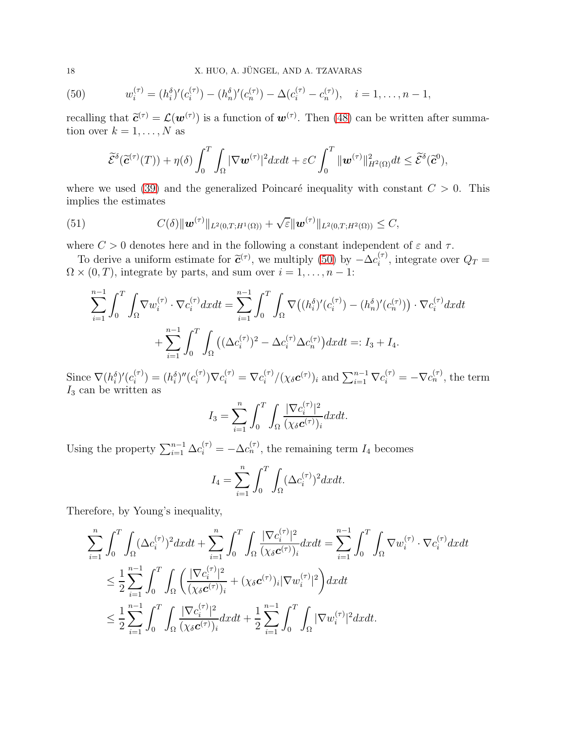$$
w_i^{(\tau)} = (h_i^\delta)'(c_i^{(\tau)}) - (h_n^\delta)'(c_n^{(\tau)}) - \Delta(c_i^{(\tau)} - c_n^{(\tau)}), \quad i = 1, \ldots, n-1, \tag{50}
$$

recalling that $\widetilde{\boldsymbol{c}}^{(\tau)} = \mathcal{L}(\boldsymbol{w}^{(\tau)})$ is a function of $\boldsymbol{w}^{(\tau)}$. Then (48) can be written after summation over $k = 1, \ldots, N$ as

$$
\widetilde{\mathcal{E}}^\delta(\widetilde{\boldsymbol{c}}^{(\tau)}(T)) + \eta(\delta) \int_0^T \int_\Omega |\nabla \boldsymbol{w}^{(\tau)}|^2 dx dt + \varepsilon C \int_0^T \|\boldsymbol{w}^{(\tau)}\|_{H^2(\Omega)}^2 dt \le \widetilde{\mathcal{E}}^\delta(\widetilde{\boldsymbol{c}}^0),
$$

where we used (39) and the generalized Poincaré inequality with constant $C > 0$. This implies the estimates

$$
C(\delta) \|\boldsymbol{w}^{(\tau)}\|_{L^2(0,T;H^1(\Omega))} + \sqrt{\varepsilon} \|\boldsymbol{w}^{(\tau)}\|_{L^2(0,T;H^2(\Omega))} \le C, \tag{51}
$$

where $C > 0$ denotes here and in the following a constant independent of $\varepsilon$ and $\tau$.

To derive a uniform estimate for $\widetilde{\boldsymbol{c}}^{(\tau)}$, we multiply (50) by $-\Delta c_i^{(\tau)}$, integrate over $Q_T = \Omega \times (0,T)$, integrate by parts, and sum over $i = 1, \ldots, n-1$:

$$
\begin{aligned}
\sum_{i=1}^{n-1} \int_0^T \int_\Omega \nabla w_i^{(\tau)} \cdot \nabla c_i^{(\tau)} dx dt &= \sum_{i=1}^{n-1} \int_0^T \int_\Omega \nabla \big( (h_i^\delta)'(c_i^{(\tau)}) - (h_n^\delta)'(c_n^{(\tau)}) \big) \cdot \nabla c_i^{(\tau)} dx dt \\
&\quad + \sum_{i=1}^{n-1} \int_0^T \int_\Omega \big( (\Delta c_i^{(\tau)})^2 - \Delta c_i^{(\tau)} \Delta c_n^{(\tau)} \big) dx dt =: I_3 + I_4.
\end{aligned}
$$

Since $\nabla (h_i^\delta)'(c_i^{(\tau)}) = (h_i^\delta)''(c_i^{(\tau)}) \nabla c_i^{(\tau)} = \nabla c_i^{(\tau)} / (\chi_\delta \boldsymbol{c}^{(\tau)})_i$ and $\sum_{i=1}^{n-1} \nabla c_i^{(\tau)} = -\nabla c_n^{(\tau)}$, the term $I_3$ can be written as

$$
I_3 = \sum_{i=1}^n \int_0^T \int_\Omega \frac{|\nabla c_i^{(\tau)}|^2}{(\chi_\delta \boldsymbol{c}^{(\tau)})_i} dx dt.
$$

Using the property $\sum_{i=1}^{n-1} \Delta c_i^{(\tau)} = -\Delta c_n^{(\tau)}$, the remaining term $I_4$ becomes

$$
I_4 = \sum_{i=1}^n \int_0^T \int_\Omega (\Delta c_i^{(\tau)})^2 dx dt.
$$

Therefore, by Young's inequality,

$$
\begin{aligned}
\sum_{i=1}^n \int_0^T \int_\Omega (\Delta c_i^{(\tau)})^2 dx dt + \sum_{i=1}^n \int_0^T \int_\Omega \frac{|\nabla c_i^{(\tau)}|^2}{(\chi_\delta \boldsymbol{c}^{(\tau)})_i} dx dt &= \sum_{i=1}^{n-1} \int_0^T \int_\Omega \nabla w_i^{(\tau)} \cdot \nabla c_i^{(\tau)} dx dt \\
&\le \frac{1}{2} \sum_{i=1}^{n-1} \int_0^T \int_\Omega \left( \frac{|\nabla c_i^{(\tau)}|^2}{(\chi_\delta \boldsymbol{c}^{(\tau)})_i} + (\chi_\delta \boldsymbol{c}^{(\tau)})_i |\nabla w_i^{(\tau)}|^2 \right) dx dt \\
&\le \frac{1}{2} \sum_{i=1}^{n-1} \int_0^T \int_\Omega \frac{|\nabla c_i^{(\tau)}|^2}{(\chi_\delta \boldsymbol{c}^{(\tau)})_i} dx dt + \frac{1}{2} \sum_{i=1}^{n-1} \int_0^T \int_\Omega |\nabla w_i^{(\tau)}|^2 dx dt.
\end{aligned}
$$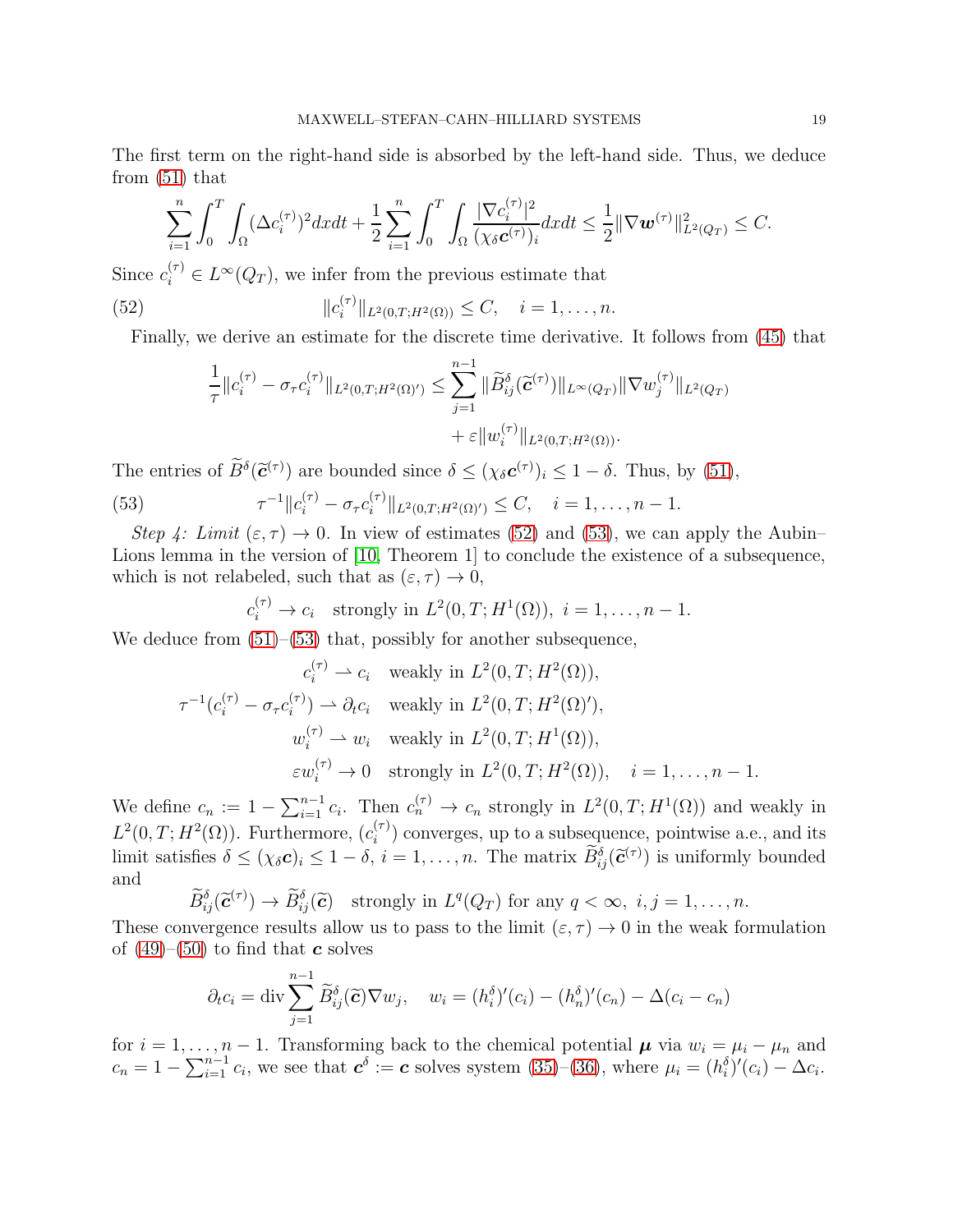The first term on the right-hand side is absorbed by the left-hand side. Thus, we deduce from (51) that

$$\sum_{i=1}^n \int_0^T \int_\Omega (\Delta c_i^{(\tau)})^2 dxdt + \frac{1}{2}\sum_{i=1}^n \int_0^T \int_\Omega \frac{|\nabla c_i^{(\tau)}|^2}{(\chi_\delta \boldsymbol{c}^{(\tau)})_i} dxdt \le \frac{1}{2}\|\nabla \boldsymbol{w}^{(\tau)}\|^2_{L^2(Q_T)} \le C.$$

Since $c_i^{(\tau)} \in L^\infty(Q_T)$, we infer from the previous estimate that

$$\|c_i^{(\tau)}\|_{L^2(0,T;H^2(\Omega))} \le C, \quad i = 1, \ldots, n. \tag{52}$$

Finally, we derive an estimate for the discrete time derivative. It follows from (45) that

$$\begin{aligned}
\frac{1}{\tau}\|c_i^{(\tau)} - \sigma_\tau c_i^{(\tau)}\|_{L^2(0,T;H^2(\Omega)')} &\le \sum_{j=1}^{n-1} \|\widetilde{B}_{ij}^\delta(\widetilde{\boldsymbol{c}}^{(\tau)})\|_{L^\infty(Q_T)} \|\nabla w_j^{(\tau)}\|_{L^2(Q_T)} \\
&\quad + \varepsilon \|w_i^{(\tau)}\|_{L^2(0,T;H^2(\Omega))}.
\end{aligned}$$

The entries of $\widetilde{B}^\delta(\widetilde{\boldsymbol{c}}^{(\tau)})$ are bounded since $\delta \le (\chi_\delta \boldsymbol{c}^{(\tau)})_i \le 1 - \delta$. Thus, by (51),

$$\tau^{-1}\|c_i^{(\tau)} - \sigma_\tau c_i^{(\tau)}\|_{L^2(0,T;H^2(\Omega)')} \le C, \quad i = 1, \ldots, n-1. \tag{53}$$

*Step 4: Limit $(\varepsilon, \tau) \to 0$.* In view of estimates (52) and (53), we can apply the Aubin–Lions lemma in the version of [10, Theorem 1] to conclude the existence of a subsequence, which is not relabeled, such that as $(\varepsilon, \tau) \to 0$,

$$c_i^{(\tau)} \to c_i \quad \text{strongly in } L^2(0,T;H^1(\Omega)), \ i = 1, \ldots, n-1.$$

We deduce from (51)–(53) that, possibly for another subsequence,

$$\begin{aligned}
c_i^{(\tau)} &\rightharpoonup c_i \quad \text{weakly in } L^2(0,T;H^2(\Omega)), \\
\tau^{-1}(c_i^{(\tau)} - \sigma_\tau c_i^{(\tau)}) &\rightharpoonup \partial_t c_i \quad \text{weakly in } L^2(0,T;H^2(\Omega)'), \\
w_i^{(\tau)} &\rightharpoonup w_i \quad \text{weakly in } L^2(0,T;H^1(\Omega)), \\
\varepsilon w_i^{(\tau)} &\to 0 \quad \text{strongly in } L^2(0,T;H^2(\Omega)), \quad i = 1, \ldots, n-1.
\end{aligned}$$

We define $c_n := 1 - \sum_{i=1}^{n-1} c_i$. Then $c_n^{(\tau)} \to c_n$ strongly in $L^2(0,T;H^1(\Omega))$ and weakly in $L^2(0,T;H^2(\Omega))$. Furthermore, $(c_i^{(\tau)})$ converges, up to a subsequence, pointwise a.e., and its limit satisfies $\delta \le (\chi_\delta \boldsymbol{c})_i \le 1 - \delta$, $i = 1, \ldots, n$. The matrix $\widetilde{B}_{ij}^\delta(\widetilde{\boldsymbol{c}}^{(\tau)})$ is uniformly bounded and

$$\widetilde{B}_{ij}^\delta(\widetilde{\boldsymbol{c}}^{(\tau)}) \to \widetilde{B}_{ij}^\delta(\widetilde{\boldsymbol{c}}) \quad \text{strongly in } L^q(Q_T) \text{ for any } q < \infty, \ i, j = 1, \ldots, n.$$

These convergence results allow us to pass to the limit $(\varepsilon, \tau) \to 0$ in the weak formulation of (49)–(50) to find that $\boldsymbol{c}$ solves

$$\partial_t c_i = \operatorname{div} \sum_{j=1}^{n-1} \widetilde{B}_{ij}^\delta(\widetilde{\boldsymbol{c}}) \nabla w_j, \quad w_i = (h_i^\delta)'(c_i) - (h_n^\delta)'(c_n) - \Delta(c_i - c_n)$$

for $i = 1, \ldots, n-1$. Transforming back to the chemical potential $\boldsymbol{\mu}$ via $w_i = \mu_i - \mu_n$ and $c_n = 1 - \sum_{i=1}^{n-1} c_i$, we see that $\boldsymbol{c}^\delta := \boldsymbol{c}$ solves system (35)–(36), where $\mu_i = (h_i^\delta)'(c_i) - \Delta c_i$.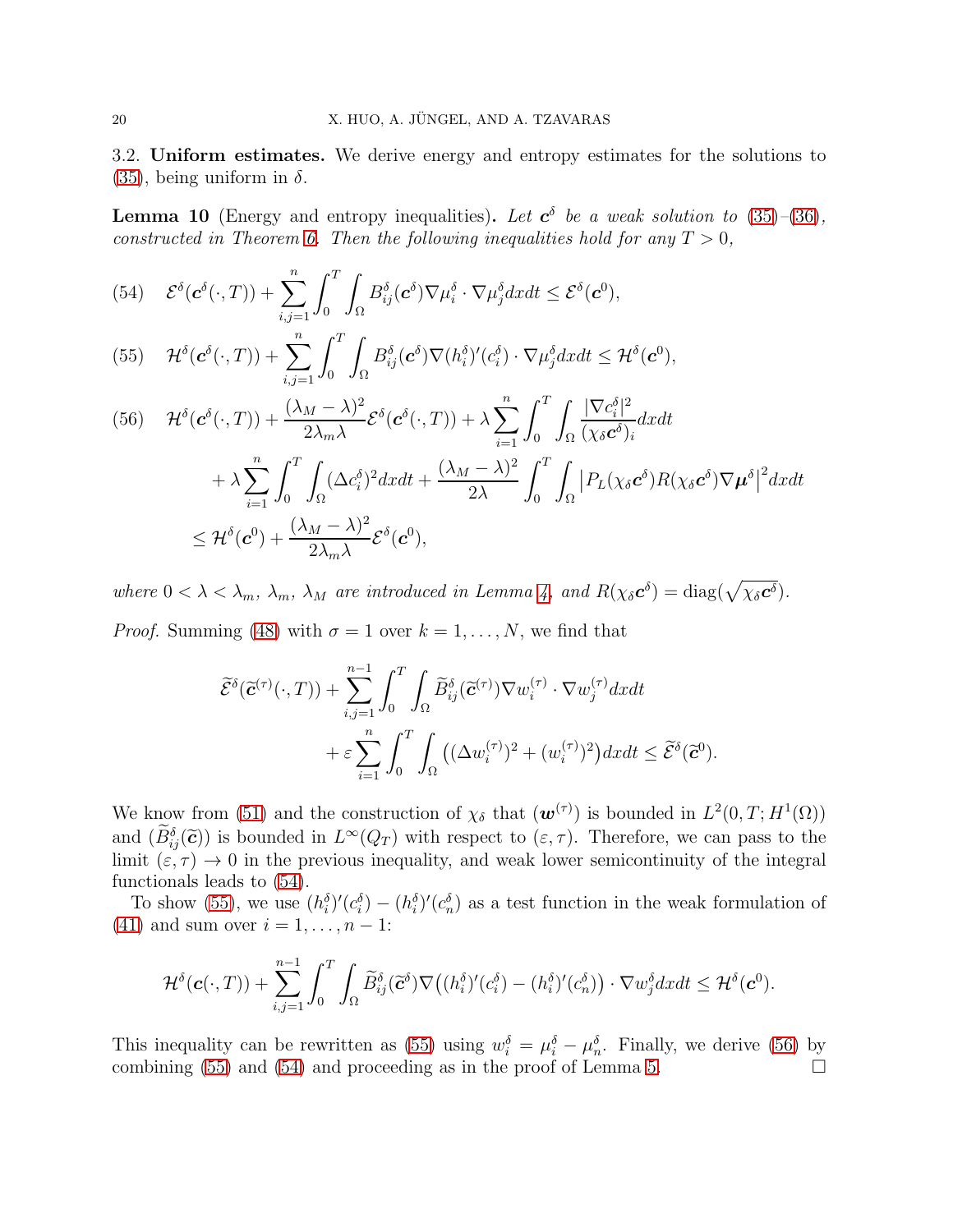3.2. **Uniform estimates.** We derive energy and entropy estimates for the solutions to (35), being uniform in $\delta$.

**Lemma 10** (Energy and entropy inequalities)**.** *Let $\boldsymbol{c}^\delta$ be a weak solution to (35)–(36), constructed in Theorem 6. Then the following inequalities hold for any $T>0$,*

$$
\mathcal{E}^\delta(\boldsymbol{c}^\delta(\cdot,T)) + \sum_{i,j=1}^n \int_0^T\int_\Omega B_{ij}^\delta(\boldsymbol{c}^\delta)\nabla\mu_i^\delta\cdot\nabla\mu_j^\delta dxdt \le \mathcal{E}^\delta(\boldsymbol{c}^0), \tag{54}
$$

$$
\mathcal{H}^\delta(\boldsymbol{c}^\delta(\cdot,T)) + \sum_{i,j=1}^n \int_0^T\int_\Omega B_{ij}^\delta(\boldsymbol{c}^\delta)\nabla(h_i^\delta)'(c_i^\delta)\cdot\nabla\mu_j^\delta dxdt \le \mathcal{H}^\delta(\boldsymbol{c}^0), \tag{55}
$$

$$
\begin{aligned}
&\mathcal{H}^\delta(\boldsymbol{c}^\delta(\cdot,T)) + \frac{(\lambda_M-\lambda)^2}{2\lambda_m\lambda}\mathcal{E}^\delta(\boldsymbol{c}^\delta(\cdot,T)) + \lambda\sum_{i=1}^n\int_0^T\int_\Omega\frac{|\nabla c_i^\delta|^2}{(\chi_\delta\boldsymbol{c}^\delta)_i}dxdt \\
&\quad + \lambda\sum_{i=1}^n\int_0^T\int_\Omega(\Delta c_i^\delta)^2dxdt + \frac{(\lambda_M-\lambda)^2}{2\lambda}\int_0^T\int_\Omega\big|P_L(\chi_\delta\boldsymbol{c}^\delta)R(\chi_\delta\boldsymbol{c}^\delta)\nabla\boldsymbol{\mu}^\delta\big|^2dxdt \\
&\le \mathcal{H}^\delta(\boldsymbol{c}^0) + \frac{(\lambda_M-\lambda)^2}{2\lambda_m\lambda}\mathcal{E}^\delta(\boldsymbol{c}^0),
\end{aligned} \tag{56}
$$

*where $0<\lambda<\lambda_m$, $\lambda_m$, $\lambda_M$ are introduced in Lemma 4, and $R(\chi_\delta\boldsymbol{c}^\delta)=\operatorname{diag}(\sqrt{\chi_\delta\boldsymbol{c}^\delta})$.*

*Proof.* Summing (48) with $\sigma=1$ over $k=1,\ldots,N$, we find that

$$
\begin{aligned}
\widetilde{\mathcal{E}}^\delta(\widetilde{\boldsymbol{c}}^{(\tau)}(\cdot,T)) &+ \sum_{i,j=1}^{n-1}\int_0^T\int_\Omega\widetilde{B}_{ij}^\delta(\widetilde{\boldsymbol{c}}^{(\tau)})\nabla w_i^{(\tau)}\cdot\nabla w_j^{(\tau)}dxdt \\
&+ \varepsilon\sum_{i=1}^n\int_0^T\int_\Omega\big((\Delta w_i^{(\tau)})^2 + (w_i^{(\tau)})^2\big)dxdt \le \widetilde{\mathcal{E}}^\delta(\widetilde{\boldsymbol{c}}^0).
\end{aligned}
$$

We know from (51) and the construction of $\chi_\delta$ that $(\boldsymbol{w}^{(\tau)})$ is bounded in $L^2(0,T;H^1(\Omega))$ and $(\widetilde{B}_{ij}^\delta(\widetilde{\boldsymbol{c}}))$ is bounded in $L^\infty(Q_T)$ with respect to $(\varepsilon,\tau)$. Therefore, we can pass to the limit $(\varepsilon,\tau)\to 0$ in the previous inequality, and weak lower semicontinuity of the integral functionals leads to (54).

To show (55), we use $(h_i^\delta)'(c_i^\delta)-(h_i^\delta)'(c_n^\delta)$ as a test function in the weak formulation of (41) and sum over $i=1,\ldots,n-1$:

$$
\mathcal{H}^\delta(\boldsymbol{c}(\cdot,T)) + \sum_{i,j=1}^{n-1}\int_0^T\int_\Omega\widetilde{B}_{ij}^\delta(\widetilde{\boldsymbol{c}}^\delta)\nabla\big((h_i^\delta)'(c_i^\delta)-(h_i^\delta)'(c_n^\delta)\big)\cdot\nabla w_j^\delta dxdt \le \mathcal{H}^\delta(\boldsymbol{c}^0).
$$

This inequality can be rewritten as (55) using $w_i^\delta=\mu_i^\delta-\mu_n^\delta$. Finally, we derive (56) by combining (55) and (54) and proceeding as in the proof of Lemma 5. $\square$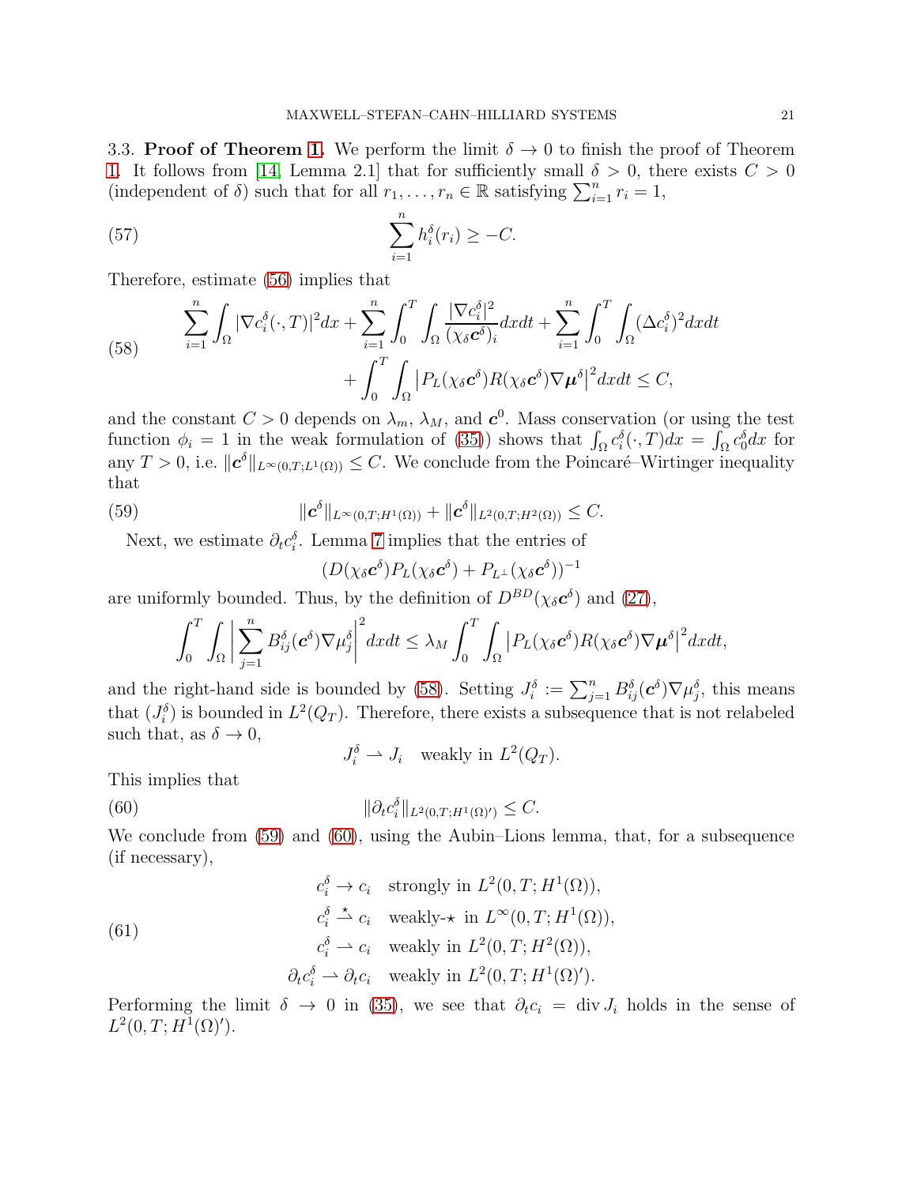3.3. **Proof of Theorem 1.** We perform the limit $\delta \to 0$ to finish the proof of Theorem 1. It follows from [14, Lemma 2.1] that for sufficiently small $\delta > 0$, there exists $C > 0$ (independent of $\delta$) such that for all $r_1, \ldots, r_n \in \mathbb{R}$ satisfying $\sum_{i=1}^n r_i = 1$,

$$\sum_{i=1}^n h_i^\delta(r_i) \geq -C. \tag{57}$$

Therefore, estimate (56) implies that

$$\begin{aligned}\sum_{i=1}^n \int_\Omega |\nabla c_i^\delta(\cdot,T)|^2 dx + \sum_{i=1}^n \int_0^T \int_\Omega \frac{|\nabla c_i^\delta|^2}{(\chi_\delta \boldsymbol{c}^\delta)_i} dx dt + \sum_{i=1}^n \int_0^T \int_\Omega (\Delta c_i^\delta)^2 dx dt \\ + \int_0^T \int_\Omega \big| P_L(\chi_\delta \boldsymbol{c}^\delta) R(\chi_\delta \boldsymbol{c}^\delta) \nabla \boldsymbol{\mu}^\delta \big|^2 dx dt \leq C,\end{aligned} \tag{58}$$

and the constant $C > 0$ depends on $\lambda_m$, $\lambda_M$, and $\boldsymbol{c}^0$. Mass conservation (or using the test function $\phi_i = 1$ in the weak formulation of (35)) shows that $\int_\Omega c_i^\delta(\cdot,T)dx = \int_\Omega c_0^\delta dx$ for any $T > 0$, i.e. $\|\boldsymbol{c}^\delta\|_{L^\infty(0,T;L^1(\Omega))} \leq C$. We conclude from the Poincaré–Wirtinger inequality that

$$\|\boldsymbol{c}^\delta\|_{L^\infty(0,T;H^1(\Omega))} + \|\boldsymbol{c}^\delta\|_{L^2(0,T;H^2(\Omega))} \leq C. \tag{59}$$

Next, we estimate $\partial_t c_i^\delta$. Lemma 7 implies that the entries of

$$(D(\chi_\delta \boldsymbol{c}^\delta) P_L(\chi_\delta \boldsymbol{c}^\delta) + P_{L^\perp}(\chi_\delta \boldsymbol{c}^\delta))^{-1}$$

are uniformly bounded. Thus, by the definition of $D^{BD}(\chi_\delta \boldsymbol{c}^\delta)$ and (27),

$$\int_0^T \int_\Omega \bigg| \sum_{j=1}^n B_{ij}^\delta(\boldsymbol{c}^\delta) \nabla \mu_j^\delta \bigg|^2 dx dt \leq \lambda_M \int_0^T \int_\Omega \big| P_L(\chi_\delta \boldsymbol{c}^\delta) R(\chi_\delta \boldsymbol{c}^\delta) \nabla \boldsymbol{\mu}^\delta \big|^2 dx dt,$$

and the right-hand side is bounded by (58). Setting $J_i^\delta := \sum_{j=1}^n B_{ij}^\delta(\boldsymbol{c}^\delta) \nabla \mu_j^\delta$, this means that $(J_i^\delta)$ is bounded in $L^2(Q_T)$. Therefore, there exists a subsequence that is not relabeled such that, as $\delta \to 0$,

$$J_i^\delta \rightharpoonup J_i \quad \text{weakly in } L^2(Q_T).$$

This implies that

$$\|\partial_t c_i^\delta\|_{L^2(0,T;H^1(\Omega)')} \leq C. \tag{60}$$

We conclude from (59) and (60), using the Aubin–Lions lemma, that, for a subsequence (if necessary),

$$\begin{aligned} c_i^\delta &\to c_i \quad \text{strongly in } L^2(0,T;H^1(\Omega)), \\ c_i^\delta &\overset{\star}{\rightharpoonup} c_i \quad \text{weakly-}\star \text{ in } L^\infty(0,T;H^1(\Omega)), \\ c_i^\delta &\rightharpoonup c_i \quad \text{weakly in } L^2(0,T;H^2(\Omega)), \\ \partial_t c_i^\delta &\rightharpoonup \partial_t c_i \quad \text{weakly in } L^2(0,T;H^1(\Omega)'). \end{aligned} \tag{61}$$

Performing the limit $\delta \to 0$ in (35), we see that $\partial_t c_i = \operatorname{div} J_i$ holds in the sense of $L^2(0,T;H^1(\Omega)')$.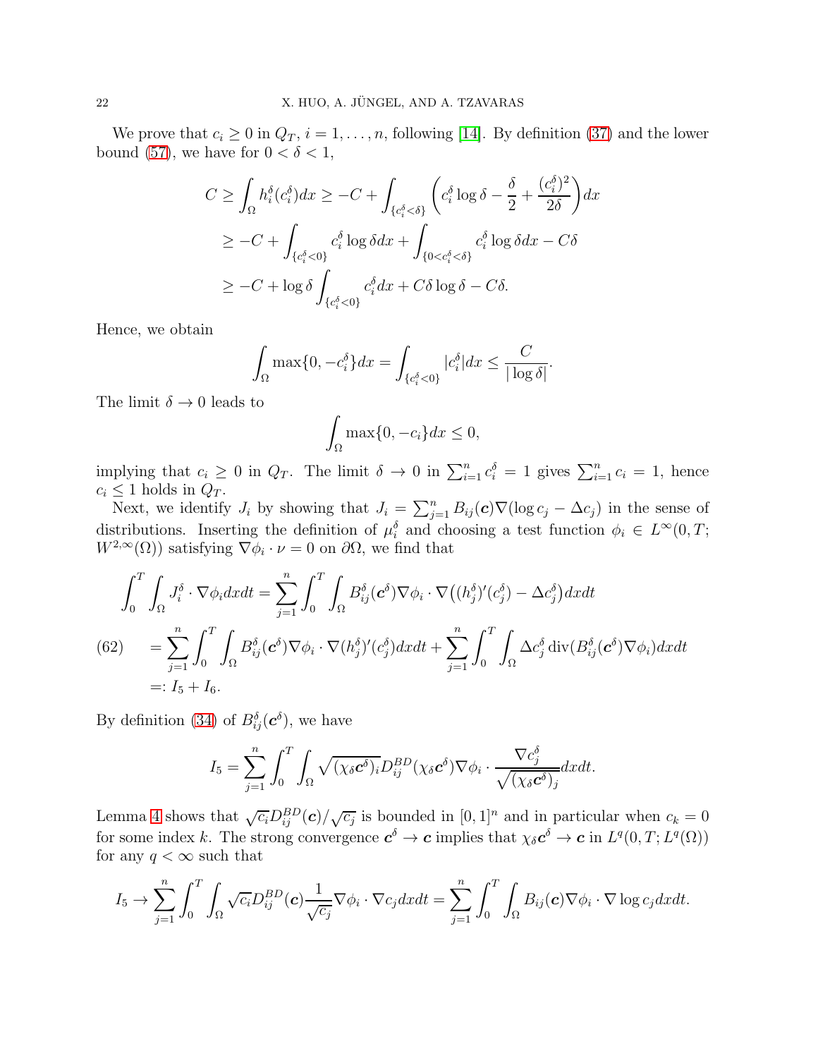We prove that $c_i \geq 0$ in $Q_T$, $i = 1, \ldots, n$, following [14]. By definition (37) and the lower bound (57), we have for $0 < \delta < 1$,

$$
\begin{aligned}
C \geq \int_\Omega h_i^\delta(c_i^\delta)dx &\geq -C + \int_{\{c_i^\delta < \delta\}} \left( c_i^\delta \log \delta - \frac{\delta}{2} + \frac{(c_i^\delta)^2}{2\delta} \right) dx \\
&\geq -C + \int_{\{c_i^\delta < 0\}} c_i^\delta \log \delta dx + \int_{\{0 < c_i^\delta < \delta\}} c_i^\delta \log \delta dx - C\delta \\
&\geq -C + \log \delta \int_{\{c_i^\delta < 0\}} c_i^\delta dx + C\delta \log \delta - C\delta.
\end{aligned}
$$

Hence, we obtain

$$
\int_\Omega \max\{0, -c_i^\delta\} dx = \int_{\{c_i^\delta < 0\}} |c_i^\delta| dx \leq \frac{C}{|\log \delta|}.
$$

The limit $\delta \to 0$ leads to

$$
\int_\Omega \max\{0, -c_i\} dx \leq 0,
$$

implying that $c_i \geq 0$ in $Q_T$. The limit $\delta \to 0$ in $\sum_{i=1}^n c_i^\delta = 1$ gives $\sum_{i=1}^n c_i = 1$, hence $c_i \leq 1$ holds in $Q_T$.

Next, we identify $J_i$ by showing that $J_i = \sum_{j=1}^n B_{ij}(\boldsymbol{c}) \nabla(\log c_j - \Delta c_j)$ in the sense of distributions. Inserting the definition of $\mu_i^\delta$ and choosing a test function $\phi_i \in L^\infty(0,T; W^{2,\infty}(\Omega))$ satisfying $\nabla \phi_i \cdot \nu = 0$ on $\partial\Omega$, we find that

$$
\begin{aligned}
\int_0^T \int_\Omega J_i^\delta \cdot \nabla \phi_i dx dt &= \sum_{j=1}^n \int_0^T \int_\Omega B_{ij}^\delta(\boldsymbol{c}^\delta) \nabla \phi_i \cdot \nabla \big( (h_j^\delta)'(c_j^\delta) - \Delta c_j^\delta \big) dx dt \\
&= \sum_{j=1}^n \int_0^T \int_\Omega B_{ij}^\delta(\boldsymbol{c}^\delta) \nabla \phi_i \cdot \nabla (h_j^\delta)'(c_j^\delta) dx dt + \sum_{j=1}^n \int_0^T \int_\Omega \Delta c_j^\delta \operatorname{div}(B_{ij}^\delta(\boldsymbol{c}^\delta) \nabla \phi_i) dx dt \\
&=: I_5 + I_6.
\end{aligned} \tag{62}
$$

By definition (34) of $B_{ij}^\delta(\boldsymbol{c}^\delta)$, we have

$$
I_5 = \sum_{j=1}^n \int_0^T \int_\Omega \sqrt{(\chi_\delta \boldsymbol{c}^\delta)_i} D_{ij}^{BD}(\chi_\delta \boldsymbol{c}^\delta) \nabla \phi_i \cdot \frac{\nabla c_j^\delta}{\sqrt{(\chi_\delta \boldsymbol{c}^\delta)_j}} dx dt.
$$

Lemma 4 shows that $\sqrt{c_i} D_{ij}^{BD}(\boldsymbol{c}) / \sqrt{c_j}$ is bounded in $[0,1]^n$ and in particular when $c_k = 0$ for some index $k$. The strong convergence $\boldsymbol{c}^\delta \to \boldsymbol{c}$ implies that $\chi_\delta \boldsymbol{c}^\delta \to \boldsymbol{c}$ in $L^q(0,T; L^q(\Omega))$ for any $q < \infty$ such that

$$
I_5 \to \sum_{j=1}^n \int_0^T \int_\Omega \sqrt{c_i} D_{ij}^{BD}(\boldsymbol{c}) \frac{1}{\sqrt{c_j}} \nabla \phi_i \cdot \nabla c_j dx dt = \sum_{j=1}^n \int_0^T \int_\Omega B_{ij}(\boldsymbol{c}) \nabla \phi_i \cdot \nabla \log c_j dx dt.
$$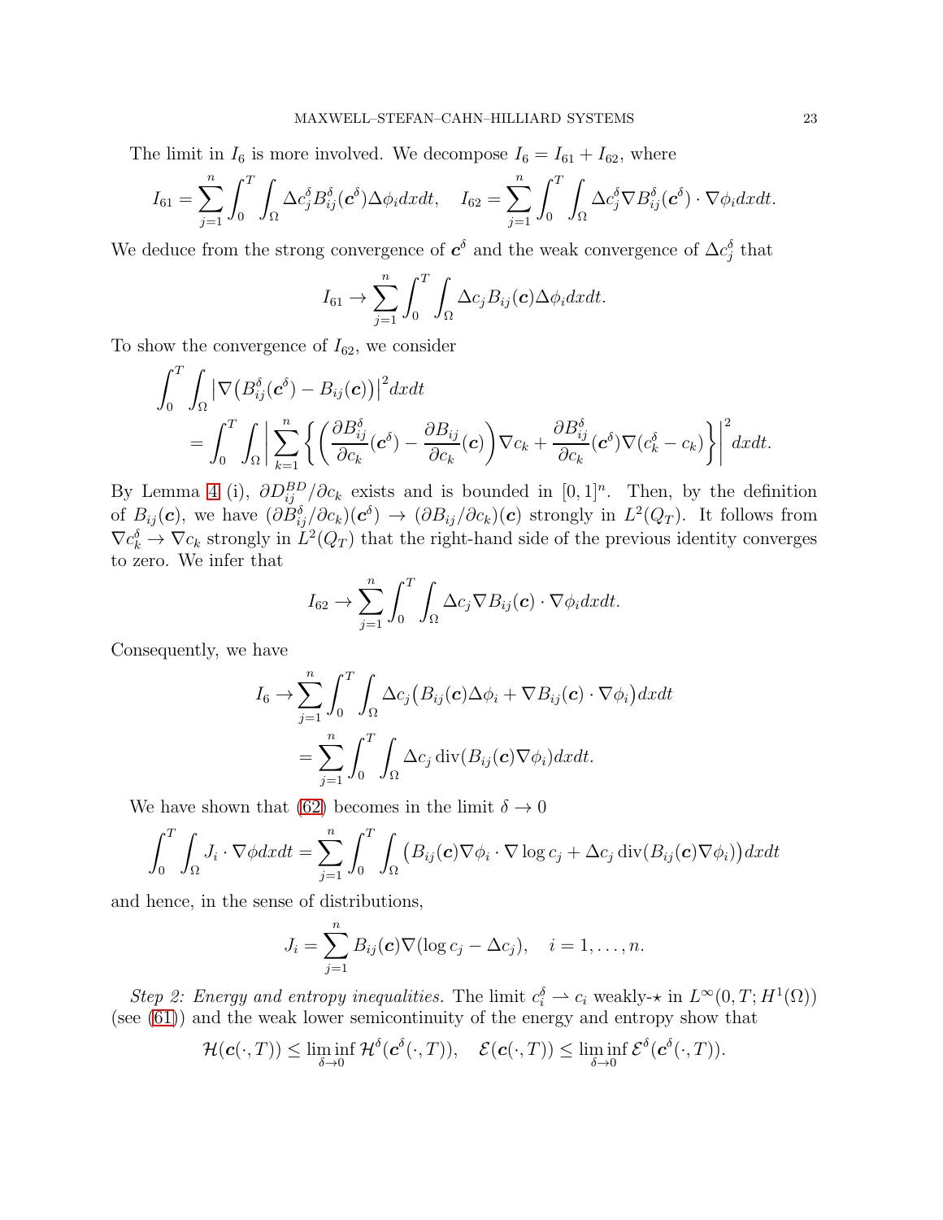The limit in $I_6$ is more involved. We decompose $I_6 = I_{61} + I_{62}$, where

$$I_{61} = \sum_{j=1}^n \int_0^T \int_\Omega \Delta c_j^\delta B_{ij}^\delta(\boldsymbol{c}^\delta) \Delta\phi_i dxdt, \quad I_{62} = \sum_{j=1}^n \int_0^T \int_\Omega \Delta c_j^\delta \nabla B_{ij}^\delta(\boldsymbol{c}^\delta)\cdot\nabla\phi_i dxdt.$$

We deduce from the strong convergence of $\boldsymbol{c}^\delta$ and the weak convergence of $\Delta c_j^\delta$ that

$$I_{61} \to \sum_{j=1}^n \int_0^T \int_\Omega \Delta c_j B_{ij}(\boldsymbol{c}) \Delta\phi_i dxdt.$$

To show the convergence of $I_{62}$, we consider

$$\begin{aligned}
&\int_0^T \int_\Omega \big|\nabla\big(B_{ij}^\delta(\boldsymbol{c}^\delta) - B_{ij}(\boldsymbol{c})\big)\big|^2 dxdt \\
&\quad = \int_0^T \int_\Omega \bigg| \sum_{k=1}^n \bigg\{ \bigg(\frac{\partial B_{ij}^\delta}{\partial c_k}(\boldsymbol{c}^\delta) - \frac{\partial B_{ij}}{\partial c_k}(\boldsymbol{c})\bigg)\nabla c_k + \frac{\partial B_{ij}^\delta}{\partial c_k}(\boldsymbol{c}^\delta)\nabla(c_k^\delta - c_k)\bigg\}\bigg|^2 dxdt.
\end{aligned}$$

By Lemma 4 (i), $\partial D_{ij}^{BD}/\partial c_k$ exists and is bounded in $[0,1]^n$. Then, by the definition of $B_{ij}(\boldsymbol{c})$, we have $(\partial B_{ij}^\delta/\partial c_k)(\boldsymbol{c}^\delta) \to (\partial B_{ij}/\partial c_k)(\boldsymbol{c})$ strongly in $L^2(Q_T)$. It follows from $\nabla c_k^\delta \to \nabla c_k$ strongly in $L^2(Q_T)$ that the right-hand side of the previous identity converges to zero. We infer that

$$I_{62} \to \sum_{j=1}^n \int_0^T \int_\Omega \Delta c_j \nabla B_{ij}(\boldsymbol{c})\cdot\nabla\phi_i dxdt.$$

Consequently, we have

$$\begin{aligned}
I_6 \to & \sum_{j=1}^n \int_0^T \int_\Omega \Delta c_j \big(B_{ij}(\boldsymbol{c})\Delta\phi_i + \nabla B_{ij}(\boldsymbol{c})\cdot\nabla\phi_i\big) dxdt \\
= & \sum_{j=1}^n \int_0^T \int_\Omega \Delta c_j \operatorname{div}(B_{ij}(\boldsymbol{c})\nabla\phi_i) dxdt.
\end{aligned}$$

We have shown that (62) becomes in the limit $\delta \to 0$

$$\int_0^T \int_\Omega J_i \cdot \nabla\phi dxdt = \sum_{j=1}^n \int_0^T \int_\Omega \big(B_{ij}(\boldsymbol{c})\nabla\phi_i\cdot\nabla\log c_j + \Delta c_j \operatorname{div}(B_{ij}(\boldsymbol{c})\nabla\phi_i)\big) dxdt$$

and hence, in the sense of distributions,

$$J_i = \sum_{j=1}^n B_{ij}(\boldsymbol{c})\nabla(\log c_j - \Delta c_j), \quad i = 1,\ldots,n.$$

*Step 2: Energy and entropy inequalities.* The limit $c_i^\delta \rightharpoonup c_i$ weakly-$\star$ in $L^\infty(0,T;H^1(\Omega))$ (see (61)) and the weak lower semicontinuity of the energy and entropy show that

$$\mathcal{H}(\boldsymbol{c}(\cdot,T)) \le \liminf_{\delta\to 0} \mathcal{H}^\delta(\boldsymbol{c}^\delta(\cdot,T)), \quad \mathcal{E}(\boldsymbol{c}(\cdot,T)) \le \liminf_{\delta\to 0} \mathcal{E}^\delta(\boldsymbol{c}^\delta(\cdot,T)).$$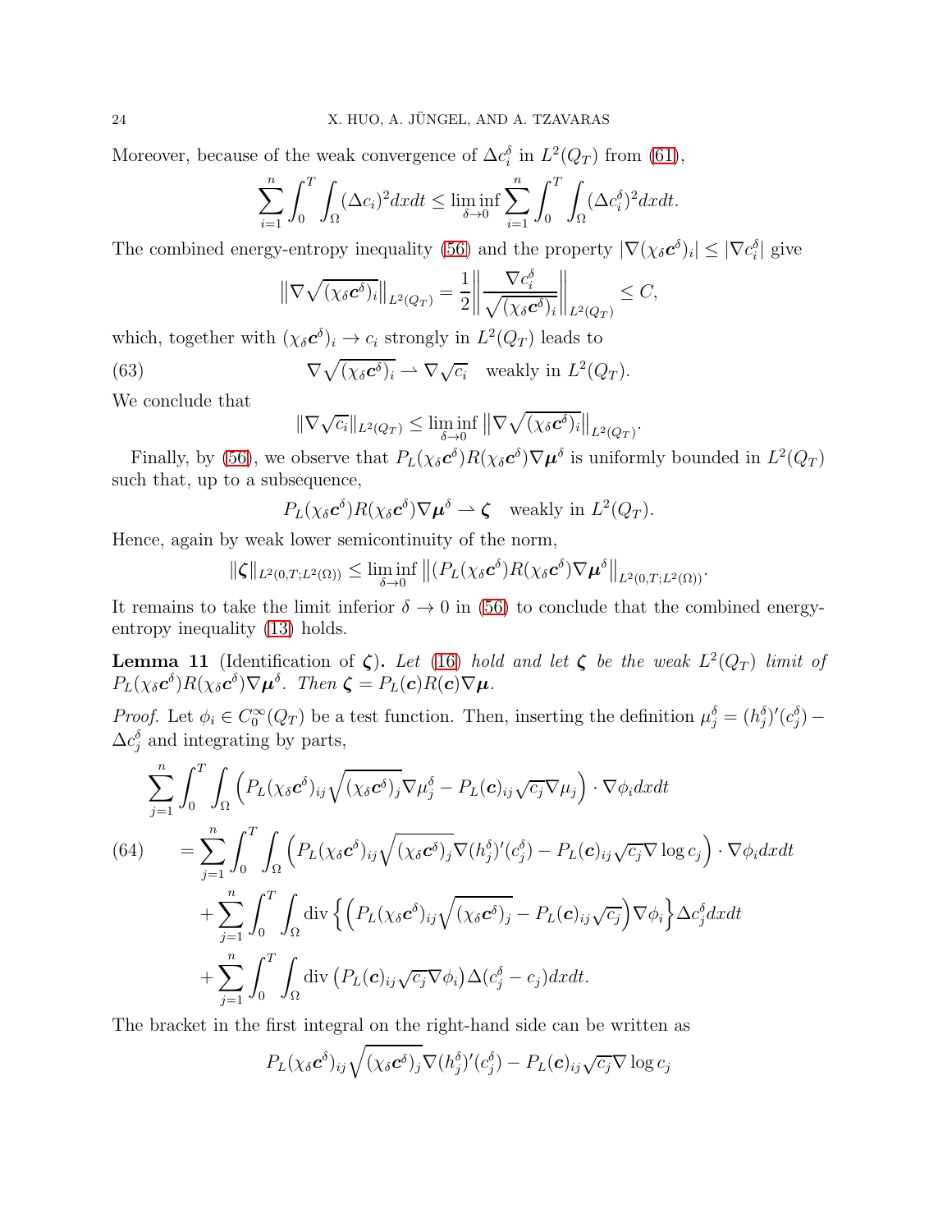Moreover, because of the weak convergence of $\Delta c_i^\delta$ in $L^2(Q_T)$ from (61),

$$\sum_{i=1}^n \int_0^T \int_\Omega (\Delta c_i)^2 dxdt \le \liminf_{\delta\to 0} \sum_{i=1}^n \int_0^T \int_\Omega (\Delta c_i^\delta)^2 dxdt.$$

The combined energy-entropy inequality (56) and the property $|\nabla(\chi_\delta \boldsymbol{c}^\delta)_i| \le |\nabla c_i^\delta|$ give

$$\big\|\nabla\sqrt{(\chi_\delta \boldsymbol{c}^\delta)_i}\big\|_{L^2(Q_T)} = \frac{1}{2}\bigg\|\frac{\nabla c_i^\delta}{\sqrt{(\chi_\delta \boldsymbol{c}^\delta)_i}}\bigg\|_{L^2(Q_T)} \le C,$$

which, together with $(\chi_\delta \boldsymbol{c}^\delta)_i \to c_i$ strongly in $L^2(Q_T)$ leads to

$$\nabla\sqrt{(\chi_\delta \boldsymbol{c}^\delta)_i} \rightharpoonup \nabla\sqrt{c_i} \quad \text{weakly in } L^2(Q_T). \tag{63}$$

We conclude that

$$\|\nabla\sqrt{c_i}\|_{L^2(Q_T)} \le \liminf_{\delta\to 0} \big\|\nabla\sqrt{(\chi_\delta \boldsymbol{c}^\delta)_i}\big\|_{L^2(Q_T)}.$$

Finally, by (56), we observe that $P_L(\chi_\delta \boldsymbol{c}^\delta)R(\chi_\delta \boldsymbol{c}^\delta)\nabla\boldsymbol{\mu}^\delta$ is uniformly bounded in $L^2(Q_T)$ such that, up to a subsequence,

$$P_L(\chi_\delta \boldsymbol{c}^\delta)R(\chi_\delta \boldsymbol{c}^\delta)\nabla\boldsymbol{\mu}^\delta \rightharpoonup \boldsymbol{\zeta} \quad \text{weakly in } L^2(Q_T).$$

Hence, again by weak lower semicontinuity of the norm,

$$\|\boldsymbol{\zeta}\|_{L^2(0,T;L^2(\Omega))} \le \liminf_{\delta\to 0} \big\|(P_L(\chi_\delta \boldsymbol{c}^\delta)R(\chi_\delta \boldsymbol{c}^\delta)\nabla\boldsymbol{\mu}^\delta\big\|_{L^2(0,T;L^2(\Omega))}.$$

It remains to take the limit inferior $\delta\to 0$ in (56) to conclude that the combined energy-entropy inequality (13) holds.

**Lemma 11** (Identification of $\boldsymbol{\zeta}$)**.** *Let* (16) *hold and let $\boldsymbol{\zeta}$ be the weak $L^2(Q_T)$ limit of $P_L(\chi_\delta \boldsymbol{c}^\delta)R(\chi_\delta \boldsymbol{c}^\delta)\nabla\boldsymbol{\mu}^\delta$. Then $\boldsymbol{\zeta} = P_L(\boldsymbol{c})R(\boldsymbol{c})\nabla\boldsymbol{\mu}$.*

*Proof.* Let $\phi_i \in C_0^\infty(Q_T)$ be a test function. Then, inserting the definition $\mu_j^\delta = (h_j^\delta)'(c_j^\delta) - \Delta c_j^\delta$ and integrating by parts,

$$\begin{aligned}
&\sum_{j=1}^n \int_0^T \int_\Omega \Big(P_L(\chi_\delta \boldsymbol{c}^\delta)_{ij}\sqrt{(\chi_\delta \boldsymbol{c}^\delta)_j}\nabla\mu_j^\delta - P_L(\boldsymbol{c})_{ij}\sqrt{c_j}\nabla\mu_j\Big)\cdot\nabla\phi_i dxdt \\
&\quad = \sum_{j=1}^n \int_0^T \int_\Omega \Big(P_L(\chi_\delta \boldsymbol{c}^\delta)_{ij}\sqrt{(\chi_\delta \boldsymbol{c}^\delta)_j}\nabla(h_j^\delta)'(c_j^\delta) - P_L(\boldsymbol{c})_{ij}\sqrt{c_j}\nabla\log c_j\Big)\cdot\nabla\phi_i dxdt \\
&\qquad + \sum_{j=1}^n \int_0^T \int_\Omega \operatorname{div}\Big\{\Big(P_L(\chi_\delta \boldsymbol{c}^\delta)_{ij}\sqrt{(\chi_\delta \boldsymbol{c}^\delta)_j} - P_L(\boldsymbol{c})_{ij}\sqrt{c_j}\Big)\nabla\phi_i\Big\}\Delta c_j^\delta dxdt \\
&\qquad + \sum_{j=1}^n \int_0^T \int_\Omega \operatorname{div}\big(P_L(\boldsymbol{c})_{ij}\sqrt{c_j}\nabla\phi_i\big)\Delta(c_j^\delta - c_j) dxdt.
\end{aligned} \tag{64}$$

The bracket in the first integral on the right-hand side can be written as

$$P_L(\chi_\delta \boldsymbol{c}^\delta)_{ij}\sqrt{(\chi_\delta \boldsymbol{c}^\delta)_j}\nabla(h_j^\delta)'(c_j^\delta) - P_L(\boldsymbol{c})_{ij}\sqrt{c_j}\nabla\log c_j$$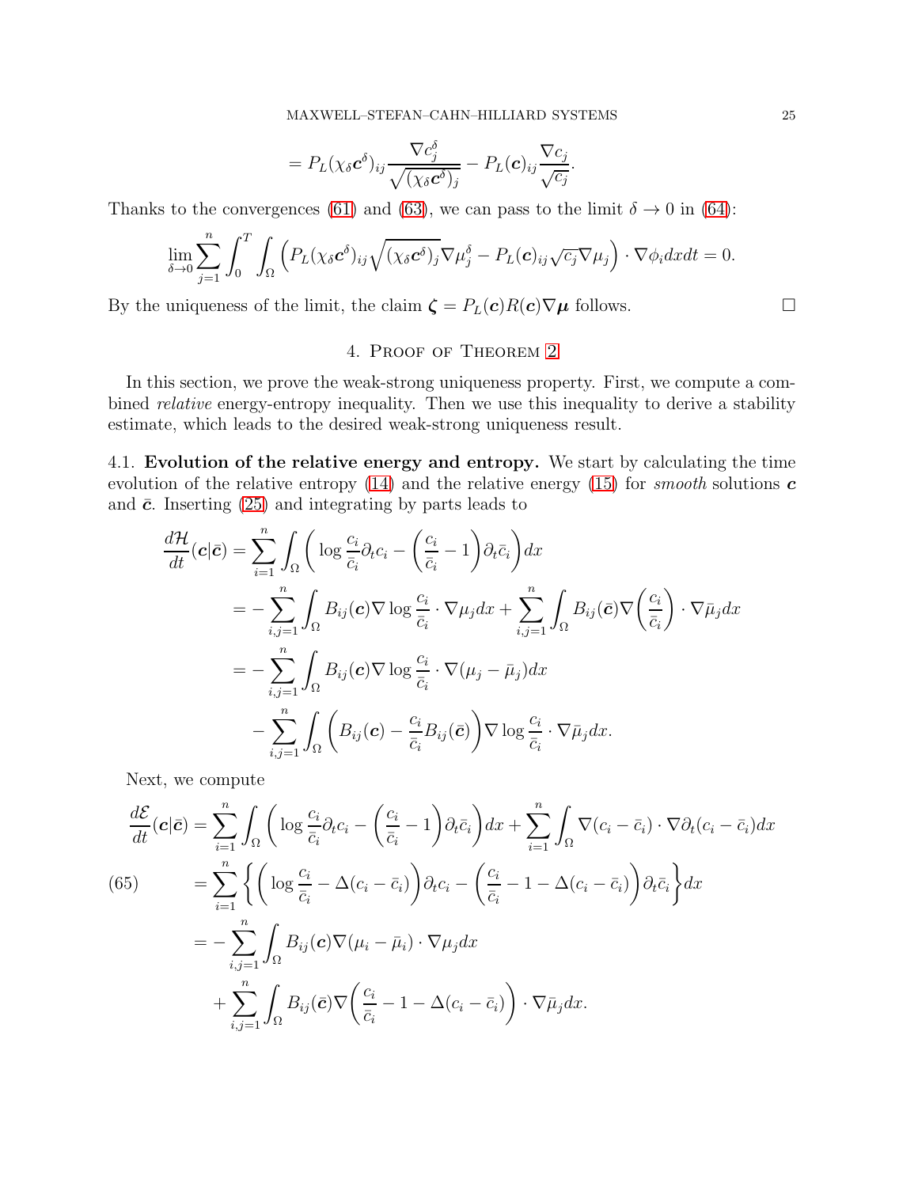$$= P_L(\chi_\delta \boldsymbol{c}^\delta)_{ij} \frac{\nabla c_j^\delta}{\sqrt{(\chi_\delta \boldsymbol{c}^\delta)_j}} - P_L(\boldsymbol{c})_{ij} \frac{\nabla c_j}{\sqrt{c_j}}.$$

Thanks to the convergences (61) and (63), we can pass to the limit $\delta \to 0$ in (64):

$$\lim_{\delta \to 0} \sum_{j=1}^n \int_0^T \int_\Omega \Big( P_L(\chi_\delta \boldsymbol{c}^\delta)_{ij} \sqrt{(\chi_\delta \boldsymbol{c}^\delta)_j} \nabla \mu_j^\delta - P_L(\boldsymbol{c})_{ij} \sqrt{c_j} \nabla \mu_j \Big) \cdot \nabla \phi_i dx dt = 0.$$

By the uniqueness of the limit, the claim $\boldsymbol{\zeta} = P_L(\boldsymbol{c}) R(\boldsymbol{c}) \nabla \boldsymbol{\mu}$ follows. $\square$

## 4. Proof of Theorem 2

In this section, we prove the weak-strong uniqueness property. First, we compute a combined *relative* energy-entropy inequality. Then we use this inequality to derive a stability estimate, which leads to the desired weak-strong uniqueness result.

4.1. **Evolution of the relative energy and entropy.** We start by calculating the time evolution of the relative entropy (14) and the relative energy (15) for *smooth* solutions $\boldsymbol{c}$ and $\bar{\boldsymbol{c}}$. Inserting (25) and integrating by parts leads to

$$\begin{aligned}
\frac{d\mathcal{H}}{dt}(\boldsymbol{c}|\bar{\boldsymbol{c}}) &= \sum_{i=1}^n \int_\Omega \bigg( \log \frac{c_i}{\bar{c}_i} \partial_t c_i - \bigg( \frac{c_i}{\bar{c}_i} - 1 \bigg) \partial_t \bar{c}_i \bigg) dx \\
&= - \sum_{i,j=1}^n \int_\Omega B_{ij}(\boldsymbol{c}) \nabla \log \frac{c_i}{\bar{c}_i} \cdot \nabla \mu_j dx + \sum_{i,j=1}^n \int_\Omega B_{ij}(\bar{\boldsymbol{c}}) \nabla \bigg( \frac{c_i}{\bar{c}_i} \bigg) \cdot \nabla \bar{\mu}_j dx \\
&= - \sum_{i,j=1}^n \int_\Omega B_{ij}(\boldsymbol{c}) \nabla \log \frac{c_i}{\bar{c}_i} \cdot \nabla (\mu_j - \bar{\mu}_j) dx \\
&\quad - \sum_{i,j=1}^n \int_\Omega \bigg( B_{ij}(\boldsymbol{c}) - \frac{c_i}{\bar{c}_i} B_{ij}(\bar{\boldsymbol{c}}) \bigg) \nabla \log \frac{c_i}{\bar{c}_i} \cdot \nabla \bar{\mu}_j dx.
\end{aligned}$$

Next, we compute

$$\begin{aligned}
\frac{d\mathcal{E}}{dt}(\boldsymbol{c}|\bar{\boldsymbol{c}}) &= \sum_{i=1}^n \int_\Omega \bigg( \log \frac{c_i}{\bar{c}_i} \partial_t c_i - \bigg( \frac{c_i}{\bar{c}_i} - 1 \bigg) \partial_t \bar{c}_i \bigg) dx + \sum_{i=1}^n \int_\Omega \nabla (c_i - \bar{c}_i) \cdot \nabla \partial_t (c_i - \bar{c}_i) dx \\
&= \sum_{i=1}^n \bigg\{ \bigg( \log \frac{c_i}{\bar{c}_i} - \Delta (c_i - \bar{c}_i) \bigg) \partial_t c_i - \bigg( \frac{c_i}{\bar{c}_i} - 1 - \Delta (c_i - \bar{c}_i) \bigg) \partial_t \bar{c}_i \bigg\} dx \\
&= - \sum_{i,j=1}^n \int_\Omega B_{ij}(\boldsymbol{c}) \nabla (\mu_i - \bar{\mu}_i) \cdot \nabla \mu_j dx \\
&\quad + \sum_{i,j=1}^n \int_\Omega B_{ij}(\bar{\boldsymbol{c}}) \nabla \bigg( \frac{c_i}{\bar{c}_i} - 1 - \Delta (c_i - \bar{c}_i) \bigg) \cdot \nabla \bar{\mu}_j dx.
\end{aligned} \tag{65}$$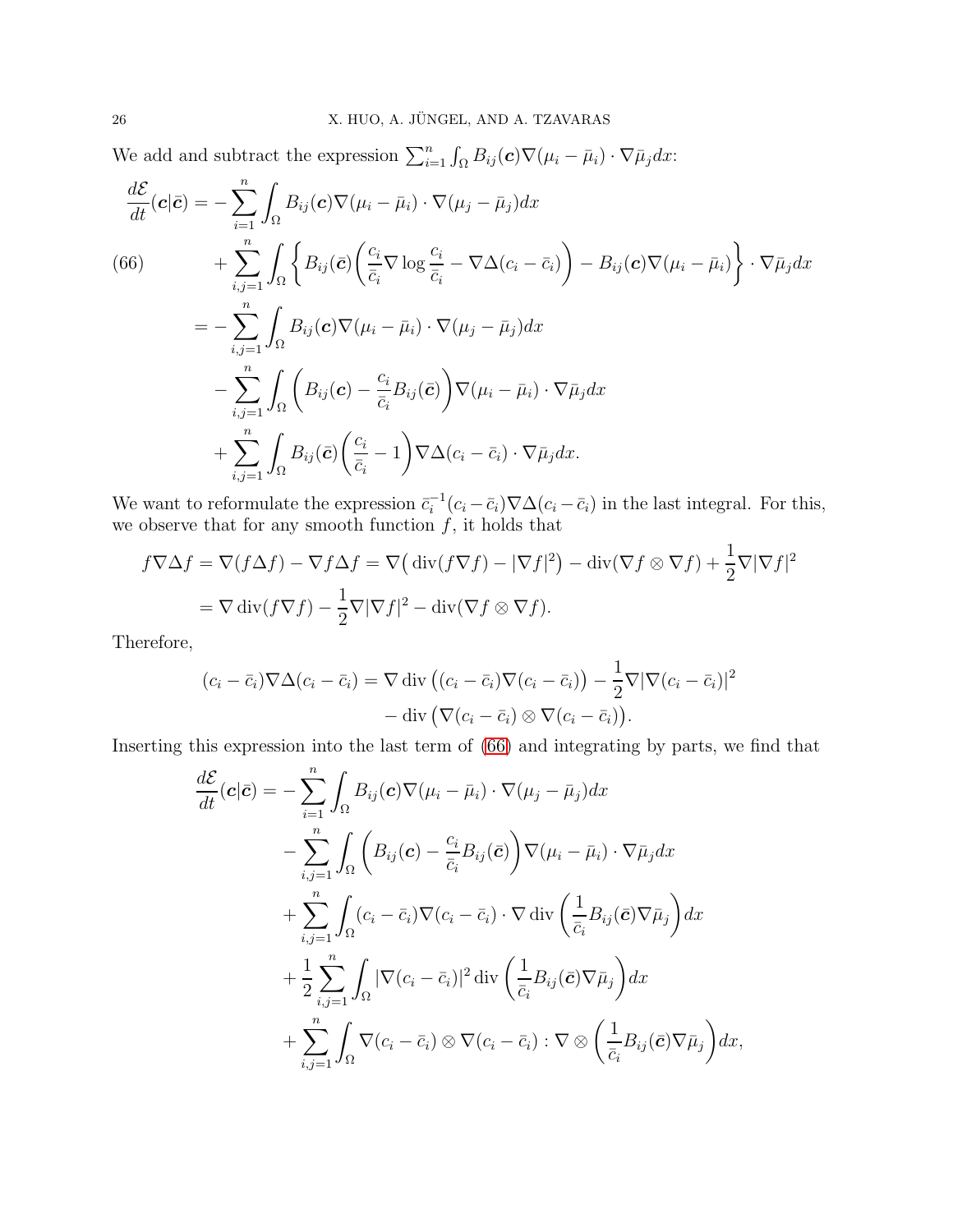We add and subtract the expression $\sum_{i=1}^n \int_\Omega B_{ij}(\boldsymbol{c})\nabla(\mu_i - \bar\mu_i)\cdot\nabla\bar\mu_j dx$:

$$
\begin{aligned}
\frac{d\mathcal{E}}{dt}(\boldsymbol{c}|\bar{\boldsymbol{c}}) &= -\sum_{i=1}^n \int_\Omega B_{ij}(\boldsymbol{c})\nabla(\mu_i - \bar\mu_i)\cdot\nabla(\mu_j - \bar\mu_j)dx \\
&\quad + \sum_{i,j=1}^n \int_\Omega \left\{ B_{ij}(\bar{\boldsymbol{c}})\left(\frac{c_i}{\bar c_i}\nabla\log\frac{c_i}{\bar c_i} - \nabla\Delta(c_i - \bar c_i)\right) - B_{ij}(\boldsymbol{c})\nabla(\mu_i - \bar\mu_i)\right\}\cdot\nabla\bar\mu_j dx \\
&= -\sum_{i,j=1}^n \int_\Omega B_{ij}(\boldsymbol{c})\nabla(\mu_i - \bar\mu_i)\cdot\nabla(\mu_j - \bar\mu_j)dx \\
&\quad - \sum_{i,j=1}^n \int_\Omega \left(B_{ij}(\boldsymbol{c}) - \frac{c_i}{\bar c_i}B_{ij}(\bar{\boldsymbol{c}})\right)\nabla(\mu_i - \bar\mu_i)\cdot\nabla\bar\mu_j dx \\
&\quad + \sum_{i,j=1}^n \int_\Omega B_{ij}(\bar{\boldsymbol{c}})\left(\frac{c_i}{\bar c_i} - 1\right)\nabla\Delta(c_i - \bar c_i)\cdot\nabla\bar\mu_j dx.
\end{aligned}
\tag{66}
$$

We want to reformulate the expression $\bar c_i^{-1}(c_i - \bar c_i)\nabla\Delta(c_i - \bar c_i)$ in the last integral. For this, we observe that for any smooth function $f$, it holds that

$$
\begin{aligned}
f\nabla\Delta f &= \nabla(f\Delta f) - \nabla f\Delta f = \nabla\big(\operatorname{div}(f\nabla f) - |\nabla f|^2\big) - \operatorname{div}(\nabla f\otimes\nabla f) + \frac{1}{2}\nabla|\nabla f|^2 \\
&= \nabla\operatorname{div}(f\nabla f) - \frac{1}{2}\nabla|\nabla f|^2 - \operatorname{div}(\nabla f\otimes\nabla f).
\end{aligned}
$$

Therefore,

$$
\begin{aligned}
(c_i - \bar c_i)\nabla\Delta(c_i - \bar c_i) &= \nabla\operatorname{div}\big((c_i - \bar c_i)\nabla(c_i - \bar c_i)\big) - \frac{1}{2}\nabla|\nabla(c_i - \bar c_i)|^2 \\
&\quad - \operatorname{div}\big(\nabla(c_i - \bar c_i)\otimes\nabla(c_i - \bar c_i)\big).
\end{aligned}
$$

Inserting this expression into the last term of (66) and integrating by parts, we find that

$$
\begin{aligned}
\frac{d\mathcal{E}}{dt}(\boldsymbol{c}|\bar{\boldsymbol{c}}) &= -\sum_{i=1}^n \int_\Omega B_{ij}(\boldsymbol{c})\nabla(\mu_i - \bar\mu_i)\cdot\nabla(\mu_j - \bar\mu_j)dx \\
&\quad - \sum_{i,j=1}^n \int_\Omega \left(B_{ij}(\boldsymbol{c}) - \frac{c_i}{\bar c_i}B_{ij}(\bar{\boldsymbol{c}})\right)\nabla(\mu_i - \bar\mu_i)\cdot\nabla\bar\mu_j dx \\
&\quad + \sum_{i,j=1}^n \int_\Omega (c_i - \bar c_i)\nabla(c_i - \bar c_i)\cdot\nabla\operatorname{div}\left(\frac{1}{\bar c_i}B_{ij}(\bar{\boldsymbol{c}})\nabla\bar\mu_j\right)dx \\
&\quad + \frac{1}{2}\sum_{i,j=1}^n \int_\Omega |\nabla(c_i - \bar c_i)|^2\operatorname{div}\left(\frac{1}{\bar c_i}B_{ij}(\bar{\boldsymbol{c}})\nabla\bar\mu_j\right)dx \\
&\quad + \sum_{i,j=1}^n \int_\Omega \nabla(c_i - \bar c_i)\otimes\nabla(c_i - \bar c_i) : \nabla\otimes\left(\frac{1}{\bar c_i}B_{ij}(\bar{\boldsymbol{c}})\nabla\bar\mu_j\right)dx,
\end{aligned}
$$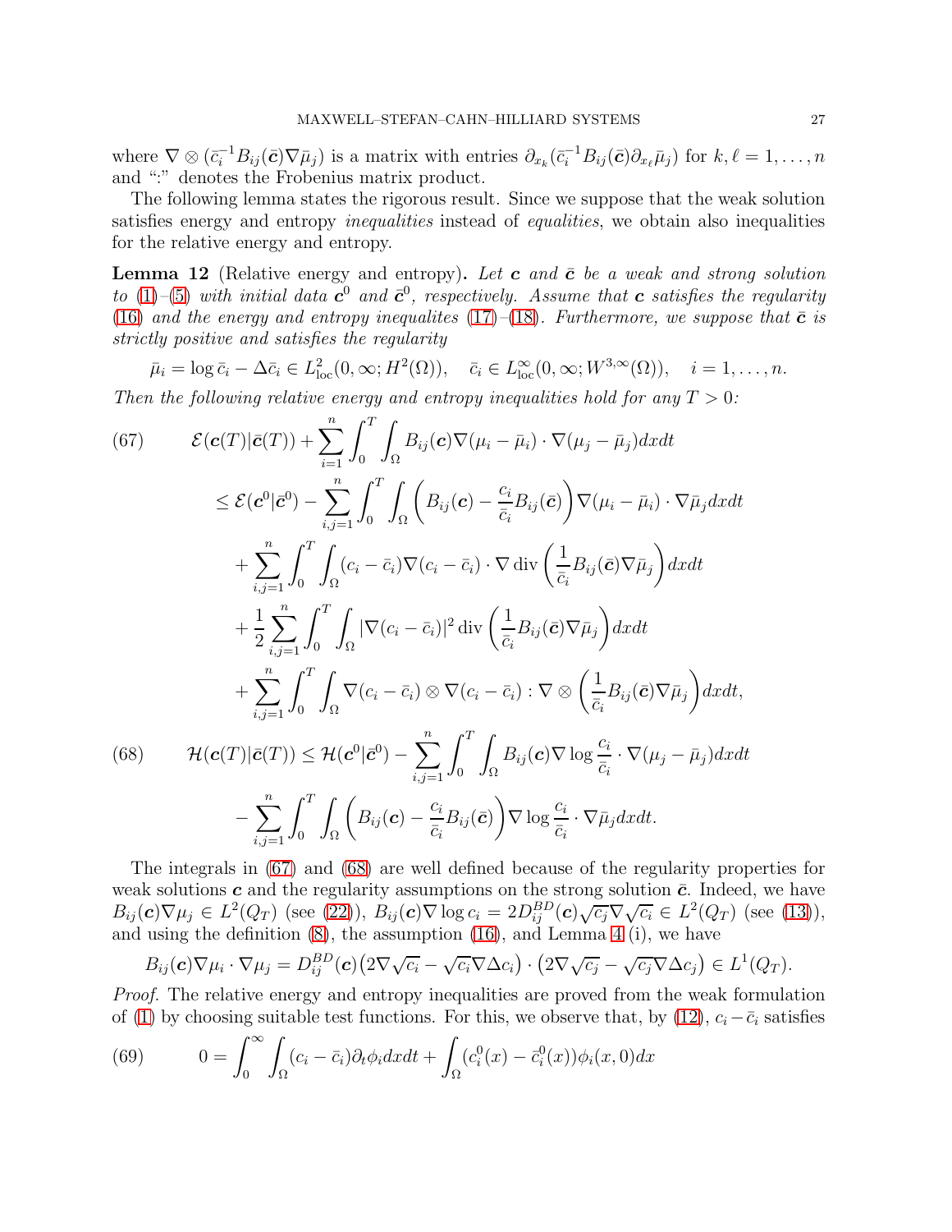where $\nabla \otimes (\bar{c}_i^{-1} B_{ij}(\bar{\boldsymbol{c}})\nabla\bar{\mu}_j)$ is a matrix with entries $\partial_{x_k}(\bar{c}_i^{-1}B_{ij}(\bar{\boldsymbol{c}})\partial_{x_\ell}\bar{\mu}_j)$ for $k,\ell = 1,\ldots,n$ and ":" denotes the Frobenius matrix product.

The following lemma states the rigorous result. Since we suppose that the weak solution satisfies energy and entropy *inequalities* instead of *equalities*, we obtain also inequalities for the relative energy and entropy.

**Lemma 12** (Relative energy and entropy)**.** *Let $\boldsymbol{c}$ and $\bar{\boldsymbol{c}}$ be a weak and strong solution to (1)–(5) with initial data $\boldsymbol{c}^0$ and $\bar{\boldsymbol{c}}^0$, respectively. Assume that $\boldsymbol{c}$ satisfies the regularity (16) and the energy and entropy inequalites (17)–(18). Furthermore, we suppose that $\bar{\boldsymbol{c}}$ is strictly positive and satisfies the regularity*

$$\bar{\mu}_i = \log\bar{c}_i - \Delta\bar{c}_i \in L^2_{\rm loc}(0,\infty;H^2(\Omega)), \quad \bar{c}_i \in L^\infty_{\rm loc}(0,\infty;W^{3,\infty}(\Omega)), \quad i=1,\ldots,n.$$

*Then the following relative energy and entropy inequalities hold for any $T>0$:*

$$
\begin{aligned}
(67)\qquad & \mathcal{E}(\boldsymbol{c}(T)|\bar{\boldsymbol{c}}(T)) + \sum_{i=1}^n \int_0^T\int_\Omega B_{ij}(\boldsymbol{c})\nabla(\mu_i-\bar{\mu}_i)\cdot\nabla(\mu_j-\bar{\mu}_j)dxdt \\
&\le \mathcal{E}(\boldsymbol{c}^0|\bar{\boldsymbol{c}}^0) - \sum_{i,j=1}^n\int_0^T\int_\Omega\left(B_{ij}(\boldsymbol{c}) - \frac{c_i}{\bar{c}_i}B_{ij}(\bar{\boldsymbol{c}})\right)\nabla(\mu_i-\bar{\mu}_i)\cdot\nabla\bar{\mu}_j dxdt \\
&\quad + \sum_{i,j=1}^n\int_0^T\int_\Omega (c_i-\bar{c}_i)\nabla(c_i-\bar{c}_i)\cdot\nabla\operatorname{div}\left(\frac{1}{\bar{c}_i}B_{ij}(\bar{\boldsymbol{c}})\nabla\bar{\mu}_j\right)dxdt \\
&\quad + \frac{1}{2}\sum_{i,j=1}^n\int_0^T\int_\Omega|\nabla(c_i-\bar{c}_i)|^2\operatorname{div}\left(\frac{1}{\bar{c}_i}B_{ij}(\bar{\boldsymbol{c}})\nabla\bar{\mu}_j\right)dxdt \\
&\quad + \sum_{i,j=1}^n\int_0^T\int_\Omega\nabla(c_i-\bar{c}_i)\otimes\nabla(c_i-\bar{c}_i) : \nabla\otimes\left(\frac{1}{\bar{c}_i}B_{ij}(\bar{\boldsymbol{c}})\nabla\bar{\mu}_j\right)dxdt,
\end{aligned}
$$

$$
\begin{aligned}
(68)\qquad & \mathcal{H}(\boldsymbol{c}(T)|\bar{\boldsymbol{c}}(T)) \le \mathcal{H}(\boldsymbol{c}^0|\bar{\boldsymbol{c}}^0) - \sum_{i,j=1}^n\int_0^T\int_\Omega B_{ij}(\boldsymbol{c})\nabla\log\frac{c_i}{\bar{c}_i}\cdot\nabla(\mu_j-\bar{\mu}_j)dxdt \\
&\quad - \sum_{i,j=1}^n\int_0^T\int_\Omega\left(B_{ij}(\boldsymbol{c}) - \frac{c_i}{\bar{c}_i}B_{ij}(\bar{\boldsymbol{c}})\right)\nabla\log\frac{c_i}{\bar{c}_i}\cdot\nabla\bar{\mu}_j dxdt.
\end{aligned}
$$

The integrals in (67) and (68) are well defined because of the regularity properties for weak solutions $\boldsymbol{c}$ and the regularity assumptions on the strong solution $\bar{\boldsymbol{c}}$. Indeed, we have $B_{ij}(\boldsymbol{c})\nabla\mu_j \in L^2(Q_T)$ (see (22)), $B_{ij}(\boldsymbol{c})\nabla\log c_i = 2D_{ij}^{BD}(\boldsymbol{c})\sqrt{c_j}\nabla\sqrt{c_i} \in L^2(Q_T)$ (see (13)), and using the definition (8), the assumption (16), and Lemma 4 (i), we have

$$B_{ij}(\boldsymbol{c})\nabla\mu_i\cdot\nabla\mu_j = D_{ij}^{BD}(\boldsymbol{c})\big(2\nabla\sqrt{c_i} - \sqrt{c_i}\nabla\Delta c_i\big)\cdot\big(2\nabla\sqrt{c_j} - \sqrt{c_j}\nabla\Delta c_j\big) \in L^1(Q_T).$$

*Proof.* The relative energy and entropy inequalities are proved from the weak formulation of (1) by choosing suitable test functions. For this, we observe that, by (12), $c_i-\bar{c}_i$ satisfies

$$(69)\qquad 0 = \int_0^\infty\int_\Omega(c_i-\bar{c}_i)\partial_t\phi_i dxdt + \int_\Omega(c_i^0(x)-\bar{c}_i^0(x))\phi_i(x,0)dx$$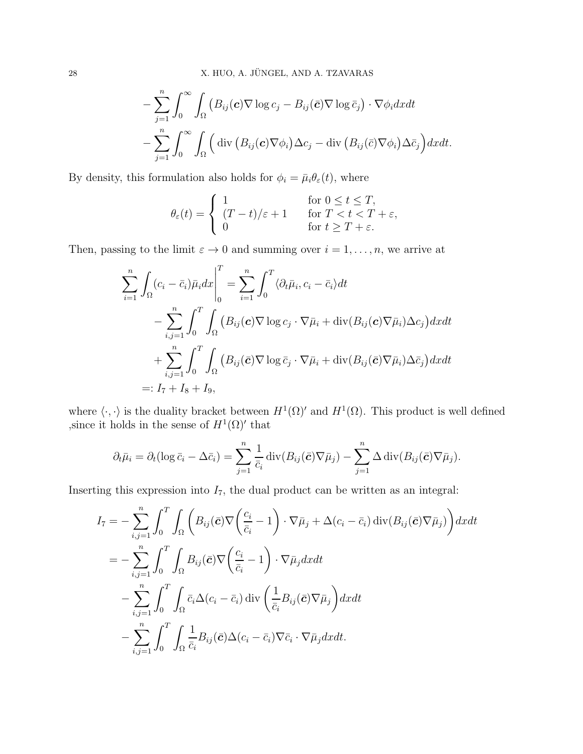$$
\begin{aligned}
&- \sum_{j=1}^n \int_0^\infty \int_\Omega \big( B_{ij}(\boldsymbol{c}) \nabla \log c_j - B_{ij}(\bar{\boldsymbol{c}}) \nabla \log \bar{c}_j \big) \cdot \nabla \phi_i dx dt \\
&- \sum_{j=1}^n \int_0^\infty \int_\Omega \Big( \operatorname{div} \big( B_{ij}(\boldsymbol{c}) \nabla \phi_i \big) \Delta c_j - \operatorname{div} \big( B_{ij}(\bar{c}) \nabla \phi_i \big) \Delta \bar{c}_j \Big) dx dt.
\end{aligned}
$$

By density, this formulation also holds for $\phi_i = \bar{\mu}_i \theta_\varepsilon(t)$, where

$$
\theta_\varepsilon(t) = \begin{cases} 1 & \text{for } 0 \le t \le T, \\ (T-t)/\varepsilon + 1 & \text{for } T < t < T+\varepsilon, \\ 0 & \text{for } t \ge T+\varepsilon. \end{cases}
$$

Then, passing to the limit $\varepsilon \to 0$ and summing over $i = 1, \ldots, n$, we arrive at

$$
\begin{aligned}
\sum_{i=1}^n \int_\Omega (c_i - \bar{c}_i) \bar{\mu}_i dx \bigg|_0^T &= \sum_{i=1}^n \int_0^T \langle \partial_t \bar{\mu}_i, c_i - \bar{c}_i \rangle dt \\
&\quad - \sum_{i,j=1}^n \int_0^T \int_\Omega \big( B_{ij}(\boldsymbol{c}) \nabla \log c_j \cdot \nabla \bar{\mu}_i + \operatorname{div}(B_{ij}(\boldsymbol{c}) \nabla \bar{\mu}_i) \Delta c_j \big) dx dt \\
&\quad + \sum_{i,j=1}^n \int_0^T \int_\Omega \big( B_{ij}(\bar{\boldsymbol{c}}) \nabla \log \bar{c}_j \cdot \nabla \bar{\mu}_i + \operatorname{div}(B_{ij}(\bar{\boldsymbol{c}}) \nabla \bar{\mu}_i) \Delta \bar{c}_j \big) dx dt \\
&=: I_7 + I_8 + I_9,
\end{aligned}
$$

where $\langle \cdot, \cdot \rangle$ is the duality bracket between $H^1(\Omega)'$ and $H^1(\Omega)$. This product is well defined ,since it holds in the sense of $H^1(\Omega)'$ that

$$
\partial_t \bar{\mu}_i = \partial_t (\log \bar{c}_i - \Delta \bar{c}_i) = \sum_{j=1}^n \frac{1}{\bar{c}_i} \operatorname{div}(B_{ij}(\bar{\boldsymbol{c}}) \nabla \bar{\mu}_j) - \sum_{j=1}^n \Delta \operatorname{div}(B_{ij}(\bar{\boldsymbol{c}}) \nabla \bar{\mu}_j).
$$

Inserting this expression into $I_7$, the dual product can be written as an integral:

$$
\begin{aligned}
I_7 &= - \sum_{i,j=1}^n \int_0^T \int_\Omega \left( B_{ij}(\bar{\boldsymbol{c}}) \nabla \left( \frac{c_i}{\bar{c}_i} - 1 \right) \cdot \nabla \bar{\mu}_j + \Delta (c_i - \bar{c}_i) \operatorname{div}(B_{ij}(\bar{\boldsymbol{c}}) \nabla \bar{\mu}_j) \right) dx dt \\
&= - \sum_{i,j=1}^n \int_0^T \int_\Omega B_{ij}(\bar{\boldsymbol{c}}) \nabla \left( \frac{c_i}{\bar{c}_i} - 1 \right) \cdot \nabla \bar{\mu}_j dx dt \\
&\quad - \sum_{i,j=1}^n \int_0^T \int_\Omega \bar{c}_i \Delta (c_i - \bar{c}_i) \operatorname{div} \left( \frac{1}{\bar{c}_i} B_{ij}(\bar{\boldsymbol{c}}) \nabla \bar{\mu}_j \right) dx dt \\
&\quad - \sum_{i,j=1}^n \int_0^T \int_\Omega \frac{1}{\bar{c}_i} B_{ij}(\bar{\boldsymbol{c}}) \Delta (c_i - \bar{c}_i) \nabla \bar{c}_i \cdot \nabla \bar{\mu}_j dx dt.
\end{aligned}
$$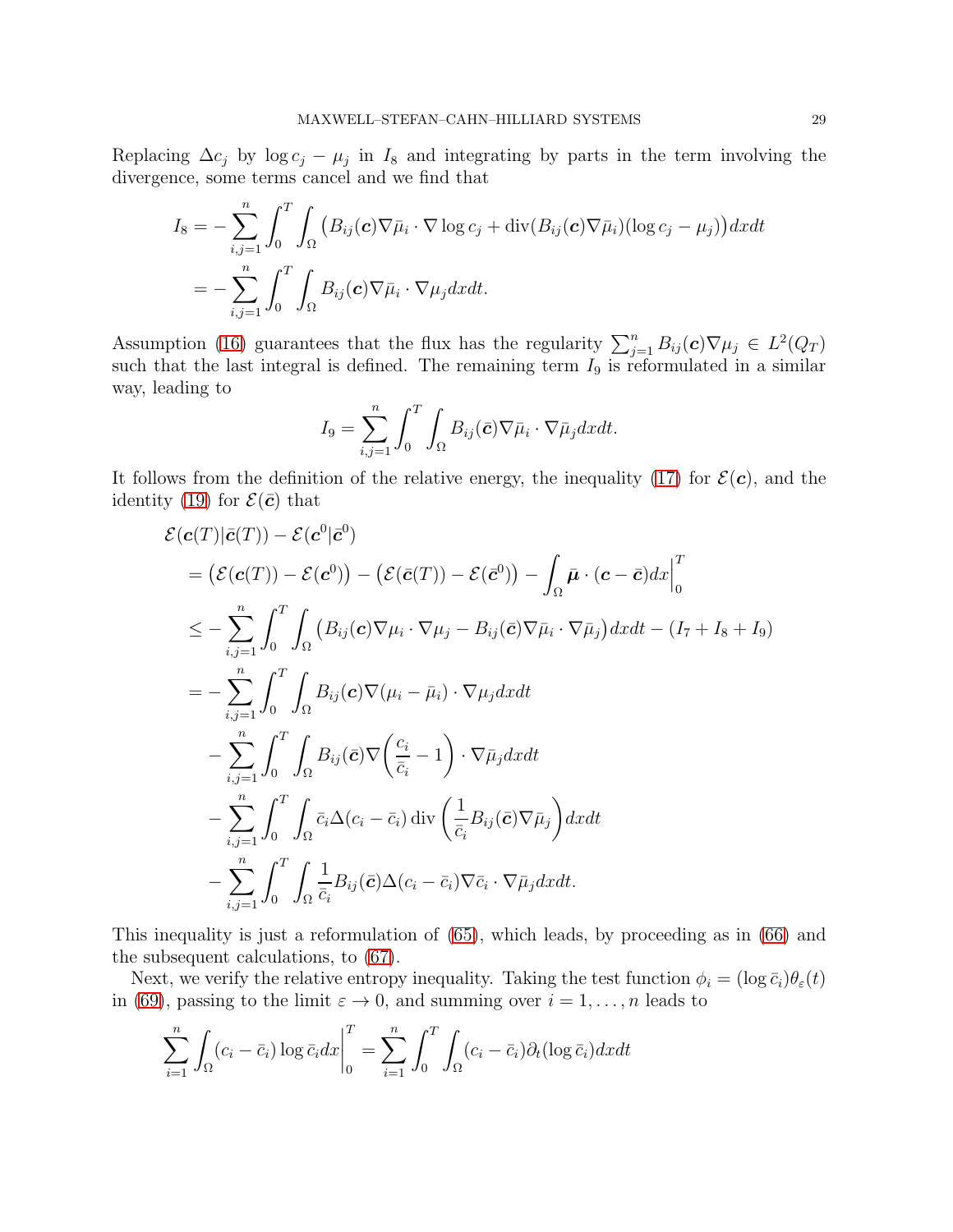Replacing $\Delta c_j$ by $\log c_j - \mu_j$ in $I_8$ and integrating by parts in the term involving the divergence, some terms cancel and we find that

$$
\begin{aligned}
I_8 &= -\sum_{i,j=1}^n \int_0^T \int_\Omega \big( B_{ij}(\boldsymbol{c})\nabla\bar\mu_i \cdot \nabla \log c_j + \operatorname{div}(B_{ij}(\boldsymbol{c})\nabla\bar\mu_i)(\log c_j - \mu_j)\big) dxdt \\
&= -\sum_{i,j=1}^n \int_0^T \int_\Omega B_{ij}(\boldsymbol{c})\nabla\bar\mu_i \cdot \nabla\mu_j dxdt.
\end{aligned}
$$

Assumption (16) guarantees that the flux has the regularity $\sum_{j=1}^n B_{ij}(\boldsymbol{c})\nabla\mu_j \in L^2(Q_T)$ such that the last integral is defined. The remaining term $I_9$ is reformulated in a similar way, leading to

$$
I_9 = \sum_{i,j=1}^n \int_0^T \int_\Omega B_{ij}(\bar{\boldsymbol{c}})\nabla\bar\mu_i \cdot \nabla\bar\mu_j dxdt.
$$

It follows from the definition of the relative energy, the inequality (17) for $\mathcal{E}(\boldsymbol{c})$, and the identity (19) for $\mathcal{E}(\bar{\boldsymbol{c}})$ that

$$
\begin{aligned}
&\mathcal{E}(\boldsymbol{c}(T)|\bar{\boldsymbol{c}}(T)) - \mathcal{E}(\boldsymbol{c}^0|\bar{\boldsymbol{c}}^0) \\
&= \big(\mathcal{E}(\boldsymbol{c}(T)) - \mathcal{E}(\boldsymbol{c}^0)\big) - \big(\mathcal{E}(\bar{\boldsymbol{c}}(T)) - \mathcal{E}(\bar{\boldsymbol{c}}^0)\big) - \int_\Omega \bar{\boldsymbol{\mu}} \cdot (\boldsymbol{c} - \bar{\boldsymbol{c}}) dx \Big|_0^T \\
&\le -\sum_{i,j=1}^n \int_0^T \int_\Omega \big( B_{ij}(\boldsymbol{c})\nabla\mu_i \cdot \nabla\mu_j - B_{ij}(\bar{\boldsymbol{c}})\nabla\bar\mu_i \cdot \nabla\bar\mu_j \big) dxdt - (I_7 + I_8 + I_9) \\
&= -\sum_{i,j=1}^n \int_0^T \int_\Omega B_{ij}(\boldsymbol{c})\nabla(\mu_i - \bar\mu_i) \cdot \nabla\mu_j dxdt \\
&\quad - \sum_{i,j=1}^n \int_0^T \int_\Omega B_{ij}(\bar{\boldsymbol{c}})\nabla\left(\frac{c_i}{\bar c_i} - 1\right) \cdot \nabla\bar\mu_j dxdt \\
&\quad - \sum_{i,j=1}^n \int_0^T \int_\Omega \bar c_i \Delta(c_i - \bar c_i) \operatorname{div}\left(\frac{1}{\bar c_i} B_{ij}(\bar{\boldsymbol{c}})\nabla\bar\mu_j\right) dxdt \\
&\quad - \sum_{i,j=1}^n \int_0^T \int_\Omega \frac{1}{\bar c_i} B_{ij}(\bar{\boldsymbol{c}})\Delta(c_i - \bar c_i)\nabla\bar c_i \cdot \nabla\bar\mu_j dxdt.
\end{aligned}
$$

This inequality is just a reformulation of (65), which leads, by proceeding as in (66) and the subsequent calculations, to (67).

Next, we verify the relative entropy inequality. Taking the test function $\phi_i = (\log\bar c_i)\theta_\varepsilon(t)$ in (69), passing to the limit $\varepsilon \to 0$, and summing over $i = 1, \ldots, n$ leads to

$$
\sum_{i=1}^n \int_\Omega (c_i - \bar c_i)\log\bar c_i dx \Big|_0^T = \sum_{i=1}^n \int_0^T \int_\Omega (c_i - \bar c_i)\partial_t(\log\bar c_i) dxdt
$$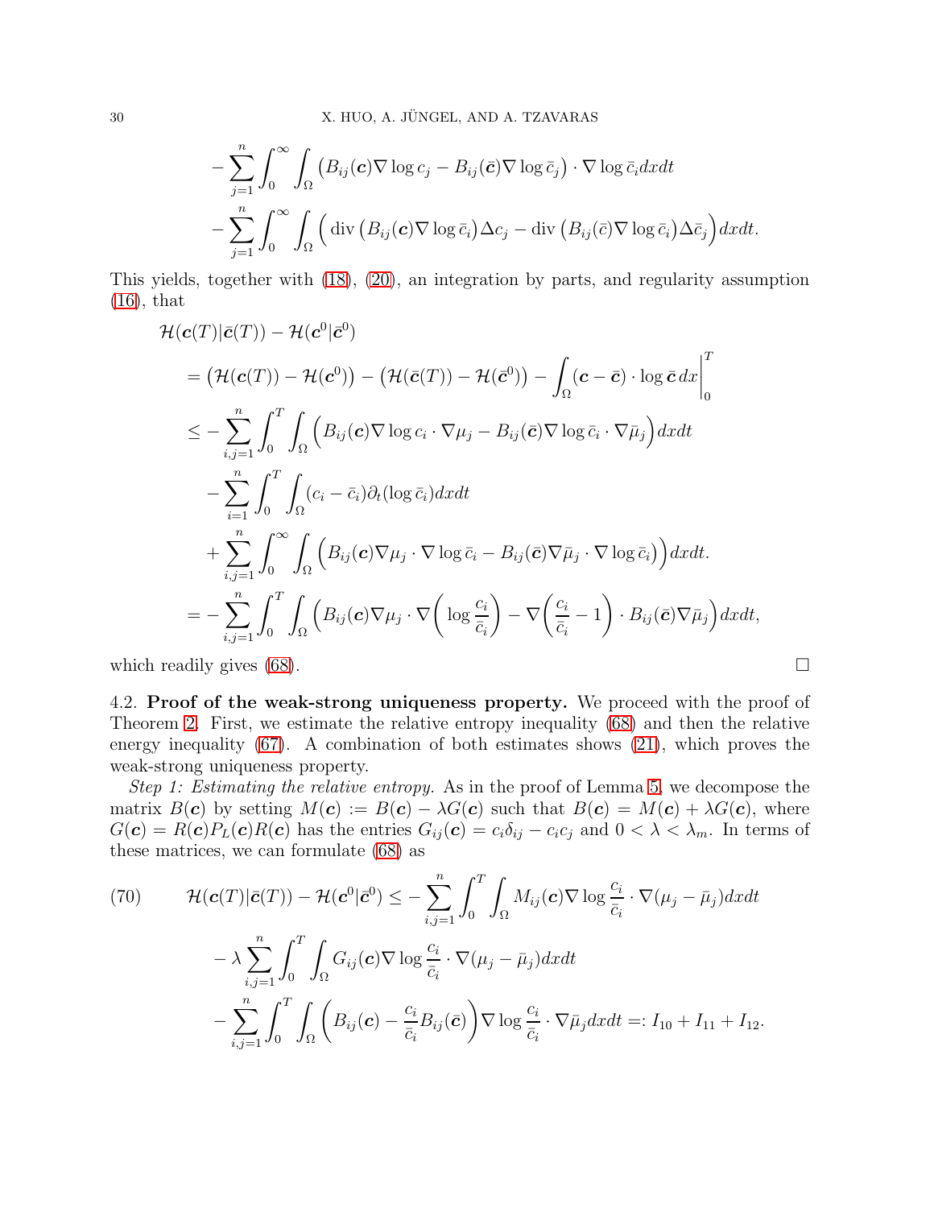$$
\begin{aligned}
&- \sum_{j=1}^n \int_0^\infty \int_\Omega \big( B_{ij}(\boldsymbol{c}) \nabla \log c_j - B_{ij}(\bar{\boldsymbol{c}}) \nabla \log \bar{c}_j \big) \cdot \nabla \log \bar{c}_i dxdt \\
&- \sum_{j=1}^n \int_0^\infty \int_\Omega \Big( \operatorname{div} \big( B_{ij}(\boldsymbol{c}) \nabla \log \bar{c}_i \big) \Delta c_j - \operatorname{div} \big( B_{ij}(\bar{c}) \nabla \log \bar{c}_i \big) \Delta \bar{c}_j \Big) dxdt.
\end{aligned}
$$

This yields, together with (18), (20), an integration by parts, and regularity assumption (16), that

$$
\begin{aligned}
&\mathcal{H}(\boldsymbol{c}(T)|\bar{\boldsymbol{c}}(T)) - \mathcal{H}(\boldsymbol{c}^0|\bar{\boldsymbol{c}}^0) \\
&= \big( \mathcal{H}(\boldsymbol{c}(T)) - \mathcal{H}(\boldsymbol{c}^0) \big) - \big( \mathcal{H}(\bar{\boldsymbol{c}}(T)) - \mathcal{H}(\bar{\boldsymbol{c}}^0) \big) - \int_\Omega (\boldsymbol{c} - \bar{\boldsymbol{c}}) \cdot \log \bar{\boldsymbol{c}} \, dx \Big|_0^T \\
&\le - \sum_{i,j=1}^n \int_0^T \int_\Omega \Big( B_{ij}(\boldsymbol{c}) \nabla \log c_i \cdot \nabla \mu_j - B_{ij}(\bar{\boldsymbol{c}}) \nabla \log \bar{c}_i \cdot \nabla \bar{\mu}_j \Big) dxdt \\
&\quad - \sum_{i=1}^n \int_0^T \int_\Omega (c_i - \bar{c}_i) \partial_t (\log \bar{c}_i) dxdt \\
&\quad + \sum_{i,j=1}^n \int_0^\infty \int_\Omega \Big( B_{ij}(\boldsymbol{c}) \nabla \mu_j \cdot \nabla \log \bar{c}_i - B_{ij}(\bar{\boldsymbol{c}}) \nabla \bar{\mu}_j \cdot \nabla \log \bar{c}_i \big) \Big) dxdt. \\
&= - \sum_{i,j=1}^n \int_0^T \int_\Omega \Big( B_{ij}(\boldsymbol{c}) \nabla \mu_j \cdot \nabla \Big( \log \frac{c_i}{\bar{c}_i} \Big) - \nabla \Big( \frac{c_i}{\bar{c}_i} - 1 \Big) \cdot B_{ij}(\bar{\boldsymbol{c}}) \nabla \bar{\mu}_j \Big) dxdt,
\end{aligned}
$$

which readily gives (68). $\square$

4.2. **Proof of the weak-strong uniqueness property.** We proceed with the proof of Theorem 2. First, we estimate the relative entropy inequality (68) and then the relative energy inequality (67). A combination of both estimates shows (21), which proves the weak-strong uniqueness property.

*Step 1: Estimating the relative entropy.* As in the proof of Lemma 5, we decompose the matrix $B(\boldsymbol{c})$ by setting $M(\boldsymbol{c}) := B(\boldsymbol{c}) - \lambda G(\boldsymbol{c})$ such that $B(\boldsymbol{c}) = M(\boldsymbol{c}) + \lambda G(\boldsymbol{c})$, where $G(\boldsymbol{c}) = R(\boldsymbol{c}) P_L(\boldsymbol{c}) R(\boldsymbol{c})$ has the entries $G_{ij}(\boldsymbol{c}) = c_i \delta_{ij} - c_i c_j$ and $0 < \lambda < \lambda_m$. In terms of these matrices, we can formulate (68) as

$$
\begin{aligned}
\text{(70)} \qquad \mathcal{H}(\boldsymbol{c}(T)|\bar{\boldsymbol{c}}(T)) - \mathcal{H}(\boldsymbol{c}^0|\bar{\boldsymbol{c}}^0) &\le - \sum_{i,j=1}^n \int_0^T \int_\Omega M_{ij}(\boldsymbol{c}) \nabla \log \frac{c_i}{\bar{c}_i} \cdot \nabla (\mu_j - \bar{\mu}_j) dxdt \\
&\quad - \lambda \sum_{i,j=1}^n \int_0^T \int_\Omega G_{ij}(\boldsymbol{c}) \nabla \log \frac{c_i}{\bar{c}_i} \cdot \nabla (\mu_j - \bar{\mu}_j) dxdt \\
&\quad - \sum_{i,j=1}^n \int_0^T \int_\Omega \Big( B_{ij}(\boldsymbol{c}) - \frac{c_i}{\bar{c}_i} B_{ij}(\bar{\boldsymbol{c}}) \Big) \nabla \log \frac{c_i}{\bar{c}_i} \cdot \nabla \bar{\mu}_j dxdt =: I_{10} + I_{11} + I_{12}.
\end{aligned}
$$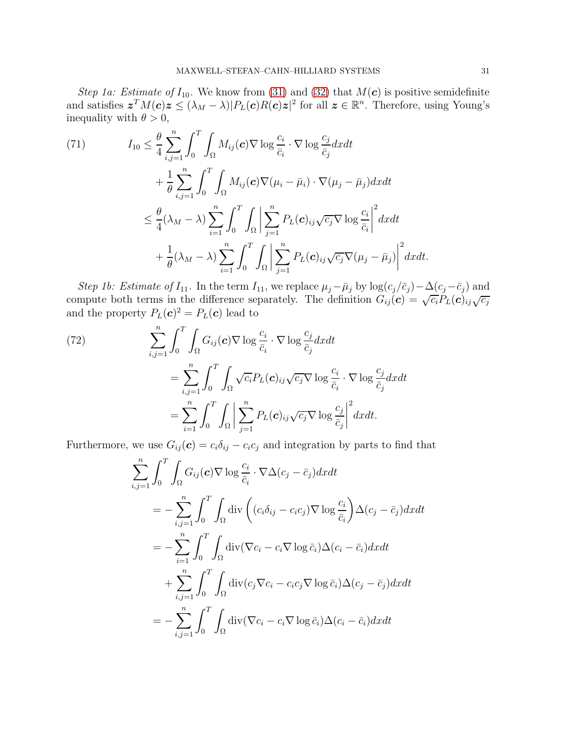*Step 1a: Estimate of $I_{10}$.* We know from (31) and (32) that $M(\boldsymbol{c})$ is positive semidefinite and satisfies $\boldsymbol{z}^T M(\boldsymbol{c})\boldsymbol{z} \le (\lambda_M - \lambda)|P_L(\boldsymbol{c})R(\boldsymbol{c})\boldsymbol{z}|^2$ for all $\boldsymbol{z} \in \mathbb{R}^n$. Therefore, using Young's inequality with $\theta > 0$,

$$
\begin{aligned}
I_{10} &\le \frac{\theta}{4}\sum_{i,j=1}^n \int_0^T \int_\Omega M_{ij}(\boldsymbol{c})\nabla \log\frac{c_i}{\bar{c}_i} \cdot \nabla \log\frac{c_j}{\bar{c}_j} dxdt \\
&\quad + \frac{1}{\theta}\sum_{i,j=1}^n \int_0^T \int_\Omega M_{ij}(\boldsymbol{c})\nabla(\mu_i - \bar{\mu}_i) \cdot \nabla(\mu_j - \bar{\mu}_j) dxdt \\
&\le \frac{\theta}{4}(\lambda_M - \lambda)\sum_{i=1}^n \int_0^T \int_\Omega \bigg|\sum_{j=1}^n P_L(\boldsymbol{c})_{ij}\sqrt{c_j}\nabla \log\frac{c_i}{\bar{c}_i}\bigg|^2 dxdt \\
&\quad + \frac{1}{\theta}(\lambda_M - \lambda)\sum_{i=1}^n \int_0^T \int_\Omega \bigg|\sum_{j=1}^n P_L(\boldsymbol{c})_{ij}\sqrt{c_j}\nabla(\mu_j - \bar{\mu}_j)\bigg|^2 dxdt.
\end{aligned} \tag{71}
$$

*Step 1b: Estimate of $I_{11}$.* In the term $I_{11}$, we replace $\mu_j - \bar{\mu}_j$ by $\log(c_j/\bar{c}_j) - \Delta(c_j - \bar{c}_j)$ and compute both terms in the difference separately. The definition $G_{ij}(\boldsymbol{c}) = \sqrt{c_i}P_L(\boldsymbol{c})_{ij}\sqrt{c_j}$ and the property $P_L(\boldsymbol{c})^2 = P_L(\boldsymbol{c})$ lead to

$$
\begin{aligned}
&\sum_{i,j=1}^n \int_0^T \int_\Omega G_{ij}(\boldsymbol{c})\nabla \log\frac{c_i}{\bar{c}_i} \cdot \nabla \log\frac{c_j}{\bar{c}_j} dxdt \\
&\qquad = \sum_{i,j=1}^n \int_0^T \int_\Omega \sqrt{c_i}P_L(\boldsymbol{c})_{ij}\sqrt{c_j}\nabla \log\frac{c_i}{\bar{c}_i} \cdot \nabla \log\frac{c_j}{\bar{c}_j} dxdt \\
&\qquad = \sum_{i=1}^n \int_0^T \int_\Omega \bigg|\sum_{j=1}^n P_L(\boldsymbol{c})_{ij}\sqrt{c_j}\nabla \log\frac{c_j}{\bar{c}_j}\bigg|^2 dxdt.
\end{aligned} \tag{72}
$$

Furthermore, we use $G_{ij}(\boldsymbol{c}) = c_i\delta_{ij} - c_ic_j$ and integration by parts to find that

$$
\begin{aligned}
&\sum_{i,j=1}^n \int_0^T \int_\Omega G_{ij}(\boldsymbol{c})\nabla \log\frac{c_i}{\bar{c}_i} \cdot \nabla\Delta(c_j - \bar{c}_j) dxdt \\
&\quad = -\sum_{i,j=1}^n \int_0^T \int_\Omega \operatorname{div}\left((c_i\delta_{ij} - c_ic_j)\nabla \log\frac{c_i}{\bar{c}_i}\right)\Delta(c_j - \bar{c}_j) dxdt \\
&\quad = -\sum_{i=1}^n \int_0^T \int_\Omega \operatorname{div}(\nabla c_i - c_i\nabla \log \bar{c}_i)\Delta(c_i - \bar{c}_i) dxdt \\
&\qquad + \sum_{i,j=1}^n \int_0^T \int_\Omega \operatorname{div}(c_j\nabla c_i - c_ic_j\nabla \log \bar{c}_i)\Delta(c_j - \bar{c}_j) dxdt \\
&\quad = -\sum_{i,j=1}^n \int_0^T \int_\Omega \operatorname{div}(\nabla c_i - c_i\nabla \log \bar{c}_i)\Delta(c_i - \bar{c}_i) dxdt
\end{aligned}
$$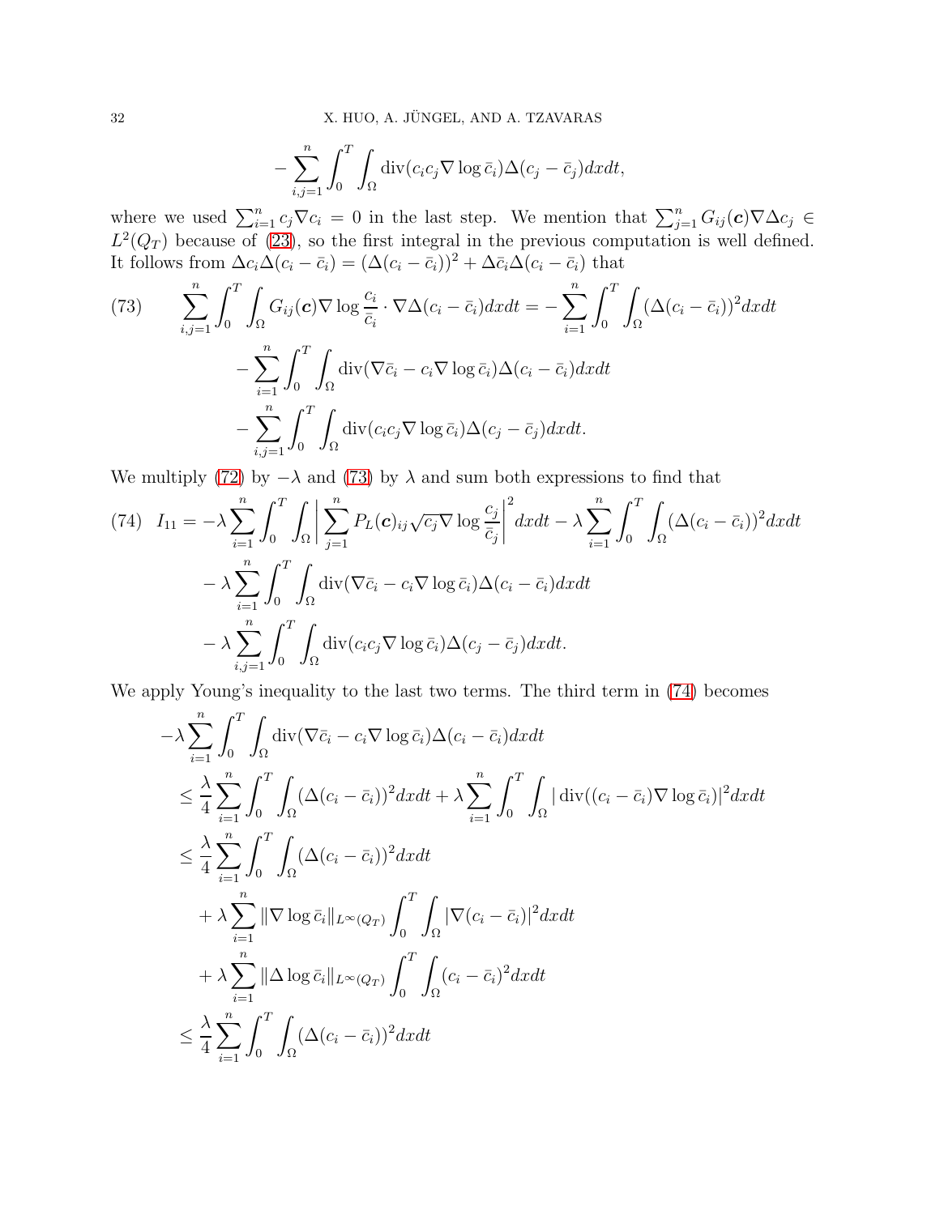$$
-\sum_{i,j=1}^n \int_0^T \int_\Omega \operatorname{div}(c_i c_j \nabla \log \bar{c}_i) \Delta(c_j - \bar{c}_j) dx dt,
$$

where we used $\sum_{i=1}^n c_j \nabla c_i = 0$ in the last step. We mention that $\sum_{j=1}^n G_{ij}(\boldsymbol{c}) \nabla \Delta c_j \in L^2(Q_T)$ because of (23), so the first integral in the previous computation is well defined. It follows from $\Delta c_i \Delta(c_i - \bar{c}_i) = (\Delta(c_i - \bar{c}_i))^2 + \Delta \bar{c}_i \Delta(c_i - \bar{c}_i)$ that

$$
\begin{aligned}
(73) \qquad \sum_{i,j=1}^n \int_0^T \int_\Omega G_{ij}(\boldsymbol{c}) \nabla \log \frac{c_i}{\bar{c}_i} \cdot \nabla \Delta(c_i - \bar{c}_i) dx dt &= -\sum_{i=1}^n \int_0^T \int_\Omega (\Delta(c_i - \bar{c}_i))^2 dx dt \\
&\quad - \sum_{i=1}^n \int_0^T \int_\Omega \operatorname{div}(\nabla \bar{c}_i - c_i \nabla \log \bar{c}_i) \Delta(c_i - \bar{c}_i) dx dt \\
&\quad - \sum_{i,j=1}^n \int_0^T \int_\Omega \operatorname{div}(c_i c_j \nabla \log \bar{c}_i) \Delta(c_j - \bar{c}_j) dx dt.
\end{aligned}
$$

We multiply (72) by $-\lambda$ and (73) by $\lambda$ and sum both expressions to find that

$$
\begin{aligned}
(74) \quad I_{11} &= -\lambda \sum_{i=1}^n \int_0^T \int_\Omega \bigg| \sum_{j=1}^n P_L(\boldsymbol{c})_{ij} \sqrt{c_j} \nabla \log \frac{c_j}{\bar{c}_j} \bigg|^2 dx dt - \lambda \sum_{i=1}^n \int_0^T \int_\Omega (\Delta(c_i - \bar{c}_i))^2 dx dt \\
&\quad - \lambda \sum_{i=1}^n \int_0^T \int_\Omega \operatorname{div}(\nabla \bar{c}_i - c_i \nabla \log \bar{c}_i) \Delta(c_i - \bar{c}_i) dx dt \\
&\quad - \lambda \sum_{i,j=1}^n \int_0^T \int_\Omega \operatorname{div}(c_i c_j \nabla \log \bar{c}_i) \Delta(c_j - \bar{c}_j) dx dt.
\end{aligned}
$$

We apply Young's inequality to the last two terms. The third term in (74) becomes

$$
\begin{aligned}
&-\lambda \sum_{i=1}^n \int_0^T \int_\Omega \operatorname{div}(\nabla \bar{c}_i - c_i \nabla \log \bar{c}_i) \Delta(c_i - \bar{c}_i) dx dt \\
&\quad \le \frac{\lambda}{4} \sum_{i=1}^n \int_0^T \int_\Omega (\Delta(c_i - \bar{c}_i))^2 dx dt + \lambda \sum_{i=1}^n \int_0^T \int_\Omega |\operatorname{div}((c_i - \bar{c}_i) \nabla \log \bar{c}_i)|^2 dx dt \\
&\quad \le \frac{\lambda}{4} \sum_{i=1}^n \int_0^T \int_\Omega (\Delta(c_i - \bar{c}_i))^2 dx dt \\
&\qquad + \lambda \sum_{i=1}^n \|\nabla \log \bar{c}_i\|_{L^\infty(Q_T)} \int_0^T \int_\Omega |\nabla(c_i - \bar{c}_i)|^2 dx dt \\
&\qquad + \lambda \sum_{i=1}^n \|\Delta \log \bar{c}_i\|_{L^\infty(Q_T)} \int_0^T \int_\Omega (c_i - \bar{c}_i)^2 dx dt \\
&\quad \le \frac{\lambda}{4} \sum_{i=1}^n \int_0^T \int_\Omega (\Delta(c_i - \bar{c}_i))^2 dx dt
\end{aligned}
$$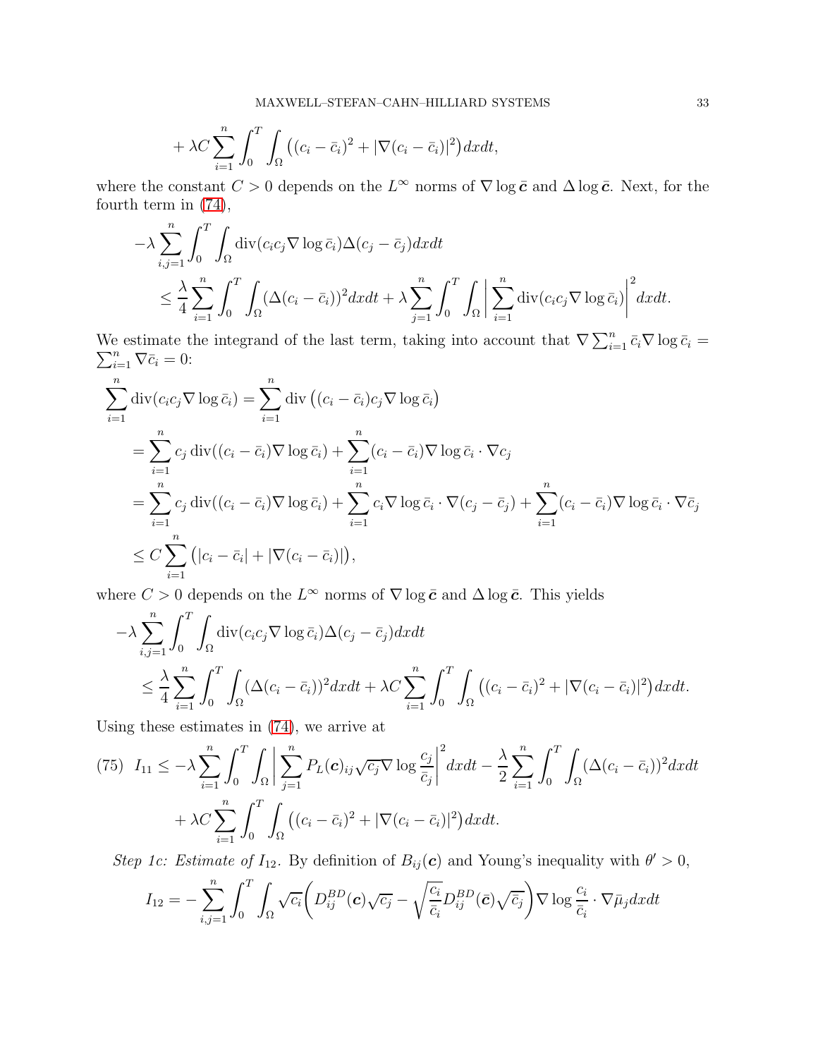$$
+ \lambda C \sum_{i=1}^n \int_0^T \int_\Omega \big( (c_i - \bar{c}_i)^2 + |\nabla(c_i - \bar{c}_i)|^2 \big) dx dt,
$$

where the constant $C > 0$ depends on the $L^\infty$ norms of $\nabla \log \bar{\boldsymbol{c}}$ and $\Delta \log \bar{\boldsymbol{c}}$. Next, for the fourth term in (74),

$$
\begin{aligned}
-\lambda & \sum_{i,j=1}^n \int_0^T \int_\Omega \operatorname{div}(c_i c_j \nabla \log \bar{c}_i) \Delta(c_j - \bar{c}_j) dx dt \\
& \le \frac{\lambda}{4} \sum_{i=1}^n \int_0^T \int_\Omega (\Delta(c_i - \bar{c}_i))^2 dx dt + \lambda \sum_{j=1}^n \int_0^T \int_\Omega \bigg| \sum_{i=1}^n \operatorname{div}(c_i c_j \nabla \log \bar{c}_i) \bigg|^2 dx dt.
\end{aligned}
$$

We estimate the integrand of the last term, taking into account that $\nabla \sum_{i=1}^n \bar{c}_i \nabla \log \bar{c}_i = \sum_{i=1}^n \nabla \bar{c}_i = 0$:

$$
\begin{aligned}
\sum_{i=1}^n & \operatorname{div}(c_i c_j \nabla \log \bar{c}_i) = \sum_{i=1}^n \operatorname{div}\big( (c_i - \bar{c}_i) c_j \nabla \log \bar{c}_i \big) \\
&= \sum_{i=1}^n c_j \operatorname{div}((c_i - \bar{c}_i) \nabla \log \bar{c}_i) + \sum_{i=1}^n (c_i - \bar{c}_i) \nabla \log \bar{c}_i \cdot \nabla c_j \\
&= \sum_{i=1}^n c_j \operatorname{div}((c_i - \bar{c}_i) \nabla \log \bar{c}_i) + \sum_{i=1}^n c_i \nabla \log \bar{c}_i \cdot \nabla(c_j - \bar{c}_j) + \sum_{i=1}^n (c_i - \bar{c}_i) \nabla \log \bar{c}_i \cdot \nabla \bar{c}_j \\
&\le C \sum_{i=1}^n \big( |c_i - \bar{c}_i| + |\nabla(c_i - \bar{c}_i)| \big),
\end{aligned}
$$

where $C > 0$ depends on the $L^\infty$ norms of $\nabla \log \bar{\boldsymbol{c}}$ and $\Delta \log \bar{\boldsymbol{c}}$. This yields

$$
\begin{aligned}
-\lambda & \sum_{i,j=1}^n \int_0^T \int_\Omega \operatorname{div}(c_i c_j \nabla \log \bar{c}_i) \Delta(c_j - \bar{c}_j) dx dt \\
& \le \frac{\lambda}{4} \sum_{i=1}^n \int_0^T \int_\Omega (\Delta(c_i - \bar{c}_i))^2 dx dt + \lambda C \sum_{i=1}^n \int_0^T \int_\Omega \big( (c_i - \bar{c}_i)^2 + |\nabla(c_i - \bar{c}_i)|^2 \big) dx dt.
\end{aligned}
$$

Using these estimates in (74), we arrive at

$$
\begin{aligned}
(75) \quad I_{11} \le & -\lambda \sum_{i=1}^n \int_0^T \int_\Omega \bigg| \sum_{j=1}^n P_L(\boldsymbol{c})_{ij} \sqrt{c_j} \nabla \log \frac{c_j}{\bar{c}_j} \bigg|^2 dx dt - \frac{\lambda}{2} \sum_{i=1}^n \int_0^T \int_\Omega (\Delta(c_i - \bar{c}_i))^2 dx dt \\
& + \lambda C \sum_{i=1}^n \int_0^T \int_\Omega \big( (c_i - \bar{c}_i)^2 + |\nabla(c_i - \bar{c}_i)|^2 \big) dx dt.
\end{aligned}
$$

*Step 1c: Estimate of $I_{12}$.* By definition of $B_{ij}(\boldsymbol{c})$ and Young's inequality with $\theta' > 0$,

$$
I_{12} = - \sum_{i,j=1}^n \int_0^T \int_\Omega \sqrt{c_i} \bigg( D_{ij}^{BD}(\boldsymbol{c}) \sqrt{c_j} - \sqrt{\frac{c_i}{\bar{c}_i}} D_{ij}^{BD}(\bar{\boldsymbol{c}}) \sqrt{\bar{c}_j} \bigg) \nabla \log \frac{c_i}{\bar{c}_i} \cdot \nabla \bar{\mu}_j dx dt
$$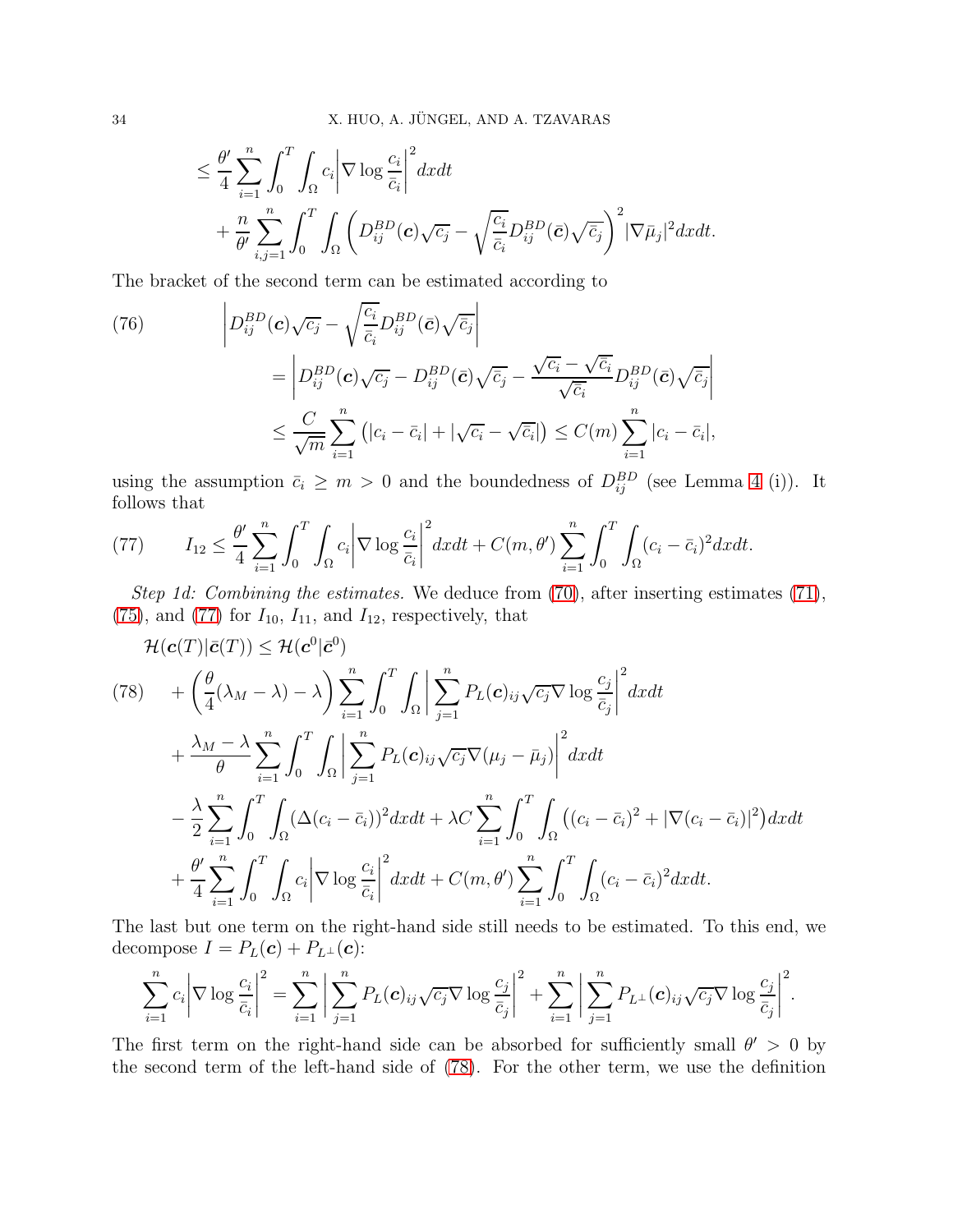$$
\le \frac{\theta'}{4}\sum_{i=1}^n \int_0^T\int_\Omega c_i\Big|\nabla\log\frac{c_i}{\bar c_i}\Big|^2 dxdt
$$
$$
+ \frac{n}{\theta'}\sum_{i,j=1}^n \int_0^T\int_\Omega \bigg(D_{ij}^{BD}(\boldsymbol{c})\sqrt{c_j} - \sqrt{\frac{c_i}{\bar c_i}}D_{ij}^{BD}(\bar{\boldsymbol{c}})\sqrt{\bar c_j}\bigg)^2|\nabla\bar\mu_j|^2 dxdt.
$$

The bracket of the second term can be estimated according to

$$
\begin{aligned}
(76)\qquad &\bigg|D_{ij}^{BD}(\boldsymbol{c})\sqrt{c_j} - \sqrt{\frac{c_i}{\bar c_i}}D_{ij}^{BD}(\bar{\boldsymbol{c}})\sqrt{\bar c_j}\bigg| \\
&\quad = \bigg|D_{ij}^{BD}(\boldsymbol{c})\sqrt{c_j} - D_{ij}^{BD}(\bar{\boldsymbol{c}})\sqrt{\bar c_j} - \frac{\sqrt{c_i}-\sqrt{\bar c_i}}{\sqrt{\bar c_i}}D_{ij}^{BD}(\bar{\boldsymbol{c}})\sqrt{\bar c_j}\bigg| \\
&\quad \le \frac{C}{\sqrt{m}}\sum_{i=1}^n\big(|c_i-\bar c_i| + |\sqrt{c_i}-\sqrt{\bar c_i}|\big) \le C(m)\sum_{i=1}^n |c_i-\bar c_i|,
\end{aligned}
$$

using the assumption $\bar c_i \ge m > 0$ and the boundedness of $D_{ij}^{BD}$ (see Lemma 4 (i)). It follows that

$$
(77)\qquad I_{12} \le \frac{\theta'}{4}\sum_{i=1}^n \int_0^T\int_\Omega c_i\Big|\nabla\log\frac{c_i}{\bar c_i}\Big|^2 dxdt + C(m,\theta')\sum_{i=1}^n\int_0^T\int_\Omega (c_i-\bar c_i)^2 dxdt.
$$

*Step 1d: Combining the estimates.* We deduce from (70), after inserting estimates (71), (75), and (77) for $I_{10}$, $I_{11}$, and $I_{12}$, respectively, that

$$
\begin{aligned}
&\mathcal{H}(\boldsymbol{c}(T)|\bar{\boldsymbol{c}}(T)) \le \mathcal{H}(\boldsymbol{c}^0|\bar{\boldsymbol{c}}^0) \\
(78)\qquad &+ \Big(\frac{\theta}{4}(\lambda_M-\lambda)-\lambda\Big)\sum_{i=1}^n\int_0^T\int_\Omega \bigg|\sum_{j=1}^n P_L(\boldsymbol{c})_{ij}\sqrt{c_j}\nabla\log\frac{c_j}{\bar c_j}\bigg|^2 dxdt \\
&+ \frac{\lambda_M-\lambda}{\theta}\sum_{i=1}^n\int_0^T\int_\Omega\bigg|\sum_{j=1}^n P_L(\boldsymbol{c})_{ij}\sqrt{c_j}\nabla(\mu_j-\bar\mu_j)\bigg|^2 dxdt \\
&- \frac{\lambda}{2}\sum_{i=1}^n\int_0^T\int_\Omega(\Delta(c_i-\bar c_i))^2 dxdt + \lambda C\sum_{i=1}^n\int_0^T\int_\Omega\big((c_i-\bar c_i)^2 + |\nabla(c_i-\bar c_i)|^2\big)dxdt \\
&+ \frac{\theta'}{4}\sum_{i=1}^n\int_0^T\int_\Omega c_i\Big|\nabla\log\frac{c_i}{\bar c_i}\Big|^2 dxdt + C(m,\theta')\sum_{i=1}^n\int_0^T\int_\Omega(c_i-\bar c_i)^2 dxdt.
\end{aligned}
$$

The last but one term on the right-hand side still needs to be estimated. To this end, we decompose $I = P_L(\boldsymbol{c}) + P_{L^\perp}(\boldsymbol{c})$:

$$
\sum_{i=1}^n c_i\Big|\nabla\log\frac{c_i}{\bar c_i}\Big|^2 = \sum_{i=1}^n\bigg|\sum_{j=1}^n P_L(\boldsymbol{c})_{ij}\sqrt{c_j}\nabla\log\frac{c_j}{\bar c_j}\bigg|^2 + \sum_{i=1}^n\bigg|\sum_{j=1}^n P_{L^\perp}(\boldsymbol{c})_{ij}\sqrt{c_j}\nabla\log\frac{c_j}{\bar c_j}\bigg|^2.
$$

The first term on the right-hand side can be absorbed for sufficiently small $\theta' > 0$ by the second term of the left-hand side of (78). For the other term, we use the definition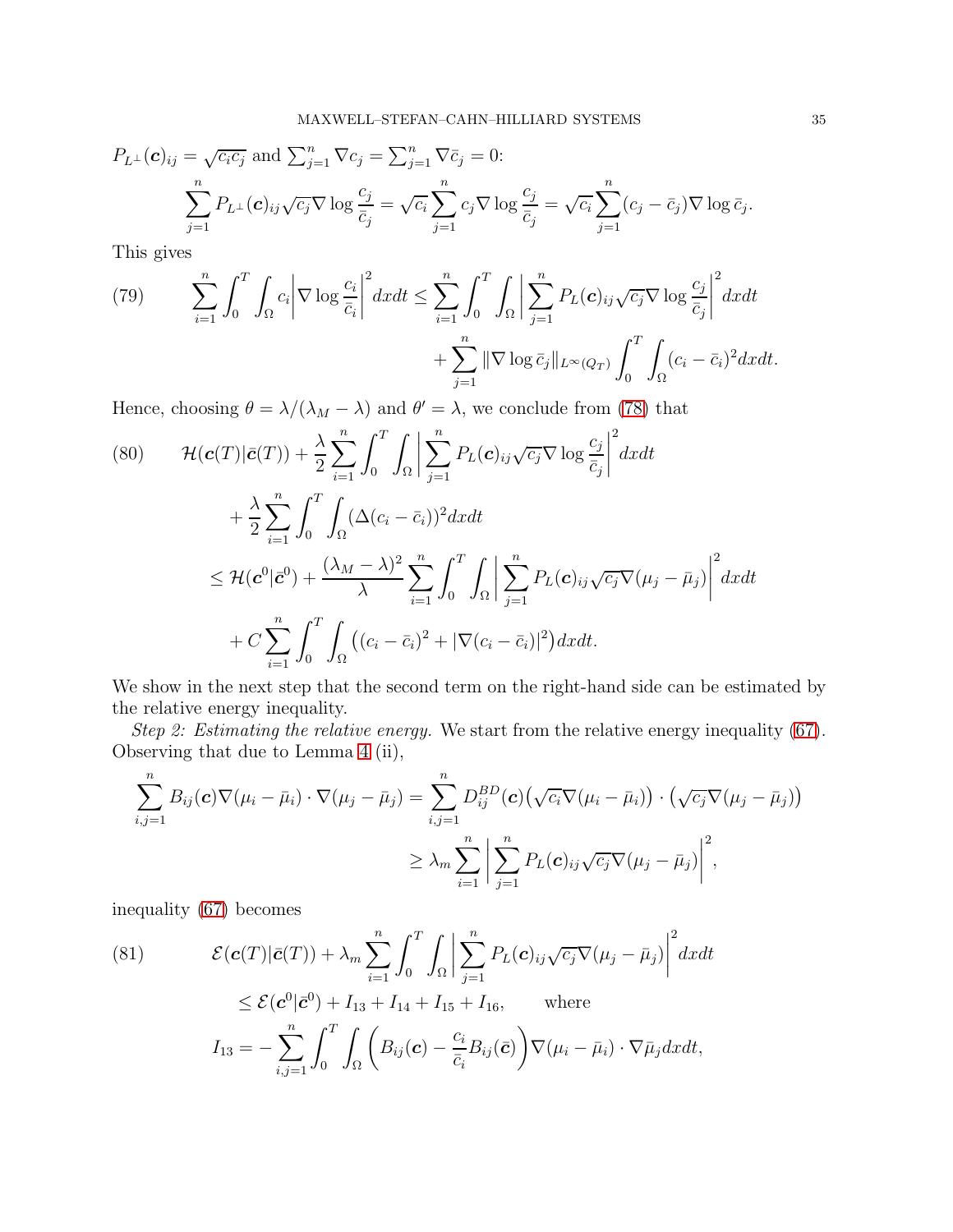$P_{L^\perp}(\boldsymbol{c})_{ij} = \sqrt{c_i c_j}$ and $\sum_{j=1}^n \nabla c_j = \sum_{j=1}^n \nabla \bar c_j = 0$:

$$\sum_{j=1}^n P_{L^\perp}(\boldsymbol{c})_{ij}\sqrt{c_j}\nabla \log\frac{c_j}{\bar c_j} = \sqrt{c_i}\sum_{j=1}^n c_j\nabla\log\frac{c_j}{\bar c_j} = \sqrt{c_i}\sum_{j=1}^n (c_j-\bar c_j)\nabla\log\bar c_j.$$

This gives

$$(79)\qquad \sum_{i=1}^n\int_0^T\int_\Omega c_i\bigg|\nabla\log\frac{c_i}{\bar c_i}\bigg|^2 dxdt \le \sum_{i=1}^n\int_0^T\int_\Omega\bigg|\sum_{j=1}^n P_L(\boldsymbol{c})_{ij}\sqrt{c_j}\nabla\log\frac{c_j}{\bar c_j}\bigg|^2 dxdt + \sum_{j=1}^n\|\nabla\log\bar c_j\|_{L^\infty(Q_T)}\int_0^T\int_\Omega (c_i-\bar c_i)^2 dxdt.$$

Hence, choosing $\theta = \lambda/(\lambda_M-\lambda)$ and $\theta'=\lambda$, we conclude from (78) that

$$(80)\qquad \begin{aligned}&\mathcal{H}(\boldsymbol{c}(T)|\bar{\boldsymbol{c}}(T)) + \frac{\lambda}{2}\sum_{i=1}^n\int_0^T\int_\Omega\bigg|\sum_{j=1}^n P_L(\boldsymbol{c})_{ij}\sqrt{c_j}\nabla\log\frac{c_j}{\bar c_j}\bigg|^2 dxdt \\ &\quad + \frac{\lambda}{2}\sum_{i=1}^n\int_0^T\int_\Omega(\Delta(c_i-\bar c_i))^2 dxdt \\ &\le \mathcal{H}(\boldsymbol{c}^0|\bar{\boldsymbol{c}}^0) + \frac{(\lambda_M-\lambda)^2}{\lambda}\sum_{i=1}^n\int_0^T\int_\Omega\bigg|\sum_{j=1}^n P_L(\boldsymbol{c})_{ij}\sqrt{c_j}\nabla(\mu_j-\bar\mu_j)\bigg|^2 dxdt \\ &\quad + C\sum_{i=1}^n\int_0^T\int_\Omega\big((c_i-\bar c_i)^2 + |\nabla(c_i-\bar c_i)|^2\big)dxdt.\end{aligned}$$

We show in the next step that the second term on the right-hand side can be estimated by the relative energy inequality.

*Step 2: Estimating the relative energy.* We start from the relative energy inequality (67). Observing that due to Lemma 4 (ii),

$$\begin{aligned}\sum_{i,j=1}^n B_{ij}(\boldsymbol{c})\nabla(\mu_i-\bar\mu_i)\cdot\nabla(\mu_j-\bar\mu_j) &= \sum_{i,j=1}^n D_{ij}^{BD}(\boldsymbol{c})\big(\sqrt{c_i}\nabla(\mu_i-\bar\mu_i)\big)\cdot\big(\sqrt{c_j}\nabla(\mu_j-\bar\mu_j)\big) \\ &\ge \lambda_m\sum_{i=1}^n\bigg|\sum_{j=1}^n P_L(\boldsymbol{c})_{ij}\sqrt{c_j}\nabla(\mu_j-\bar\mu_j)\bigg|^2,\end{aligned}$$

inequality (67) becomes

$$(81)\qquad \begin{aligned}&\mathcal{E}(\boldsymbol{c}(T)|\bar{\boldsymbol{c}}(T)) + \lambda_m\sum_{i=1}^n\int_0^T\int_\Omega\bigg|\sum_{j=1}^n P_L(\boldsymbol{c})_{ij}\sqrt{c_j}\nabla(\mu_j-\bar\mu_j)\bigg|^2 dxdt \\ &\quad\le \mathcal{E}(\boldsymbol{c}^0|\bar{\boldsymbol{c}}^0) + I_{13}+I_{14}+I_{15}+I_{16}, \qquad\text{where} \\ &I_{13} = -\sum_{i,j=1}^n\int_0^T\int_\Omega\bigg(B_{ij}(\boldsymbol{c}) - \frac{c_i}{\bar c_i}B_{ij}(\bar{\boldsymbol{c}})\bigg)\nabla(\mu_i-\bar\mu_i)\cdot\nabla\bar\mu_j dxdt,\end{aligned}$$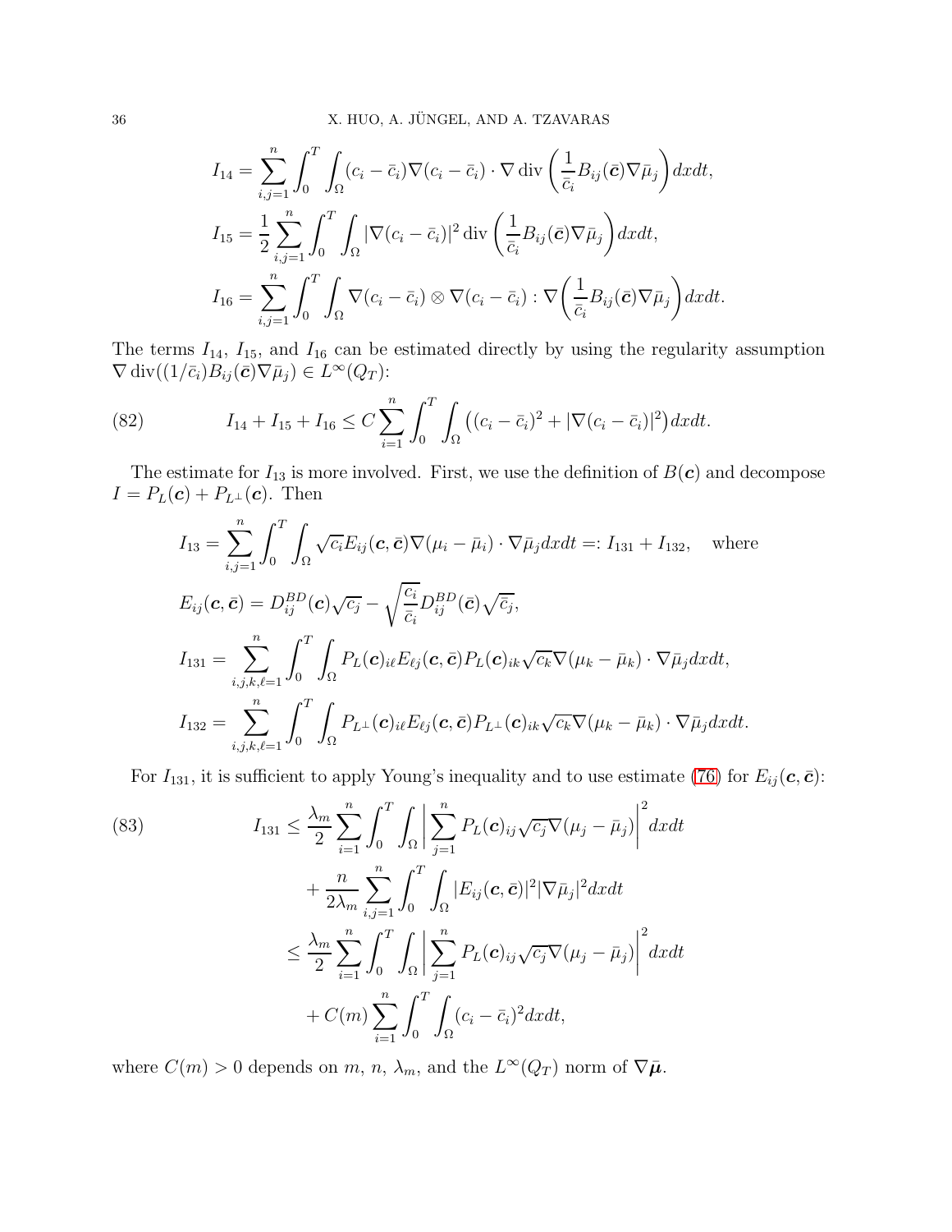$$
\begin{aligned}
I_{14} &= \sum_{i,j=1}^n \int_0^T \int_\Omega (c_i - \bar{c}_i)\nabla(c_i - \bar{c}_i) \cdot \nabla \operatorname{div}\left(\frac{1}{\bar{c}_i} B_{ij}(\bar{\boldsymbol{c}})\nabla \bar{\mu}_j\right) dxdt, \\
I_{15} &= \frac{1}{2}\sum_{i,j=1}^n \int_0^T \int_\Omega |\nabla(c_i - \bar{c}_i)|^2 \operatorname{div}\left(\frac{1}{\bar{c}_i} B_{ij}(\bar{\boldsymbol{c}})\nabla \bar{\mu}_j\right) dxdt, \\
I_{16} &= \sum_{i,j=1}^n \int_0^T \int_\Omega \nabla(c_i - \bar{c}_i) \otimes \nabla(c_i - \bar{c}_i) : \nabla\left(\frac{1}{\bar{c}_i} B_{ij}(\bar{\boldsymbol{c}})\nabla \bar{\mu}_j\right) dxdt.
\end{aligned}
$$

The terms $I_{14}$, $I_{15}$, and $I_{16}$ can be estimated directly by using the regularity assumption $\nabla \operatorname{div}((1/\bar{c}_i)B_{ij}(\bar{\boldsymbol{c}})\nabla\bar{\mu}_j) \in L^\infty(Q_T)$:

$$
I_{14} + I_{15} + I_{16} \le C \sum_{i=1}^n \int_0^T \int_\Omega \big((c_i - \bar{c}_i)^2 + |\nabla(c_i - \bar{c}_i)|^2\big) dxdt. \tag{82}
$$

The estimate for $I_{13}$ is more involved. First, we use the definition of $B(\boldsymbol{c})$ and decompose $I = P_L(\boldsymbol{c}) + P_{L^\perp}(\boldsymbol{c})$. Then

$$
\begin{aligned}
I_{13} &= \sum_{i,j=1}^n \int_0^T \int_\Omega \sqrt{c_i} E_{ij}(\boldsymbol{c}, \bar{\boldsymbol{c}}) \nabla(\mu_i - \bar{\mu}_i) \cdot \nabla \bar{\mu}_j dxdt =: I_{131} + I_{132}, \quad \text{where} \\
E_{ij}(\boldsymbol{c}, \bar{\boldsymbol{c}}) &= D_{ij}^{BD}(\boldsymbol{c})\sqrt{c_j} - \sqrt{\frac{c_i}{\bar{c}_i}} D_{ij}^{BD}(\bar{\boldsymbol{c}})\sqrt{\bar{c}_j}, \\
I_{131} &= \sum_{i,j,k,\ell=1}^n \int_0^T \int_\Omega P_L(\boldsymbol{c})_{i\ell} E_{\ell j}(\boldsymbol{c}, \bar{\boldsymbol{c}}) P_L(\boldsymbol{c})_{ik} \sqrt{c_k} \nabla(\mu_k - \bar{\mu}_k) \cdot \nabla \bar{\mu}_j dxdt, \\
I_{132} &= \sum_{i,j,k,\ell=1}^n \int_0^T \int_\Omega P_{L^\perp}(\boldsymbol{c})_{i\ell} E_{\ell j}(\boldsymbol{c}, \bar{\boldsymbol{c}}) P_{L^\perp}(\boldsymbol{c})_{ik} \sqrt{c_k} \nabla(\mu_k - \bar{\mu}_k) \cdot \nabla \bar{\mu}_j dxdt.
\end{aligned}
$$

For $I_{131}$, it is sufficient to apply Young's inequality and to use estimate (76) for $E_{ij}(\boldsymbol{c}, \bar{\boldsymbol{c}})$:

$$
\begin{aligned}
I_{131} &\le \frac{\lambda_m}{2} \sum_{i=1}^n \int_0^T \int_\Omega \bigg| \sum_{j=1}^n P_L(\boldsymbol{c})_{ij} \sqrt{c_j} \nabla(\mu_j - \bar{\mu}_j) \bigg|^2 dxdt \\
&\quad + \frac{n}{2\lambda_m} \sum_{i,j=1}^n \int_0^T \int_\Omega |E_{ij}(\boldsymbol{c}, \bar{\boldsymbol{c}})|^2 |\nabla \bar{\mu}_j|^2 dxdt \\
&\le \frac{\lambda_m}{2} \sum_{i=1}^n \int_0^T \int_\Omega \bigg| \sum_{j=1}^n P_L(\boldsymbol{c})_{ij} \sqrt{c_j} \nabla(\mu_j - \bar{\mu}_j) \bigg|^2 dxdt \\
&\quad + C(m) \sum_{i=1}^n \int_0^T \int_\Omega (c_i - \bar{c}_i)^2 dxdt,
\end{aligned} \tag{83}
$$

where $C(m) > 0$ depends on $m$, $n$, $\lambda_m$, and the $L^\infty(Q_T)$ norm of $\nabla\bar{\boldsymbol{\mu}}$.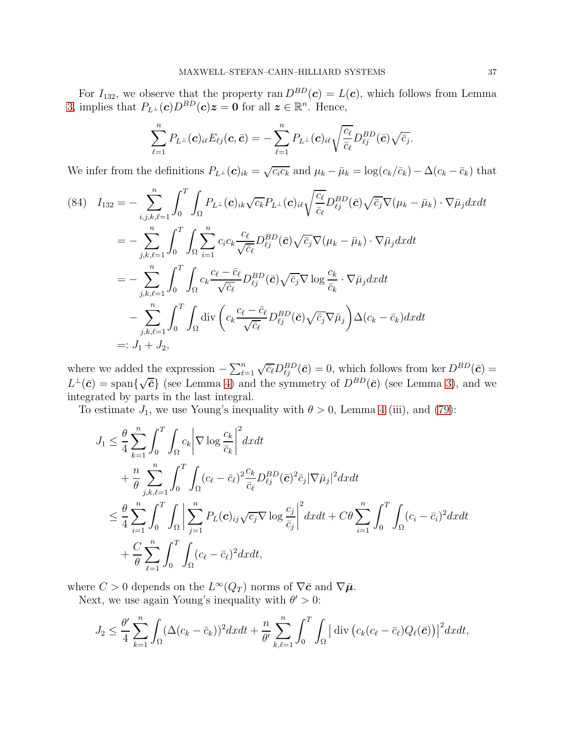For $I_{132}$, we observe that the property $\operatorname{ran} D^{BD}(\boldsymbol{c}) = L(\boldsymbol{c})$, which follows from Lemma 3, implies that $P_{L^\perp}(\boldsymbol{c}) D^{BD}(\boldsymbol{c})\boldsymbol{z} = \boldsymbol{0}$ for all $\boldsymbol{z} \in \mathbb{R}^n$. Hence,

$$
\sum_{\ell=1}^n P_{L^\perp}(\boldsymbol{c})_{i\ell} E_{\ell j}(\boldsymbol{c}, \bar{\boldsymbol{c}}) = -\sum_{\ell=1}^n P_{L^\perp}(\boldsymbol{c})_{i\ell} \sqrt{\frac{c_\ell}{\bar{c}_\ell}} D^{BD}_{\ell j}(\bar{\boldsymbol{c}}) \sqrt{\bar{c}_j}.
$$

We infer from the definitions $P_{L^\perp}(\boldsymbol{c})_{ik} = \sqrt{c_i c_k}$ and $\mu_k - \bar{\mu}_k = \log(c_k/\bar{c}_k) - \Delta(c_k - \bar{c}_k)$ that

$$
\begin{aligned}
(84)\quad I_{132} &= -\sum_{i,j,k,\ell=1}^n \int_0^T \int_\Omega P_{L^\perp}(\boldsymbol{c})_{ik} \sqrt{c_k} P_{L^\perp}(\boldsymbol{c})_{i\ell} \sqrt{\frac{c_\ell}{\bar{c}_\ell}} D^{BD}_{\ell j}(\bar{\boldsymbol{c}}) \sqrt{\bar{c}_j} \nabla(\mu_k - \bar{\mu}_k) \cdot \nabla \bar{\mu}_j dx dt \\
&= -\sum_{j,k,\ell=1}^n \int_0^T \int_\Omega \sum_{i=1}^n c_i c_k \frac{c_\ell}{\sqrt{\bar{c}_\ell}} D^{BD}_{\ell j}(\bar{\boldsymbol{c}}) \sqrt{\bar{c}_j} \nabla(\mu_k - \bar{\mu}_k) \cdot \nabla \bar{\mu}_j dx dt \\
&= -\sum_{j,k,\ell=1}^n \int_0^T \int_\Omega c_k \frac{c_\ell - \bar{c}_\ell}{\sqrt{\bar{c}_\ell}} D^{BD}_{\ell j}(\bar{\boldsymbol{c}}) \sqrt{\bar{c}_j} \nabla \log \frac{c_k}{\bar{c}_k} \cdot \nabla \bar{\mu}_j dx dt \\
&\quad - \sum_{j,k,\ell=1}^n \int_0^T \int_\Omega \operatorname{div}\left( c_k \frac{c_\ell - \bar{c}_\ell}{\sqrt{\bar{c}_\ell}} D^{BD}_{\ell j}(\bar{\boldsymbol{c}}) \sqrt{\bar{c}_j} \nabla \bar{\mu}_j \right) \Delta(c_k - \bar{c}_k) dx dt \\
&=: J_1 + J_2,
\end{aligned}
$$

where we added the expression $-\sum_{\ell=1}^n \sqrt{\bar{c}_\ell} D^{BD}_{\ell j}(\bar{\boldsymbol{c}}) = 0$, which follows from $\ker D^{BD}(\bar{\boldsymbol{c}}) = L^\perp(\bar{\boldsymbol{c}}) = \operatorname{span}\{\sqrt{\bar{\boldsymbol{c}}}\}$ (see Lemma 4) and the symmetry of $D^{BD}(\bar{\boldsymbol{c}})$ (see Lemma 3), and we integrated by parts in the last integral.

To estimate $J_1$, we use Young's inequality with $\theta > 0$, Lemma 4 (iii), and (79):

$$
\begin{aligned}
J_1 &\le \frac{\theta}{4} \sum_{k=1}^n \int_0^T \int_\Omega c_k \left| \nabla \log \frac{c_k}{\bar{c}_k} \right|^2 dx dt \\
&\quad + \frac{n}{\theta} \sum_{j,k,\ell=1}^n \int_0^T \int_\Omega (c_\ell - \bar{c}_\ell)^2 \frac{c_k}{\bar{c}_\ell} D^{BD}_{\ell j}(\bar{\boldsymbol{c}})^2 \bar{c}_j |\nabla \bar{\mu}_j|^2 dx dt \\
&\le \frac{\theta}{4} \sum_{i=1}^n \int_0^T \int_\Omega \left| \sum_{j=1}^n P_L(\boldsymbol{c})_{ij} \sqrt{c_j} \nabla \log \frac{c_j}{\bar{c}_j} \right|^2 dx dt + C\theta \sum_{i=1}^n \int_0^T \int_\Omega (c_i - \bar{c}_i)^2 dx dt \\
&\quad + \frac{C}{\theta} \sum_{\ell=1}^n \int_0^T \int_\Omega (c_\ell - \bar{c}_\ell)^2 dx dt,
\end{aligned}
$$

where $C > 0$ depends on the $L^\infty(Q_T)$ norms of $\nabla \bar{\boldsymbol{c}}$ and $\nabla \bar{\boldsymbol{\mu}}$.

Next, we use again Young's inequality with $\theta' > 0$:

$$
J_2 \le \frac{\theta'}{4} \sum_{k=1}^n \int_\Omega (\Delta(c_k - \bar{c}_k))^2 dx dt + \frac{n}{\theta'} \sum_{k,\ell=1}^n \int_0^T \int_\Omega \left| \operatorname{div}\left( c_k (c_\ell - \bar{c}_\ell) Q_\ell(\bar{\boldsymbol{c}}) \right) \right|^2 dx dt,
$$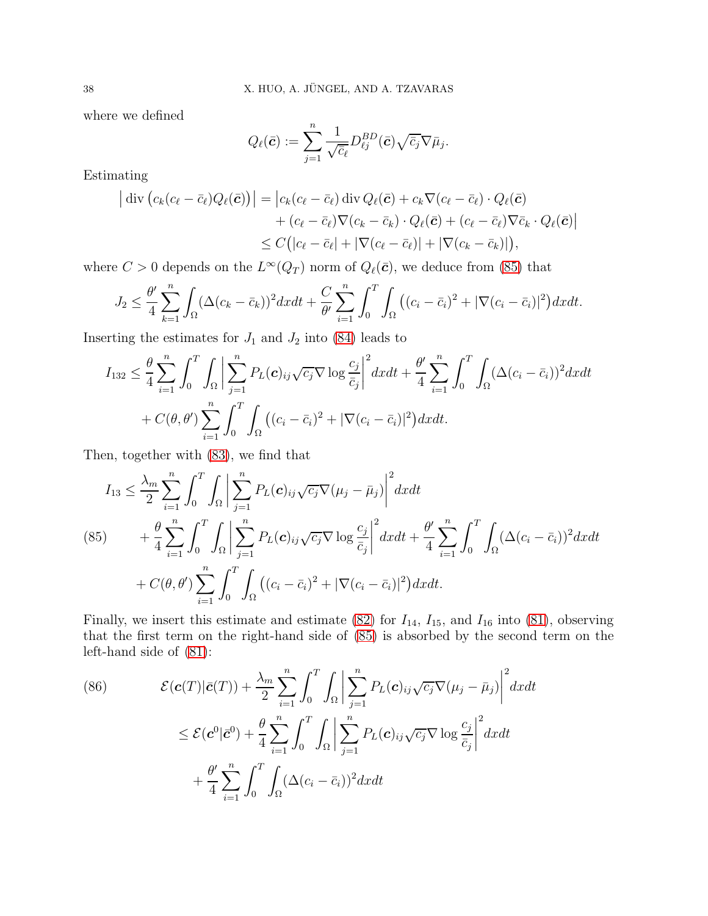where we defined

$$Q_\ell(\bar{\boldsymbol{c}}) := \sum_{j=1}^n \frac{1}{\sqrt{\bar{c}_\ell}} D_{\ell j}^{BD}(\bar{\boldsymbol{c}}) \sqrt{\bar{c}_j} \nabla \bar{\mu}_j.$$

Estimating

$$\begin{aligned}
\big| \operatorname{div} \big( c_k (c_\ell - \bar{c}_\ell) Q_\ell(\bar{\boldsymbol{c}}) \big) \big| &= \big| c_k (c_\ell - \bar{c}_\ell) \operatorname{div} Q_\ell(\bar{\boldsymbol{c}}) + c_k \nabla (c_\ell - \bar{c}_\ell) \cdot Q_\ell(\bar{\boldsymbol{c}}) \\
&\quad + (c_\ell - \bar{c}_\ell) \nabla (c_k - \bar{c}_k) \cdot Q_\ell(\bar{\boldsymbol{c}}) + (c_\ell - \bar{c}_\ell) \nabla \bar{c}_k \cdot Q_\ell(\bar{\boldsymbol{c}}) \big| \\
&\le C \big( |c_\ell - \bar{c}_\ell| + |\nabla (c_\ell - \bar{c}_\ell)| + |\nabla (c_k - \bar{c}_k)| \big),
\end{aligned}$$

where $C > 0$ depends on the $L^\infty(Q_T)$ norm of $Q_\ell(\bar{\boldsymbol{c}})$, we deduce from (85) that

$$J_2 \le \frac{\theta'}{4} \sum_{k=1}^n \int_\Omega (\Delta (c_k - \bar{c}_k))^2 dx dt + \frac{C}{\theta'} \sum_{i=1}^n \int_0^T \int_\Omega \big( (c_i - \bar{c}_i)^2 + |\nabla (c_i - \bar{c}_i)|^2 \big) dx dt.$$

Inserting the estimates for $J_1$ and $J_2$ into (84) leads to

$$\begin{aligned}
I_{132} &\le \frac{\theta}{4} \sum_{i=1}^n \int_0^T \int_\Omega \bigg| \sum_{j=1}^n P_L(\boldsymbol{c})_{ij} \sqrt{c_j} \nabla \log \frac{c_j}{\bar{c}_j} \bigg|^2 dx dt + \frac{\theta'}{4} \sum_{i=1}^n \int_0^T \int_\Omega (\Delta (c_i - \bar{c}_i))^2 dx dt \\
&\quad + C(\theta, \theta') \sum_{i=1}^n \int_0^T \int_\Omega \big( (c_i - \bar{c}_i)^2 + |\nabla (c_i - \bar{c}_i)|^2 \big) dx dt.
\end{aligned}$$

Then, together with (83), we find that

$$\begin{aligned}
I_{13} &\le \frac{\lambda_m}{2} \sum_{i=1}^n \int_0^T \int_\Omega \bigg| \sum_{j=1}^n P_L(\boldsymbol{c})_{ij} \sqrt{c_j} \nabla (\mu_j - \bar{\mu}_j) \bigg|^2 dx dt \\
&\quad + \frac{\theta}{4} \sum_{i=1}^n \int_0^T \int_\Omega \bigg| \sum_{j=1}^n P_L(\boldsymbol{c})_{ij} \sqrt{c_j} \nabla \log \frac{c_j}{\bar{c}_j} \bigg|^2 dx dt + \frac{\theta'}{4} \sum_{i=1}^n \int_0^T \int_\Omega (\Delta (c_i - \bar{c}_i))^2 dx dt \\
&\quad + C(\theta, \theta') \sum_{i=1}^n \int_0^T \int_\Omega \big( (c_i - \bar{c}_i)^2 + |\nabla (c_i - \bar{c}_i)|^2 \big) dx dt.
\end{aligned} \tag{85}$$

Finally, we insert this estimate and estimate (82) for $I_{14}$, $I_{15}$, and $I_{16}$ into (81), observing that the first term on the right-hand side of (85) is absorbed by the second term on the left-hand side of (81):

$$\begin{aligned}
\mathcal{E}(\boldsymbol{c}(T) | \bar{\boldsymbol{c}}(T)) &+ \frac{\lambda_m}{2} \sum_{i=1}^n \int_0^T \int_\Omega \bigg| \sum_{j=1}^n P_L(\boldsymbol{c})_{ij} \sqrt{c_j} \nabla (\mu_j - \bar{\mu}_j) \bigg|^2 dx dt \\
&\le \mathcal{E}(\boldsymbol{c}^0 | \bar{\boldsymbol{c}}^0) + \frac{\theta}{4} \sum_{i=1}^n \int_0^T \int_\Omega \bigg| \sum_{j=1}^n P_L(\boldsymbol{c})_{ij} \sqrt{c_j} \nabla \log \frac{c_j}{\bar{c}_j} \bigg|^2 dx dt \\
&\quad + \frac{\theta'}{4} \sum_{i=1}^n \int_0^T \int_\Omega (\Delta (c_i - \bar{c}_i))^2 dx dt
\end{aligned} \tag{86}$$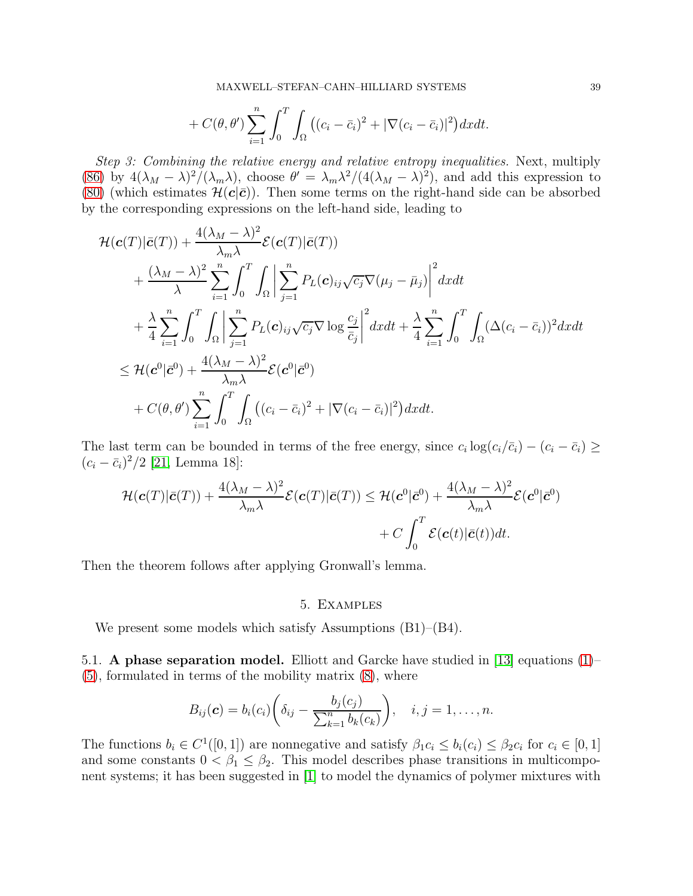$$+ C(\theta,\theta')\sum_{i=1}^n\int_0^T\int_\Omega\big((c_i-\bar c_i)^2+|\nabla(c_i-\bar c_i)|^2\big)dxdt.$$

*Step 3: Combining the relative energy and relative entropy inequalities.* Next, multiply (86) by $4(\lambda_M-\lambda)^2/(\lambda_m\lambda)$, choose $\theta'=\lambda_m\lambda^2/(4(\lambda_M-\lambda)^2)$, and add this expression to (80) (which estimates $\mathcal{H}(\boldsymbol{c}|\bar{\boldsymbol{c}})$). Then some terms on the right-hand side can be absorbed by the corresponding expressions on the left-hand side, leading to

$$\begin{aligned}
&\mathcal{H}(\boldsymbol{c}(T)|\bar{\boldsymbol{c}}(T))+\frac{4(\lambda_M-\lambda)^2}{\lambda_m\lambda}\mathcal{E}(\boldsymbol{c}(T)|\bar{\boldsymbol{c}}(T))\\
&\quad+\frac{(\lambda_M-\lambda)^2}{\lambda}\sum_{i=1}^n\int_0^T\int_\Omega\bigg|\sum_{j=1}^n P_L(\boldsymbol{c})_{ij}\sqrt{c_j}\nabla(\mu_j-\bar\mu_j)\bigg|^2dxdt\\
&\quad+\frac{\lambda}{4}\sum_{i=1}^n\int_0^T\int_\Omega\bigg|\sum_{j=1}^n P_L(\boldsymbol{c})_{ij}\sqrt{c_j}\nabla\log\frac{c_j}{\bar c_j}\bigg|^2dxdt+\frac{\lambda}{4}\sum_{i=1}^n\int_0^T\int_\Omega(\Delta(c_i-\bar c_i))^2dxdt\\
&\le\mathcal{H}(\boldsymbol{c}^0|\bar{\boldsymbol{c}}^0)+\frac{4(\lambda_M-\lambda)^2}{\lambda_m\lambda}\mathcal{E}(\boldsymbol{c}^0|\bar{\boldsymbol{c}}^0)\\
&\quad+C(\theta,\theta')\sum_{i=1}^n\int_0^T\int_\Omega\big((c_i-\bar c_i)^2+|\nabla(c_i-\bar c_i)|^2\big)dxdt.
\end{aligned}$$

The last term can be bounded in terms of the free energy, since $c_i\log(c_i/\bar c_i)-(c_i-\bar c_i)\ge(c_i-\bar c_i)^2/2$ [21, Lemma 18]:

$$\begin{aligned}
\mathcal{H}(\boldsymbol{c}(T)|\bar{\boldsymbol{c}}(T))+\frac{4(\lambda_M-\lambda)^2}{\lambda_m\lambda}\mathcal{E}(\boldsymbol{c}(T)|\bar{\boldsymbol{c}}(T))&\le\mathcal{H}(\boldsymbol{c}^0|\bar{\boldsymbol{c}}^0)+\frac{4(\lambda_M-\lambda)^2}{\lambda_m\lambda}\mathcal{E}(\boldsymbol{c}^0|\bar{\boldsymbol{c}}^0)\\
&\quad+C\int_0^T\mathcal{E}(\boldsymbol{c}(t)|\bar{\boldsymbol{c}}(t))dt.
\end{aligned}$$

Then the theorem follows after applying Gronwall's lemma.

## 5. Examples

We present some models which satisfy Assumptions (B1)–(B4).

**5.1. A phase separation model.** Elliott and Garcke have studied in [13] equations (1)–(5), formulated in terms of the mobility matrix (8), where

$$B_{ij}(\boldsymbol{c})=b_i(c_i)\bigg(\delta_{ij}-\frac{b_j(c_j)}{\sum_{k=1}^n b_k(c_k)}\bigg),\quad i,j=1,\ldots,n.$$

The functions $b_i\in C^1([0,1])$ are nonnegative and satisfy $\beta_1c_i\le b_i(c_i)\le\beta_2c_i$ for $c_i\in[0,1]$ and some constants $0<\beta_1\le\beta_2$. This model describes phase transitions in multicomponent systems; it has been suggested in [1] to model the dynamics of polymer mixtures with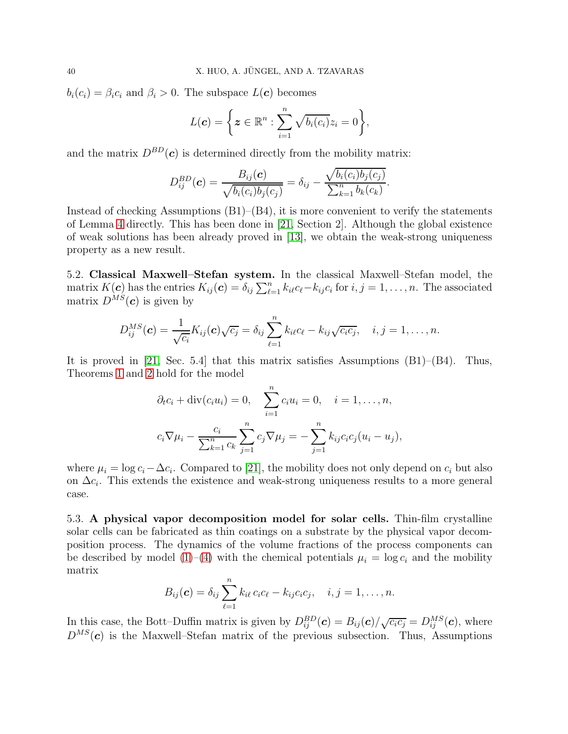$b_i(c_i) = \beta_i c_i$ and $\beta_i > 0$. The subspace $L(\boldsymbol{c})$ becomes

$$L(\boldsymbol{c}) = \bigg\{ \boldsymbol{z} \in \mathbb{R}^n : \sum_{i=1}^n \sqrt{b_i(c_i)} z_i = 0 \bigg\},$$

and the matrix $D^{BD}(\boldsymbol{c})$ is determined directly from the mobility matrix:

$$D_{ij}^{BD}(\boldsymbol{c}) = \frac{B_{ij}(\boldsymbol{c})}{\sqrt{b_i(c_i) b_j(c_j)}} = \delta_{ij} - \frac{\sqrt{b_i(c_i) b_j(c_j)}}{\sum_{k=1}^n b_k(c_k)}.$$

Instead of checking Assumptions (B1)–(B4), it is more convenient to verify the statements of Lemma 4 directly. This has been done in [21, Section 2]. Although the global existence of weak solutions has been already proved in [13], we obtain the weak-strong uniqueness property as a new result.

5.2. **Classical Maxwell–Stefan system.** In the classical Maxwell–Stefan model, the matrix $K(\boldsymbol{c})$ has the entries $K_{ij}(\boldsymbol{c}) = \delta_{ij} \sum_{\ell=1}^n k_{i\ell} c_\ell - k_{ij} c_i$ for $i, j = 1, \ldots, n$. The associated matrix $D^{MS}(\boldsymbol{c})$ is given by

$$D_{ij}^{MS}(\boldsymbol{c}) = \frac{1}{\sqrt{c_i}} K_{ij}(\boldsymbol{c}) \sqrt{c_j} = \delta_{ij} \sum_{\ell=1}^n k_{i\ell} c_\ell - k_{ij} \sqrt{c_i c_j}, \quad i, j = 1, \ldots, n.$$

It is proved in [21, Sec. 5.4] that this matrix satisfies Assumptions (B1)–(B4). Thus, Theorems 1 and 2 hold for the model

$$\partial_t c_i + \operatorname{div}(c_i u_i) = 0, \quad \sum_{i=1}^n c_i u_i = 0, \quad i = 1, \ldots, n,$$

$$c_i \nabla \mu_i - \frac{c_i}{\sum_{k=1}^n c_k} \sum_{j=1}^n c_j \nabla \mu_j = -\sum_{j=1}^n k_{ij} c_i c_j (u_i - u_j),$$

where $\mu_i = \log c_i - \Delta c_i$. Compared to [21], the mobility does not only depend on $c_i$ but also on $\Delta c_i$. This extends the existence and weak-strong uniqueness results to a more general case.

5.3. **A physical vapor decomposition model for solar cells.** Thin-film crystalline solar cells can be fabricated as thin coatings on a substrate by the physical vapor decomposition process. The dynamics of the volume fractions of the process components can be described by model (1)–(4) with the chemical potentials $\mu_i = \log c_i$ and the mobility matrix

$$B_{ij}(\boldsymbol{c}) = \delta_{ij} \sum_{\ell=1}^n k_{i\ell}\, c_i c_\ell - k_{ij} c_i c_j, \quad i, j = 1, \ldots, n.$$

In this case, the Bott–Duffin matrix is given by $D_{ij}^{BD}(\boldsymbol{c}) = B_{ij}(\boldsymbol{c}) / \sqrt{c_i c_j} = D_{ij}^{MS}(\boldsymbol{c})$, where $D^{MS}(\boldsymbol{c})$ is the Maxwell–Stefan matrix of the previous subsection. Thus, Assumptions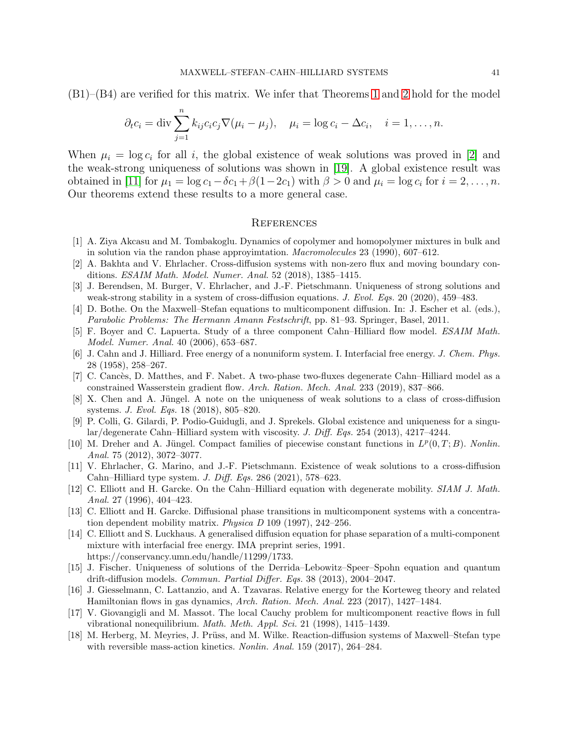(B1)–(B4) are verified for this matrix. We infer that Theorems 1 and 2 hold for the model

$$\partial_t c_i = \operatorname{div} \sum_{j=1}^{n} k_{ij} c_i c_j \nabla(\mu_i - \mu_j), \quad \mu_i = \log c_i - \Delta c_i, \quad i = 1, \ldots, n.$$

When $\mu_i = \log c_i$ for all $i$, the global existence of weak solutions was proved in [2] and the weak-strong uniqueness of solutions was shown in [19]. A global existence result was obtained in [11] for $\mu_1 = \log c_1 - \delta c_1 + \beta(1 - 2c_1)$ with $\beta > 0$ and $\mu_i = \log c_i$ for $i = 2, \ldots, n$. Our theorems extend these results to a more general case.

## References

[1] A. Ziya Akcasu and M. Tombakoglu. Dynamics of copolymer and homopolymer mixtures in bulk and in solution via the randon phase approyimtation. *Macromolecules* 23 (1990), 607–612.

[2] A. Bakhta and V. Ehrlacher. Cross-diffusion systems with non-zero flux and moving boundary conditions. *ESAIM Math. Model. Numer. Anal.* 52 (2018), 1385–1415.

[3] J. Berendsen, M. Burger, V. Ehrlacher, and J.-F. Pietschmann. Uniqueness of strong solutions and weak-strong stability in a system of cross-diffusion equations. *J. Evol. Eqs.* 20 (2020), 459–483.

[4] D. Bothe. On the Maxwell–Stefan equations to multicomponent diffusion. In: J. Escher et al. (eds.), *Parabolic Problems: The Hermann Amann Festschrift*, pp. 81–93. Springer, Basel, 2011.

[5] F. Boyer and C. Lapuerta. Study of a three component Cahn–Hilliard flow model. *ESAIM Math. Model. Numer. Anal.* 40 (2006), 653–687.

[6] J. Cahn and J. Hilliard. Free energy of a nonuniform system. I. Interfacial free energy. *J. Chem. Phys.* 28 (1958), 258–267.

[7] C. Cancès, D. Matthes, and F. Nabet. A two-phase two-fluxes degenerate Cahn–Hilliard model as a constrained Wasserstein gradient flow. *Arch. Ration. Mech. Anal.* 233 (2019), 837–866.

[8] X. Chen and A. Jüngel. A note on the uniqueness of weak solutions to a class of cross-diffusion systems. *J. Evol. Eqs.* 18 (2018), 805–820.

[9] P. Colli, G. Gilardi, P. Podio-Guidugli, and J. Sprekels. Global existence and uniqueness for a singular/degenerate Cahn–Hilliard system with viscosity. *J. Diff. Eqs.* 254 (2013), 4217–4244.

[10] M. Dreher and A. Jüngel. Compact families of piecewise constant functions in $L^p(0,T;B)$. *Nonlin. Anal.* 75 (2012), 3072–3077.

[11] V. Ehrlacher, G. Marino, and J.-F. Pietschmann. Existence of weak solutions to a cross-diffusion Cahn–Hilliard type system. *J. Diff. Eqs.* 286 (2021), 578–623.

[12] C. Elliott and H. Garcke. On the Cahn–Hilliard equation with degenerate mobility. *SIAM J. Math. Anal.* 27 (1996), 404–423.

[13] C. Elliott and H. Garcke. Diffusional phase transitions in multicomponent systems with a concentration dependent mobility matrix. *Physica D* 109 (1997), 242–256.

[14] C. Elliott and S. Luckhaus. A generalised diffusion equation for phase separation of a multi-component mixture with interfacial free energy. IMA preprint series, 1991. https://conservancy.umn.edu/handle/11299/1733.

[15] J. Fischer. Uniqueness of solutions of the Derrida–Lebowitz–Speer–Spohn equation and quantum drift-diffusion models. *Commun. Partial Differ. Eqs.* 38 (2013), 2004–2047.

[16] J. Giesselmann, C. Lattanzio, and A. Tzavaras. Relative energy for the Korteweg theory and related Hamiltonian flows in gas dynamics, *Arch. Ration. Mech. Anal.* 223 (2017), 1427–1484.

[17] V. Giovangigli and M. Massot. The local Cauchy problem for multicomponent reactive flows in full vibrational nonequilibrium. *Math. Meth. Appl. Sci.* 21 (1998), 1415–1439.

[18] M. Herberg, M. Meyries, J. Prüss, and M. Wilke. Reaction-diffusion systems of Maxwell–Stefan type with reversible mass-action kinetics. *Nonlin. Anal.* 159 (2017), 264–284.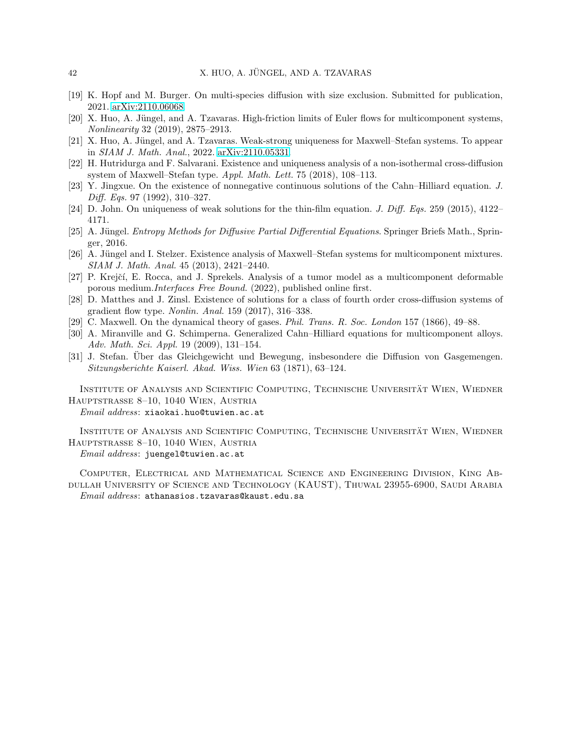[19] K. Hopf and M. Burger. On multi-species diffusion with size exclusion. Submitted for publication, 2021. arXiv:2110.06068.

[20] X. Huo, A. Jüngel, and A. Tzavaras. High-friction limits of Euler flows for multicomponent systems, *Nonlinearity* 32 (2019), 2875–2913.

[21] X. Huo, A. Jüngel, and A. Tzavaras. Weak-strong uniqueness for Maxwell–Stefan systems. To appear in *SIAM J. Math. Anal.*, 2022. arXiv:2110.05331.

[22] H. Hutridurga and F. Salvarani. Existence and uniqueness analysis of a non-isothermal cross-diffusion system of Maxwell–Stefan type. *Appl. Math. Lett.* 75 (2018), 108–113.

[23] Y. Jingxue. On the existence of nonnegative continuous solutions of the Cahn–Hilliard equation. *J. Diff. Eqs.* 97 (1992), 310–327.

[24] D. John. On uniqueness of weak solutions for the thin-film equation. *J. Diff. Eqs.* 259 (2015), 4122–4171.

[25] A. Jüngel. *Entropy Methods for Diffusive Partial Differential Equations*. Springer Briefs Math., Springer, 2016.

[26] A. Jüngel and I. Stelzer. Existence analysis of Maxwell–Stefan systems for multicomponent mixtures. *SIAM J. Math. Anal.* 45 (2013), 2421–2440.

[27] P. Krejčí, E. Rocca, and J. Sprekels. Analysis of a tumor model as a multicomponent deformable porous medium.*Interfaces Free Bound.* (2022), published online first.

[28] D. Matthes and J. Zinsl. Existence of solutions for a class of fourth order cross-diffusion systems of gradient flow type. *Nonlin. Anal.* 159 (2017), 316–338.

[29] C. Maxwell. On the dynamical theory of gases. *Phil. Trans. R. Soc. London* 157 (1866), 49–88.

[30] A. Miranville and G. Schimperna. Generalized Cahn–Hilliard equations for multicomponent alloys. *Adv. Math. Sci. Appl.* 19 (2009), 131–154.

[31] J. Stefan. Über das Gleichgewicht und Bewegung, insbesondere die Diffusion von Gasgemengen. *Sitzungsberichte Kaiserl. Akad. Wiss. Wien* 63 (1871), 63–124.

Institute of Analysis and Scientific Computing, Technische Universität Wien, Wiedner Hauptstrasse 8–10, 1040 Wien, Austria

*Email address*: xiaokai.huo@tuwien.ac.at

Institute of Analysis and Scientific Computing, Technische Universität Wien, Wiedner Hauptstrasse 8–10, 1040 Wien, Austria

*Email address*: juengel@tuwien.ac.at

Computer, Electrical and Mathematical Science and Engineering Division, King Abdullah University of Science and Technology (KAUST), Thuwal 23955-6900, Saudi Arabia

*Email address*: athanasios.tzavaras@kaust.edu.sa